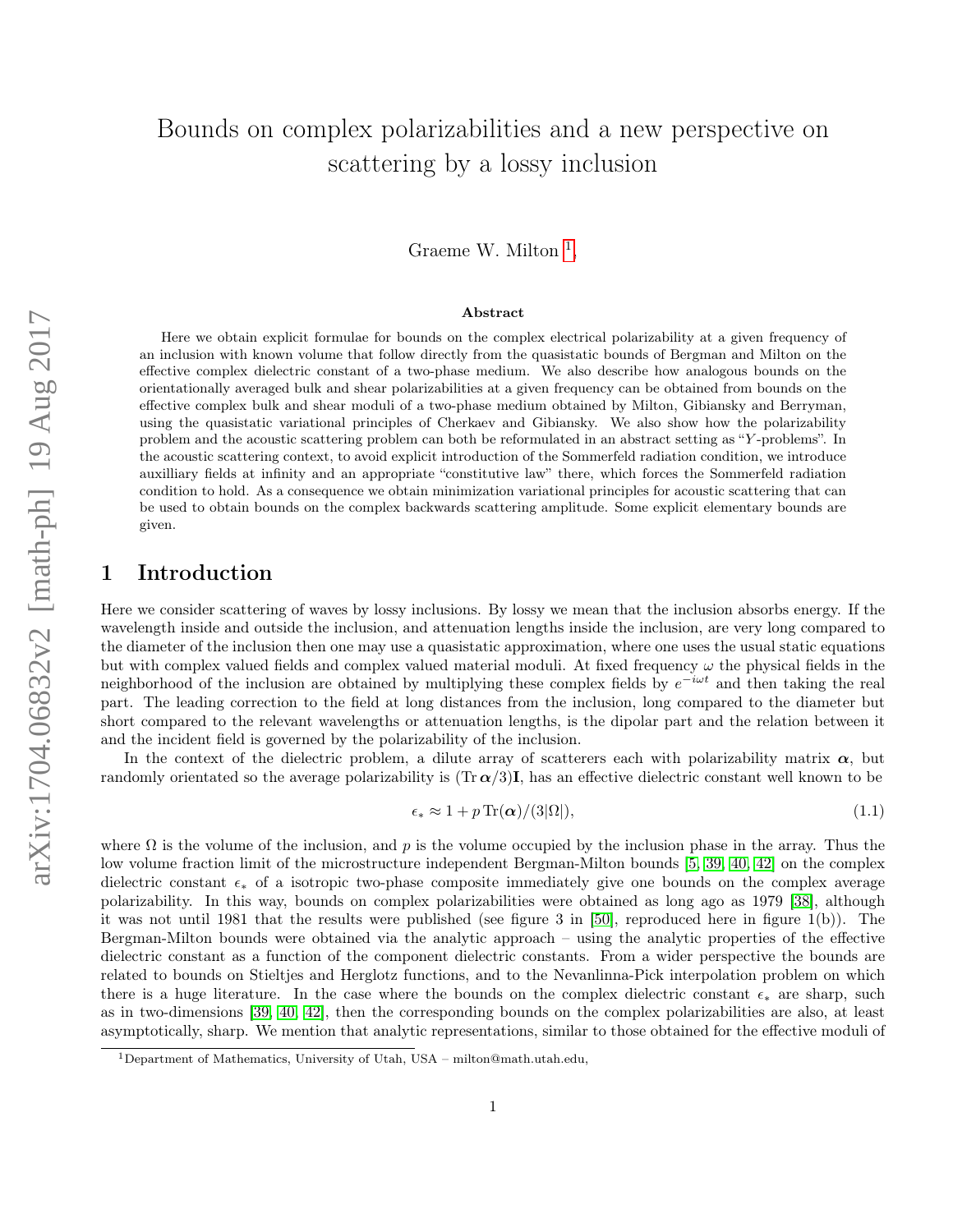# Bounds on complex polarizabilities and a new perspective on scattering by a lossy inclusion

Graeme W. Milton [1],

### Abstract

Here we obtain explicit formulae for bounds on the complex electrical polarizability at a given frequency of an inclusion with known volume that follow directly from the quasistatic bounds of Bergman and Milton on the effective complex dielectric constant of a two-phase medium. We also describe how analogous bounds on the orientationally averaged bulk and shear polarizabilities at a given frequency can be obtained from bounds on the effective complex bulk and shear moduli of a two-phase medium obtained by Milton, Gibiansky and Berryman, using the quasistatic variational principles of Cherkaev and Gibiansky. We also show how the polarizability problem and the acoustic scattering problem can both be reformulated in an abstract setting as "$Y$-problems". In the acoustic scattering context, to avoid explicit introduction of the Sommerfeld radiation condition, we introduce auxilliary fields at infinity and an appropriate "constitutive law" there, which forces the Sommerfeld radiation condition to hold. As a consequence we obtain minimization variational principles for acoustic scattering that can be used to obtain bounds on the complex backwards scattering amplitude. Some explicit elementary bounds are given.

## 1 Introduction

Here we consider scattering of waves by lossy inclusions. By lossy we mean that the inclusion absorbs energy. If the wavelength inside and outside the inclusion, and attenuation lengths inside the inclusion, are very long compared to the diameter of the inclusion then one may use a quasistatic approximation, where one uses the usual static equations but with complex valued fields and complex valued material moduli. At fixed frequency $\omega$ the physical fields in the neighborhood of the inclusion are obtained by multiplying these complex fields by $e^{-i\omega t}$ and then taking the real part. The leading correction to the field at long distances from the inclusion, long compared to the diameter but short compared to the relevant wavelengths or attenuation lengths, is the dipolar part and the relation between it and the incident field is governed by the polarizability of the inclusion.

In the context of the dielectric problem, a dilute array of scatterers each with polarizability matrix $\boldsymbol{\alpha}$, but randomly orientated so the average polarizability is $(\mathrm{Tr}\,\boldsymbol{\alpha}/3)\mathbf{I}$, has an effective dielectric constant well known to be

$$\epsilon_* \approx 1 + p\,\mathrm{Tr}(\boldsymbol{\alpha})/(3|\Omega|), \tag{1.1}$$

where $\Omega$ is the volume of the inclusion, and $p$ is the volume occupied by the inclusion phase in the array. Thus the low volume fraction limit of the microstructure independent Bergman-Milton bounds [5, 39, 40, 42] on the complex dielectric constant $\epsilon_*$ of a isotropic two-phase composite immediately give one bounds on the complex average polarizability. In this way, bounds on complex polarizabilities were obtained as long ago as 1979 [38], although it was not until 1981 that the results were published (see figure 3 in [50], reproduced here in figure 1(b)). The Bergman-Milton bounds were obtained via the analytic approach – using the analytic properties of the effective dielectric constant as a function of the component dielectric constants. From a wider perspective the bounds are related to bounds on Stieltjes and Herglotz functions, and to the Nevanlinna-Pick interpolation problem on which there is a huge literature. In the case where the bounds on the complex dielectric constant $\epsilon_*$ are sharp, such as in two-dimensions [39, 40, 42], then the corresponding bounds on the complex polarizabilities are also, at least asymptotically, sharp. We mention that analytic representations, similar to those obtained for the effective moduli of

[1] Department of Mathematics, University of Utah, USA – milton@math.utah.edu,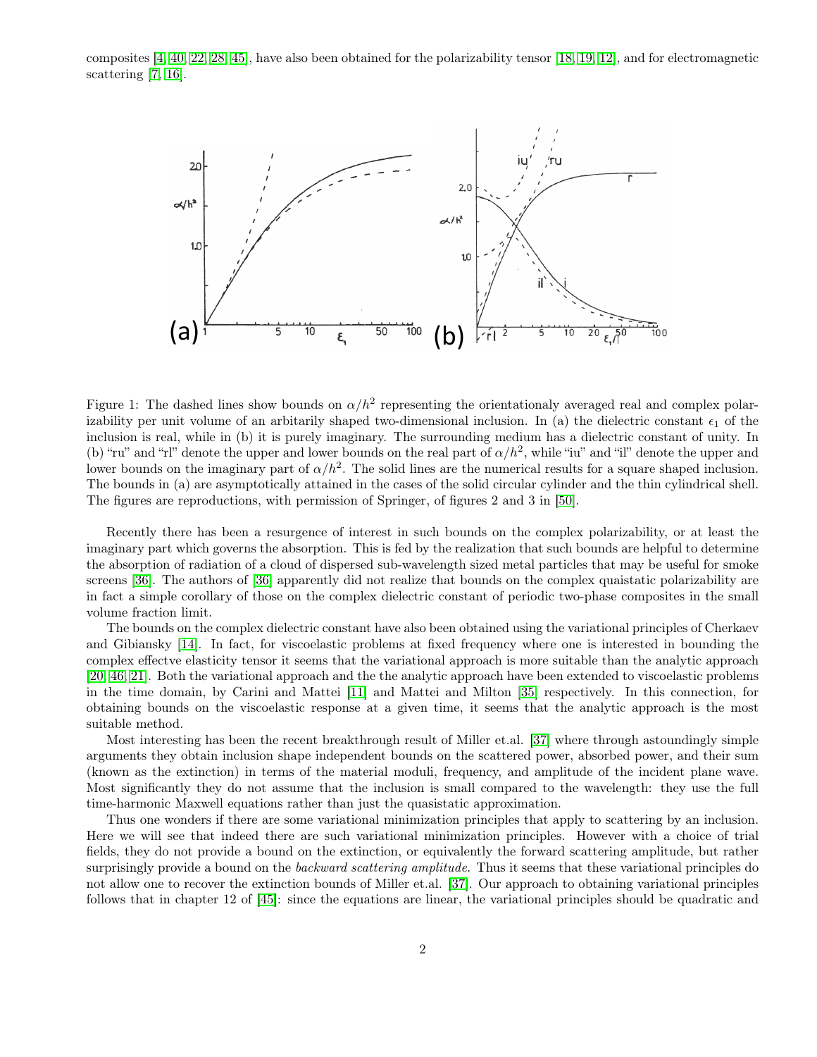composites [4, 40, 22, 28, 45], have also been obtained for the polarizability tensor [18, 19, 12], and for electromagnetic scattering [7, 16].

Figure 1: The dashed lines show bounds on $\alpha/h^2$ representing the orientationaly averaged real and complex polarizability per unit volume of an arbitarily shaped two-dimensional inclusion. In (a) the dielectric constant $\epsilon_1$ of the inclusion is real, while in (b) it is purely imaginary. The surrounding medium has a dielectric constant of unity. In (b) "ru" and "rl" denote the upper and lower bounds on the real part of $\alpha/h^2$, while "iu" and "il" denote the upper and lower bounds on the imaginary part of $\alpha/h^2$. The solid lines are the numerical results for a square shaped inclusion. The bounds in (a) are asymptotically attained in the cases of the solid circular cylinder and the thin cylindrical shell. The figures are reproductions, with permission of Springer, of figures 2 and 3 in [50].

Recently there has been a resurgence of interest in such bounds on the complex polarizability, or at least the imaginary part which governs the absorption. This is fed by the realization that such bounds are helpful to determine the absorption of radiation of a cloud of dispersed sub-wavelength sized metal particles that may be useful for smoke screens [36]. The authors of [36] apparently did not realize that bounds on the complex quistatic polarizability are in fact a simple corollary of those on the complex dielectric constant of periodic two-phase composites in the small volume fraction limit.

The bounds on the complex dielectric constant have also been obtained using the variational principles of Cherkaev and Gibiansky [14]. In fact, for viscoelastic problems at fixed frequency where one is interested in bounding the complex effectve elasticity tensor it seems that the variational approach is more suitable than the analytic approach [20, 46, 21]. Both the variational approach and the the analytic approach have been extended to viscoelastic problems in the time domain, by Carini and Mattei [11] and Mattei and Milton [35] respectively. In this connection, for obtaining bounds on the viscoelastic response at a given time, it seems that the analytic approach is the most suitable method.

Most interesting has been the recent breakthrough result of Miller et.al. [37] where through astoundingly simple arguments they obtain inclusion shape independent bounds on the scattered power, absorbed power, and their sum (known as the extinction) in terms of the material moduli, frequency, and amplitude of the incident plane wave. Most significantly they do not assume that the inclusion is small compared to the wavelength: they use the full time-harmonic Maxwell equations rather than just the quasistatic approximation.

Thus one wonders if there are some variational minimization principles that apply to scattering by an inclusion. Here we will see that indeed there are such variational minimization principles. However with a choice of trial fields, they do not provide a bound on the extinction, or equivalently the forward scattering amplitude, but rather surprisingly provide a bound on the *backward scattering amplitude*. Thus it seems that these variational principles do not allow one to recover the extinction bounds of Miller et.al. [37]. Our approach to obtaining variational principles follows that in chapter 12 of [45]: since the equations are linear, the variational principles should be quadratic and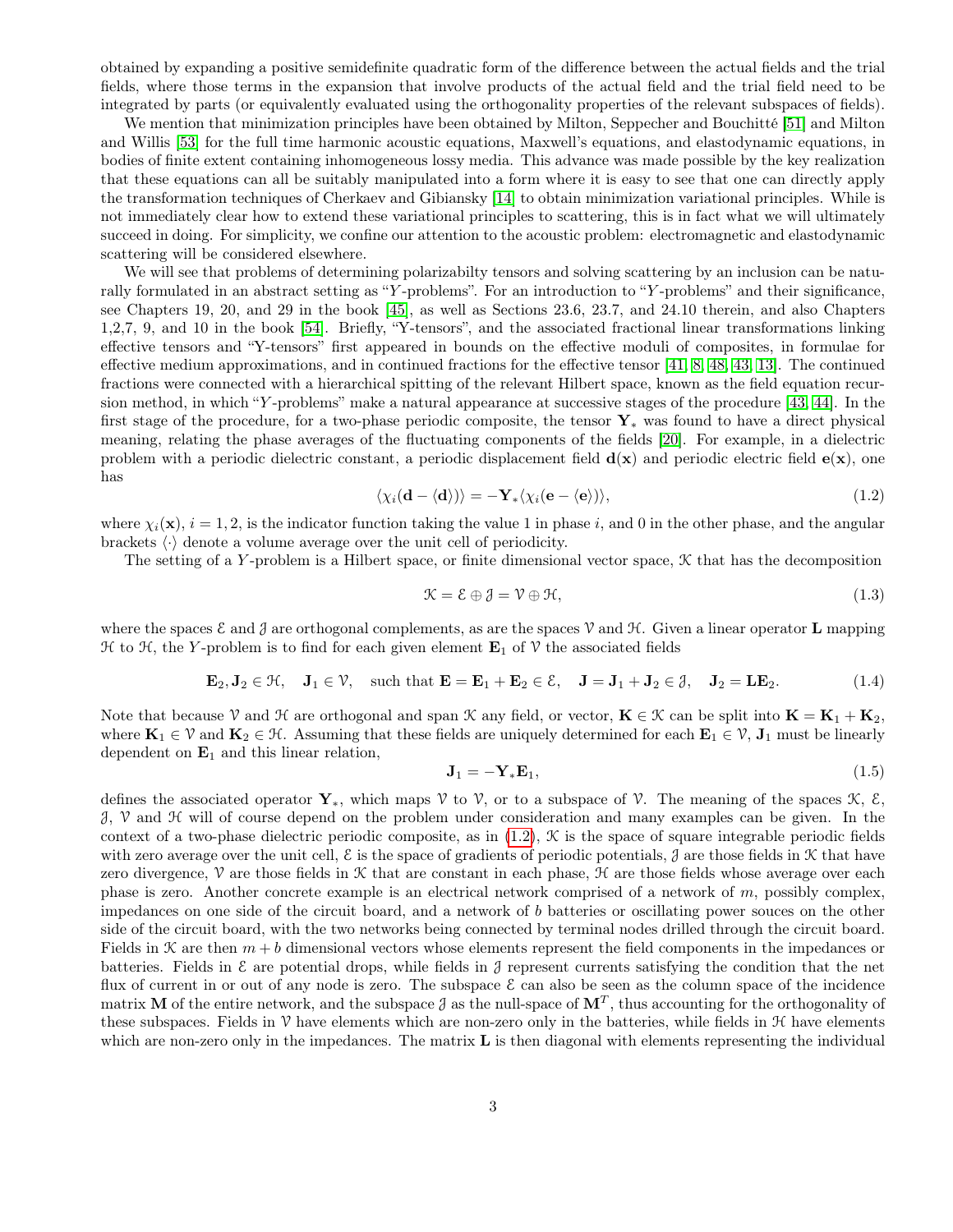obtained by expanding a positive semidefinite quadratic form of the difference between the actual fields and the trial fields, where those terms in the expansion that involve products of the actual field and the trial field need to be integrated by parts (or equivalently evaluated using the orthogonality properties of the relevant subspaces of fields).

We mention that minimization principles have been obtained by Milton, Seppecher and Bouchitté [51] and Milton and Willis [53] for the full time harmonic acoustic equations, Maxwell's equations, and elastodynamic equations, in bodies of finite extent containing inhomogeneous lossy media. This advance was made possible by the key realization that these equations can all be suitably manipulated into a form where it is easy to see that one can directly apply the transformation techniques of Cherkaev and Gibiansky [14] to obtain minimization variational principles. While is not immediately clear how to extend these variational principles to scattering, this is in fact what we will ultimately succeed in doing. For simplicity, we confine our attention to the acoustic problem: electromagnetic and elastodynamic scattering will be considered elsewhere.

We will see that problems of determining polarizabilty tensors and solving scattering by an inclusion can be naturally formulated in an abstract setting as "$Y$-problems". For an introduction to "$Y$-problems" and their significance, see Chapters 19, 20, and 29 in the book [45], as well as Sections 23.6, 23.7, and 24.10 therein, and also Chapters 1,2,7, 9, and 10 in the book [54]. Briefly, "Y-tensors", and the associated fractional linear transformations linking effective tensors and "Y-tensors" first appeared in bounds on the effective moduli of composites, in formulae for effective medium approximations, and in continued fractions for the effective tensor [41, 8, 48, 43, 13]. The continued fractions were connected with a hierarchical spitting of the relevant Hilbert space, known as the field equation recursion method, in which "$Y$-problems" make a natural appearance at successive stages of the procedure [43, 44]. In the first stage of the procedure, for a two-phase periodic composite, the tensor $\mathbf{Y}_*$ was found to have a direct physical meaning, relating the phase averages of the fluctuating components of the fields [20]. For example, in a dielectric problem with a periodic dielectric constant, a periodic displacement field $\mathbf{d}(\mathbf{x})$ and periodic electric field $\mathbf{e}(\mathbf{x})$, one has

$$\langle \chi_i(\mathbf{d} - \langle \mathbf{d} \rangle)\rangle = -\mathbf{Y}_* \langle \chi_i(\mathbf{e} - \langle \mathbf{e} \rangle)\rangle, \tag{1.2}$$

where $\chi_i(\mathbf{x})$, $i = 1, 2$, is the indicator function taking the value 1 in phase $i$, and 0 in the other phase, and the angular brackets $\langle\cdot\rangle$ denote a volume average over the unit cell of periodicity.

The setting of a $Y$-problem is a Hilbert space, or finite dimensional vector space, $\mathcal{K}$ that has the decomposition

$$\mathcal{K} = \mathcal{E} \oplus \mathcal{J} = \mathcal{V} \oplus \mathcal{H}, \tag{1.3}$$

where the spaces $\mathcal{E}$ and $\mathcal{J}$ are orthogonal complements, as are the spaces $\mathcal{V}$ and $\mathcal{H}$. Given a linear operator $\mathbf{L}$ mapping $\mathcal{H}$ to $\mathcal{H}$, the $Y$-problem is to find for each given element $\mathbf{E}_1$ of $\mathcal{V}$ the associated fields

$$\mathbf{E}_2, \mathbf{J}_2 \in \mathcal{H}, \quad \mathbf{J}_1 \in \mathcal{V}, \quad \text{such that } \mathbf{E} = \mathbf{E}_1 + \mathbf{E}_2 \in \mathcal{E}, \quad \mathbf{J} = \mathbf{J}_1 + \mathbf{J}_2 \in \mathcal{J}, \quad \mathbf{J}_2 = \mathbf{L}\mathbf{E}_2. \tag{1.4}$$

Note that because $\mathcal{V}$ and $\mathcal{H}$ are orthogonal and span $\mathcal{K}$ any field, or vector, $\mathbf{K} \in \mathcal{K}$ can be split into $\mathbf{K} = \mathbf{K}_1 + \mathbf{K}_2$, where $\mathbf{K}_1 \in \mathcal{V}$ and $\mathbf{K}_2 \in \mathcal{H}$. Assuming that these fields are uniquely determined for each $\mathbf{E}_1 \in \mathcal{V}$, $\mathbf{J}_1$ must be linearly dependent on $\mathbf{E}_1$ and this linear relation,

$$\mathbf{J}_1 = -\mathbf{Y}_* \mathbf{E}_1, \tag{1.5}$$

defines the associated operator $\mathbf{Y}_*$, which maps $\mathcal{V}$ to $\mathcal{V}$, or to a subspace of $\mathcal{V}$. The meaning of the spaces $\mathcal{K}$, $\mathcal{E}$, $\mathcal{J}$, $\mathcal{V}$ and $\mathcal{H}$ will of course depend on the problem under consideration and many examples can be given. In the context of a two-phase dielectric periodic composite, as in (1.2), $\mathcal{K}$ is the space of square integrable periodic fields with zero average over the unit cell, $\mathcal{E}$ is the space of gradients of periodic potentials, $\mathcal{J}$ are those fields in $\mathcal{K}$ that have zero divergence, $\mathcal{V}$ are those fields in $\mathcal{K}$ that are constant in each phase, $\mathcal{H}$ are those fields whose average over each phase is zero. Another concrete example is an electrical network comprised of a network of $m$, possibly complex, impedances on one side of the circuit board, and a network of $b$ batteries or oscillating power souces on the other side of the circuit board, with the two networks being connected by terminal nodes drilled through the circuit board. Fields in $\mathcal{K}$ are then $m + b$ dimensional vectors whose elements represent the field components in the impedances or batteries. Fields in $\mathcal{E}$ are potential drops, while fields in $\mathcal{J}$ represent currents satisfying the condition that the net flux of current in or out of any node is zero. The subspace $\mathcal{E}$ can also be seen as the column space of the incidence matrix $\mathbf{M}$ of the entire network, and the subspace $\mathcal{J}$ as the null-space of $\mathbf{M}^T$, thus accounting for the orthogonality of these subspaces. Fields in $\mathcal{V}$ have elements which are non-zero only in the batteries, while fields in $\mathcal{H}$ have elements which are non-zero only in the impedances. The matrix $\mathbf{L}$ is then diagonal with elements representing the individual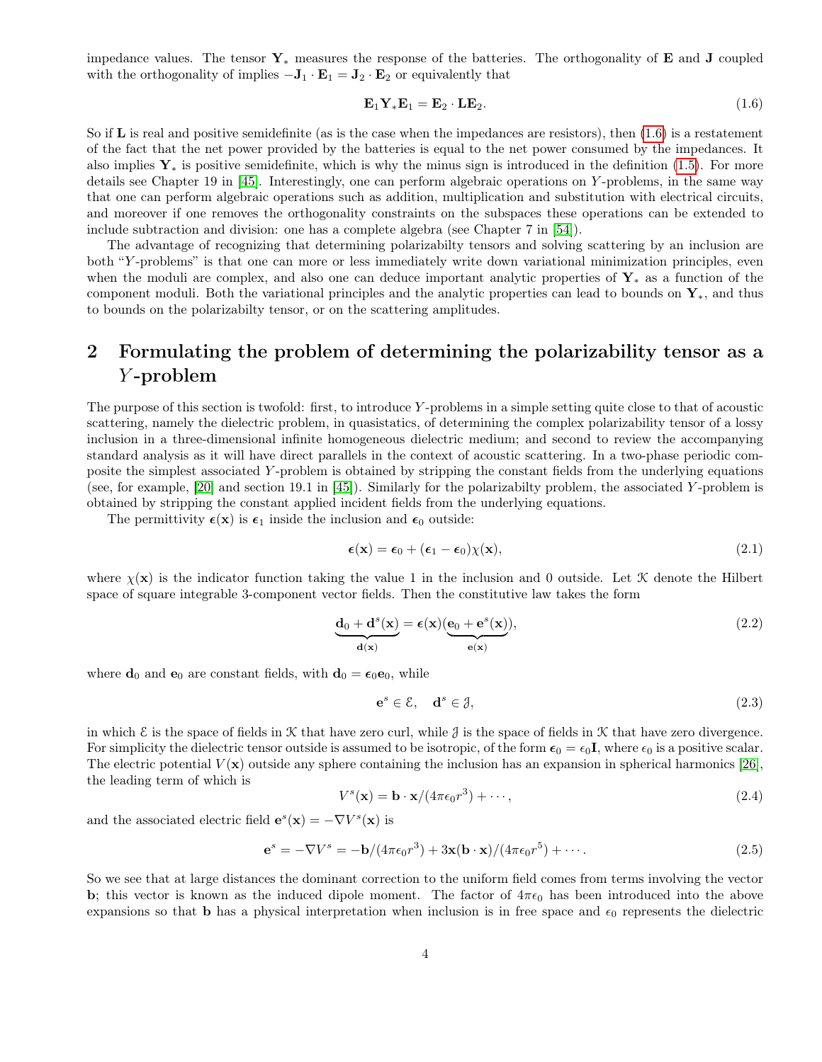impedance values. The tensor $\mathbf{Y}_*$ measures the response of the batteries. The orthogonality of $\mathbf{E}$ and $\mathbf{J}$ coupled with the orthogonality of implies $-\mathbf{J}_1 \cdot \mathbf{E}_1 = \mathbf{J}_2 \cdot \mathbf{E}_2$ or equivalently that

$$\mathbf{E}_1 \mathbf{Y}_* \mathbf{E}_1 = \mathbf{E}_2 \cdot \mathbf{L} \mathbf{E}_2. \tag{1.6}$$

So if $\mathbf{L}$ is real and positive semidefinite (as is the case when the impedances are resistors), then (1.6) is a restatement of the fact that the net power provided by the batteries is equal to the net power consumed by the impedances. It also implies $\mathbf{Y}_*$ is positive semidefinite, which is why the minus sign is introduced in the definition (1.5). For more details see Chapter 19 in [45]. Interestingly, one can perform algebraic operations on $Y$-problems, in the same way that one can perform algebraic operations such as addition, multiplication and substitution with electrical circuits, and moreover if one removes the orthogonality constraints on the subspaces these operations can be extended to include subtraction and division: one has a complete algebra (see Chapter 7 in [54]).

The advantage of recognizing that determining polarizabilty tensors and solving scattering by an inclusion are both "$Y$-problems" is that one can more or less immediately write down variational minimization principles, even when the moduli are complex, and also one can deduce important analytic properties of $\mathbf{Y}_*$ as a function of the component moduli. Both the variational principles and the analytic properties can lead to bounds on $\mathbf{Y}_*$, and thus to bounds on the polarizabilty tensor, or on the scattering amplitudes.

# 2 Formulating the problem of determining the polarizability tensor as a $Y$-problem

The purpose of this section is twofold: first, to introduce $Y$-problems in a simple setting quite close to that of acoustic scattering, namely the dielectric problem, in quasistatics, of determining the complex polarizability tensor of a lossy inclusion in a three-dimensional infinite homogeneous dielectric medium; and second to review the accompanying standard analysis as it will have direct parallels in the context of acoustic scattering. In a two-phase periodic composite the simplest associated $Y$-problem is obtained by stripping the constant fields from the underlying equations (see, for example, [20] and section 19.1 in [45]). Similarly for the polarizabilty problem, the associated $Y$-problem is obtained by stripping the constant applied incident fields from the underlying equations.

The permittivity $\boldsymbol{\epsilon}(\mathbf{x})$ is $\boldsymbol{\epsilon}_1$ inside the inclusion and $\boldsymbol{\epsilon}_0$ outside:

$$\boldsymbol{\epsilon}(\mathbf{x}) = \boldsymbol{\epsilon}_0 + (\boldsymbol{\epsilon}_1 - \boldsymbol{\epsilon}_0)\chi(\mathbf{x}), \tag{2.1}$$

where $\chi(\mathbf{x})$ is the indicator function taking the value 1 in the inclusion and 0 outside. Let $\mathcal{K}$ denote the Hilbert space of square integrable 3-component vector fields. Then the constitutive law takes the form

$$\underbrace{\mathbf{d}_0 + \mathbf{d}^s(\mathbf{x})}_{\mathbf{d}(\mathbf{x})} = \boldsymbol{\epsilon}(\mathbf{x})(\underbrace{\mathbf{e}_0 + \mathbf{e}^s(\mathbf{x})}_{\mathbf{e}(\mathbf{x})}), \tag{2.2}$$

where $\mathbf{d}_0$ and $\mathbf{e}_0$ are constant fields, with $\mathbf{d}_0 = \boldsymbol{\epsilon}_0 \mathbf{e}_0$, while

$$\mathbf{e}^s \in \mathcal{E}, \quad \mathbf{d}^s \in \mathcal{J}, \tag{2.3}$$

in which $\mathcal{E}$ is the space of fields in $\mathcal{K}$ that have zero curl, while $\mathcal{J}$ is the space of fields in $\mathcal{K}$ that have zero divergence. For simplicity the dielectric tensor outside is assumed to be isotropic, of the form $\boldsymbol{\epsilon}_0 = \epsilon_0 \mathbf{I}$, where $\epsilon_0$ is a positive scalar. The electric potential $V(\mathbf{x})$ outside any sphere containing the inclusion has an expansion in spherical harmonics [26], the leading term of which is

$$V^s(\mathbf{x}) = \mathbf{b} \cdot \mathbf{x}/(4\pi\epsilon_0 r^3) + \cdots, \tag{2.4}$$

and the associated electric field $\mathbf{e}^s(\mathbf{x}) = -\nabla V^s(\mathbf{x})$ is

$$\mathbf{e}^s = -\nabla V^s = -\mathbf{b}/(4\pi\epsilon_0 r^3) + 3\mathbf{x}(\mathbf{b} \cdot \mathbf{x})/(4\pi\epsilon_0 r^5) + \cdots. \tag{2.5}$$

So we see that at large distances the dominant correction to the uniform field comes from terms involving the vector $\mathbf{b}$; this vector is known as the induced dipole moment. The factor of $4\pi\epsilon_0$ has been introduced into the above expansions so that $\mathbf{b}$ has a physical interpretation when inclusion is in free space and $\epsilon_0$ represents the dielectric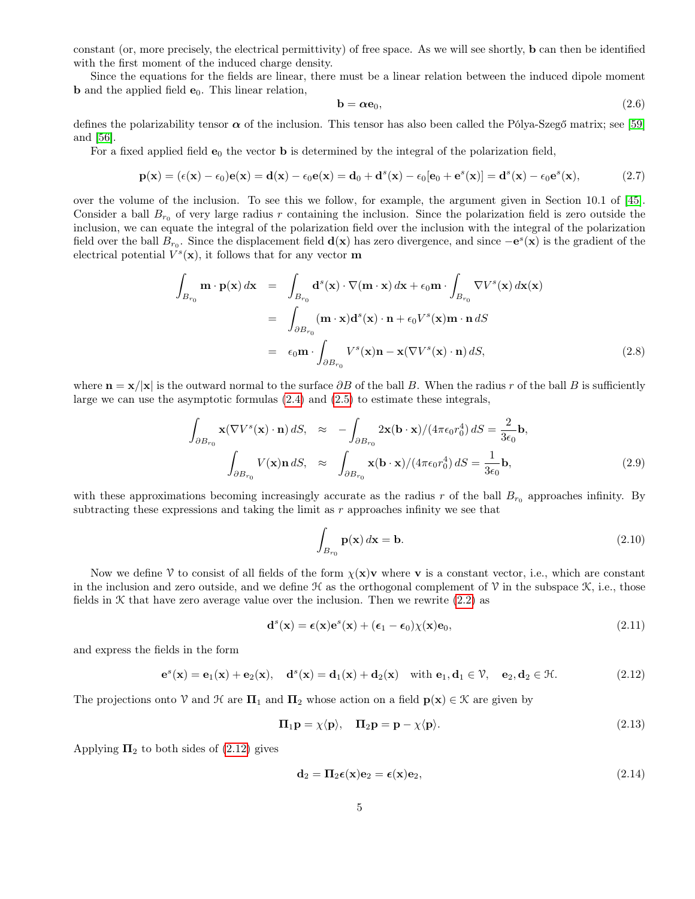constant (or, more precisely, the electrical permittivity) of free space. As we will see shortly, $\mathbf{b}$ can then be identified with the first moment of the induced charge density.

Since the equations for the fields are linear, there must be a linear relation between the induced dipole moment $\mathbf{b}$ and the applied field $\mathbf{e}_0$. This linear relation,

$$\mathbf{b} = \boldsymbol{\alpha}\mathbf{e}_0, \tag{2.6}$$

defines the polarizability tensor $\boldsymbol{\alpha}$ of the inclusion. This tensor has also been called the Pólya-Szegő matrix; see [59] and [56].

For a fixed applied field $\mathbf{e}_0$ the vector $\mathbf{b}$ is determined by the integral of the polarization field,

$$\mathbf{p}(\mathbf{x}) = (\epsilon(\mathbf{x}) - \epsilon_0)\mathbf{e}(\mathbf{x}) = \mathbf{d}(\mathbf{x}) - \epsilon_0\mathbf{e}(\mathbf{x}) = \mathbf{d}_0 + \mathbf{d}^s(\mathbf{x}) - \epsilon_0[\mathbf{e}_0 + \mathbf{e}^s(\mathbf{x})] = \mathbf{d}^s(\mathbf{x}) - \epsilon_0\mathbf{e}^s(\mathbf{x}), \tag{2.7}$$

over the volume of the inclusion. To see this we follow, for example, the argument given in Section 10.1 of [45]. Consider a ball $B_{r_0}$ of very large radius $r$ containing the inclusion. Since the polarization field is zero outside the inclusion, we can equate the integral of the polarization field over the inclusion with the integral of the polarization field over the ball $B_{r_0}$. Since the displacement field $\mathbf{d}(\mathbf{x})$ has zero divergence, and since $-\mathbf{e}^s(\mathbf{x})$ is the gradient of the electrical potential $V^s(\mathbf{x})$, it follows that for any vector $\mathbf{m}$

$$\begin{aligned}
\int_{B_{r_0}} \mathbf{m}\cdot\mathbf{p}(\mathbf{x})\,d\mathbf{x} &= \int_{B_{r_0}} \mathbf{d}^s(\mathbf{x})\cdot\nabla(\mathbf{m}\cdot\mathbf{x})\,d\mathbf{x} + \epsilon_0\mathbf{m}\cdot\int_{B_{r_0}} \nabla V^s(\mathbf{x})\,d\mathbf{x}(\mathbf{x}) \\
&= \int_{\partial B_{r_0}} (\mathbf{m}\cdot\mathbf{x})\mathbf{d}^s(\mathbf{x})\cdot\mathbf{n} + \epsilon_0 V^s(\mathbf{x})\mathbf{m}\cdot\mathbf{n}\,dS \\
&= \epsilon_0\mathbf{m}\cdot\int_{\partial B_{r_0}} V^s(\mathbf{x})\mathbf{n} - \mathbf{x}(\nabla V^s(\mathbf{x})\cdot\mathbf{n})\,dS,
\end{aligned} \tag{2.8}$$

where $\mathbf{n} = \mathbf{x}/|\mathbf{x}|$ is the outward normal to the surface $\partial B$ of the ball $B$. When the radius $r$ of the ball $B$ is sufficiently large we can use the asymptotic formulas (2.4) and (2.5) to estimate these integrals,

$$\begin{aligned}
\int_{\partial B_{r_0}} \mathbf{x}(\nabla V^s(\mathbf{x})\cdot\mathbf{n})\,dS, &\approx -\int_{\partial B_{r_0}} 2\mathbf{x}(\mathbf{b}\cdot\mathbf{x})/(4\pi\epsilon_0 r_0^4)\,dS = \frac{2}{3\epsilon_0}\mathbf{b}, \\
\int_{\partial B_{r_0}} V(\mathbf{x})\mathbf{n}\,dS, &\approx \int_{\partial B_{r_0}} \mathbf{x}(\mathbf{b}\cdot\mathbf{x})/(4\pi\epsilon_0 r_0^4)\,dS = \frac{1}{3\epsilon_0}\mathbf{b},
\end{aligned} \tag{2.9}$$

with these approximations becoming increasingly accurate as the radius $r$ of the ball $B_{r_0}$ approaches infinity. By subtracting these expressions and taking the limit as $r$ approaches infinity we see that

$$\int_{B_{r_0}} \mathbf{p}(\mathbf{x})\,d\mathbf{x} = \mathbf{b}. \tag{2.10}$$

Now we define $\mathcal{V}$ to consist of all fields of the form $\chi(\mathbf{x})\mathbf{v}$ where $\mathbf{v}$ is a constant vector, i.e., which are constant in the inclusion and zero outside, and we define $\mathcal{H}$ as the orthogonal complement of $\mathcal{V}$ in the subspace $\mathcal{K}$, i.e., those fields in $\mathcal{K}$ that have zero average value over the inclusion. Then we rewrite (2.2) as

$$\mathbf{d}^s(\mathbf{x}) = \boldsymbol{\epsilon}(\mathbf{x})\mathbf{e}^s(\mathbf{x}) + (\boldsymbol{\epsilon}_1 - \boldsymbol{\epsilon}_0)\chi(\mathbf{x})\mathbf{e}_0, \tag{2.11}$$

and express the fields in the form

$$\mathbf{e}^s(\mathbf{x}) = \mathbf{e}_1(\mathbf{x}) + \mathbf{e}_2(\mathbf{x}), \quad \mathbf{d}^s(\mathbf{x}) = \mathbf{d}_1(\mathbf{x}) + \mathbf{d}_2(\mathbf{x}) \quad \text{with } \mathbf{e}_1, \mathbf{d}_1 \in \mathcal{V}, \quad \mathbf{e}_2, \mathbf{d}_2 \in \mathcal{H}. \tag{2.12}$$

The projections onto $\mathcal{V}$ and $\mathcal{H}$ are $\boldsymbol{\Pi}_1$ and $\boldsymbol{\Pi}_2$ whose action on a field $\mathbf{p}(\mathbf{x}) \in \mathcal{K}$ are given by

$$\boldsymbol{\Pi}_1\mathbf{p} = \chi\langle\mathbf{p}\rangle, \quad \boldsymbol{\Pi}_2\mathbf{p} = \mathbf{p} - \chi\langle\mathbf{p}\rangle. \tag{2.13}$$

Applying $\boldsymbol{\Pi}_2$ to both sides of (2.12) gives

$$\mathbf{d}_2 = \boldsymbol{\Pi}_2\boldsymbol{\epsilon}(\mathbf{x})\mathbf{e}_2 = \boldsymbol{\epsilon}(\mathbf{x})\mathbf{e}_2, \tag{2.14}$$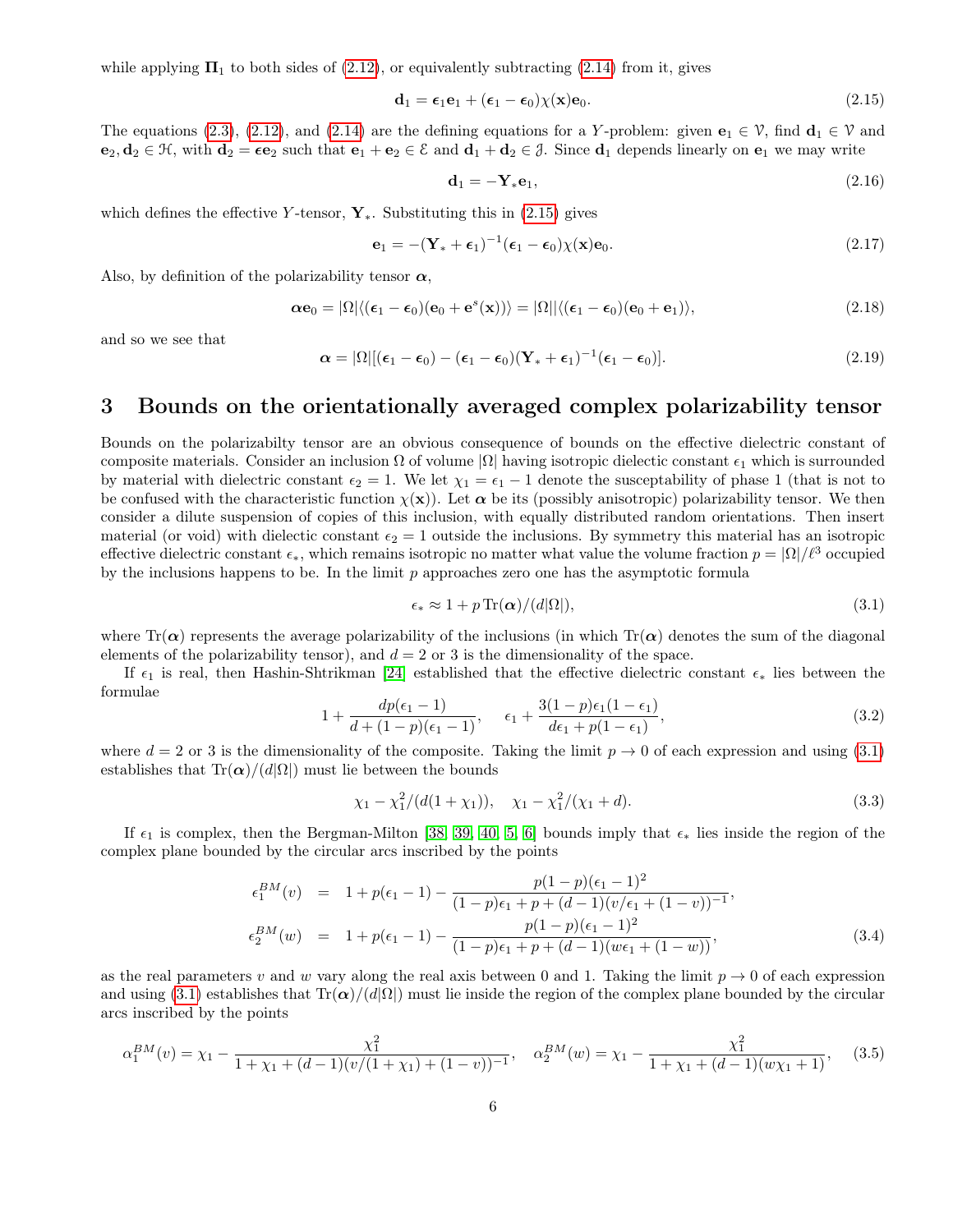while applying $\mathbf{\Pi}_1$ to both sides of (2.12), or equivalently subtracting (2.14) from it, gives

$$\mathbf{d}_1 = \boldsymbol{\epsilon}_1 \mathbf{e}_1 + (\boldsymbol{\epsilon}_1 - \boldsymbol{\epsilon}_0)\chi(\mathbf{x})\mathbf{e}_0. \tag{2.15}$$

The equations (2.3), (2.12), and (2.14) are the defining equations for a $Y$-problem: given $\mathbf{e}_1 \in \mathcal{V}$, find $\mathbf{d}_1 \in \mathcal{V}$ and $\mathbf{e}_2, \mathbf{d}_2 \in \mathcal{H}$, with $\mathbf{d}_2 = \boldsymbol{\epsilon}\mathbf{e}_2$ such that $\mathbf{e}_1 + \mathbf{e}_2 \in \mathcal{E}$ and $\mathbf{d}_1 + \mathbf{d}_2 \in \mathcal{J}$. Since $\mathbf{d}_1$ depends linearly on $\mathbf{e}_1$ we may write

$$\mathbf{d}_1 = -\mathbf{Y}_* \mathbf{e}_1, \tag{2.16}$$

which defines the effective $Y$-tensor, $\mathbf{Y}_*$. Substituting this in (2.15) gives

$$\mathbf{e}_1 = -(\mathbf{Y}_* + \boldsymbol{\epsilon}_1)^{-1}(\boldsymbol{\epsilon}_1 - \boldsymbol{\epsilon}_0)\chi(\mathbf{x})\mathbf{e}_0. \tag{2.17}$$

Also, by definition of the polarizability tensor $\boldsymbol{\alpha}$,

$$\boldsymbol{\alpha}\mathbf{e}_0 = |\Omega|\langle(\boldsymbol{\epsilon}_1 - \boldsymbol{\epsilon}_0)(\mathbf{e}_0 + \mathbf{e}^s(\mathbf{x}))\rangle = |\Omega||\langle(\boldsymbol{\epsilon}_1 - \boldsymbol{\epsilon}_0)(\mathbf{e}_0 + \mathbf{e}_1)\rangle, \tag{2.18}$$

and so we see that

$$\boldsymbol{\alpha} = |\Omega|[(\boldsymbol{\epsilon}_1 - \boldsymbol{\epsilon}_0) - (\boldsymbol{\epsilon}_1 - \boldsymbol{\epsilon}_0)(\mathbf{Y}_* + \boldsymbol{\epsilon}_1)^{-1}(\boldsymbol{\epsilon}_1 - \boldsymbol{\epsilon}_0)]. \tag{2.19}$$

# 3 Bounds on the orientationally averaged complex polarizability tensor

Bounds on the polarizabilty tensor are an obvious consequence of bounds on the effective dielectric constant of composite materials. Consider an inclusion $\Omega$ of volume $|\Omega|$ having isotropic dielectic constant $\epsilon_1$ which is surrounded by material with dielectric constant $\epsilon_2 = 1$. We let $\chi_1 = \epsilon_1 - 1$ denote the susceptability of phase 1 (that is not to be confused with the characteristic function $\chi(\mathbf{x})$). Let $\boldsymbol{\alpha}$ be its (possibly anisotropic) polarizability tensor. We then consider a dilute suspension of copies of this inclusion, with equally distributed random orientations. Then insert material (or void) with dielectic constant $\epsilon_2 = 1$ outside the inclusions. By symmetry this material has an isotropic effective dielectric constant $\epsilon_*$, which remains isotropic no matter what value the volume fraction $p = |\Omega|/\ell^3$ occupied by the inclusions happens to be. In the limit $p$ approaches zero one has the asymptotic formula

$$\epsilon_* \approx 1 + p\,\mathrm{Tr}(\boldsymbol{\alpha})/(d|\Omega|), \tag{3.1}$$

where $\mathrm{Tr}(\boldsymbol{\alpha})$ represents the average polarizability of the inclusions (in which $\mathrm{Tr}(\boldsymbol{\alpha})$ denotes the sum of the diagonal elements of the polarizability tensor), and $d = 2$ or 3 is the dimensionality of the space.

If $\epsilon_1$ is real, then Hashin-Shtrikman [24] established that the effective dielectric constant $\epsilon_*$ lies between the formulae

$$1 + \frac{dp(\epsilon_1 - 1)}{d + (1-p)(\epsilon_1 - 1)}, \quad \epsilon_1 + \frac{3(1-p)\epsilon_1(1-\epsilon_1)}{d\epsilon_1 + p(1-\epsilon_1)}, \tag{3.2}$$

where $d = 2$ or 3 is the dimensionality of the composite. Taking the limit $p \to 0$ of each expression and using (3.1) establishes that $\mathrm{Tr}(\boldsymbol{\alpha})/(d|\Omega|)$ must lie between the bounds

$$\chi_1 - \chi_1^2/(d(1+\chi_1)), \quad \chi_1 - \chi_1^2/(\chi_1 + d). \tag{3.3}$$

If $\epsilon_1$ is complex, then the Bergman-Milton [38, 39, 40, 5, 6] bounds imply that $\epsilon_*$ lies inside the region of the complex plane bounded by the circular arcs inscribed by the points

$$\begin{aligned}
\epsilon_1^{BM}(v) &= 1 + p(\epsilon_1 - 1) - \frac{p(1-p)(\epsilon_1 - 1)^2}{(1-p)\epsilon_1 + p + (d-1)(v/\epsilon_1 + (1-v))^{-1}}, \\
\epsilon_2^{BM}(w) &= 1 + p(\epsilon_1 - 1) - \frac{p(1-p)(\epsilon_1 - 1)^2}{(1-p)\epsilon_1 + p + (d-1)(w\epsilon_1 + (1-w))},
\end{aligned} \tag{3.4}$$

as the real parameters $v$ and $w$ vary along the real axis between 0 and 1. Taking the limit $p \to 0$ of each expression and using (3.1) establishes that $\mathrm{Tr}(\boldsymbol{\alpha})/(d|\Omega|)$ must lie inside the region of the complex plane bounded by the circular arcs inscribed by the points

$$\alpha_1^{BM}(v) = \chi_1 - \frac{\chi_1^2}{1 + \chi_1 + (d-1)(v/(1+\chi_1) + (1-v))^{-1}}, \quad \alpha_2^{BM}(w) = \chi_1 - \frac{\chi_1^2}{1 + \chi_1 + (d-1)(w\chi_1 + 1)}, \tag{3.5}$$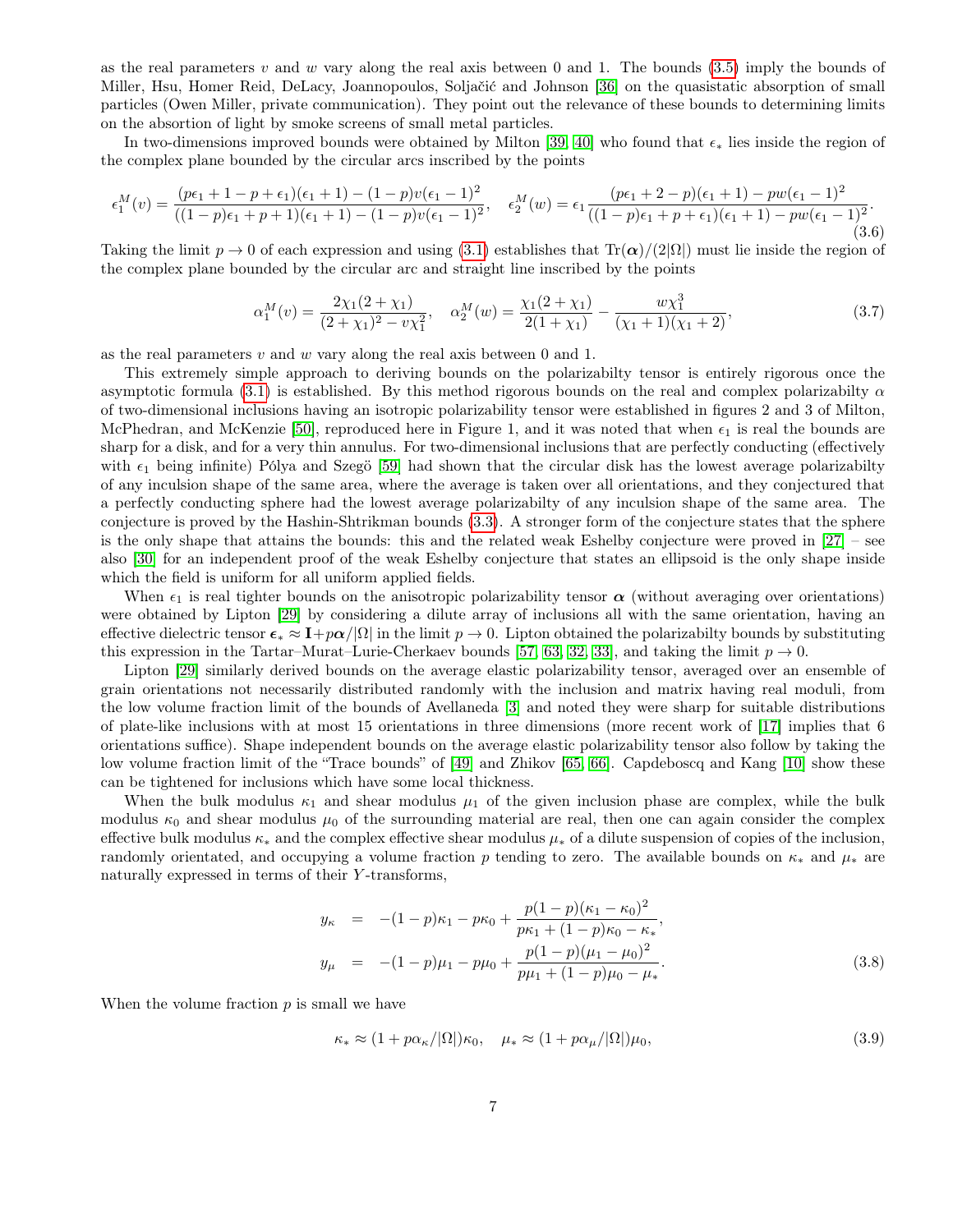as the real parameters $v$ and $w$ vary along the real axis between 0 and 1. The bounds (3.5) imply the bounds of Miller, Hsu, Homer Reid, DeLacy, Joannopoulos, Soljačić and Johnson [36] on the quasistatic absorption of small particles (Owen Miller, private communication). They point out the relevance of these bounds to determining limits on the absorption of light by smoke screens of small metal particles.

In two-dimensions improved bounds were obtained by Milton [39, 40] who found that $\epsilon_*$ lies inside the region of the complex plane bounded by the circular arcs inscribed by the points

$$\epsilon_1^M(v) = \frac{(p\epsilon_1 + 1 - p + \epsilon_1)(\epsilon_1 + 1) - (1-p)v(\epsilon_1 - 1)^2}{((1-p)\epsilon_1 + p + 1)(\epsilon_1 + 1) - (1-p)v(\epsilon_1 - 1)^2}, \quad \epsilon_2^M(w) = \epsilon_1 \frac{(p\epsilon_1 + 2 - p)(\epsilon_1 + 1) - pw(\epsilon_1 - 1)^2}{((1-p)\epsilon_1 + p + \epsilon_1)(\epsilon_1 + 1) - pw(\epsilon_1 - 1)^2}. \tag{3.6}$$

Taking the limit $p \to 0$ of each expression and using (3.1) establishes that $\mathrm{Tr}(\boldsymbol{\alpha})/(2|\Omega|)$ must lie inside the region of the complex plane bounded by the circular arc and straight line inscribed by the points

$$\alpha_1^M(v) = \frac{2\chi_1(2+\chi_1)}{(2+\chi_1)^2 - v\chi_1^2}, \quad \alpha_2^M(w) = \frac{\chi_1(2+\chi_1)}{2(1+\chi_1)} - \frac{w\chi_1^3}{(\chi_1+1)(\chi_1+2)}, \tag{3.7}$$

as the real parameters $v$ and $w$ vary along the real axis between 0 and 1.

This extremely simple approach to deriving bounds on the polarizabilty tensor is entirely rigorous once the asymptotic formula (3.1) is established. By this method rigorous bounds on the real and complex polarizabilty $\alpha$ of two-dimensional inclusions having an isotropic polarizability tensor were established in figures 2 and 3 of Milton, McPhedran, and McKenzie [50], reproduced here in Figure 1, and it was noted that when $\epsilon_1$ is real the bounds are sharp for a disk, and for a very thin annulus. For two-dimensional inclusions that are perfectly conducting (effectively with $\epsilon_1$ being infinite) Pólya and Szegö [59] had shown that the circular disk has the lowest average polarizabilty of any inculsion shape of the same area, where the average is taken over all orientations, and they conjectured that a perfectly conducting sphere had the lowest average polarizabilty of any inculsion shape of the same area. The conjecture is proved by the Hashin-Shtrikman bounds (3.3). A stronger form of the conjecture states that the sphere is the only shape that attains the bounds: this and the related weak Eshelby conjecture were proved in [27] – see also [30] for an independent proof of the weak Eshelby conjecture that states an ellipsoid is the only shape inside which the field is uniform for all uniform applied fields.

When $\epsilon_1$ is real tighter bounds on the anisotropic polarizability tensor $\boldsymbol{\alpha}$ (without averaging over orientations) were obtained by Lipton [29] by considering a dilute array of inclusions all with the same orientation, having an effective dielectric tensor $\boldsymbol{\epsilon}_* \approx \mathbf{I} + p\boldsymbol{\alpha}/|\Omega|$ in the limit $p \to 0$. Lipton obtained the polarizabilty bounds by substituting this expression in the Tartar–Murat–Lurie-Cherkaev bounds [57, 63, 32, 33], and taking the limit $p \to 0$.

Lipton [29] similarly derived bounds on the average elastic polarizability tensor, averaged over an ensemble of grain orientations not necessarily distributed randomly with the inclusion and matrix having real moduli, from the low volume fraction limit of the bounds of Avellaneda [3] and noted they were sharp for suitable distributions of plate-like inclusions with at most 15 orientations in three dimensions (more recent work of [17] implies that 6 orientations suffice). Shape independent bounds on the average elastic polarizability tensor also follow by taking the low volume fraction limit of the "Trace bounds" of [49] and Zhikov [65, 66]. Capdeboscq and Kang [10] show these can be tightened for inclusions which have some local thickness.

When the bulk modulus $\kappa_1$ and shear modulus $\mu_1$ of the given inclusion phase are complex, while the bulk modulus $\kappa_0$ and shear modulus $\mu_0$ of the surrounding material are real, then one can again consider the complex effective bulk modulus $\kappa_*$ and the complex effective shear modulus $\mu_*$ of a dilute suspension of copies of the inclusion, randomly orientated, and occupying a volume fraction $p$ tending to zero. The available bounds on $\kappa_*$ and $\mu_*$ are naturally expressed in terms of their $Y$-transforms,

$$\begin{aligned} y_\kappa &= -(1-p)\kappa_1 - p\kappa_0 + \frac{p(1-p)(\kappa_1 - \kappa_0)^2}{p\kappa_1 + (1-p)\kappa_0 - \kappa_*}, \\ y_\mu &= -(1-p)\mu_1 - p\mu_0 + \frac{p(1-p)(\mu_1 - \mu_0)^2}{p\mu_1 + (1-p)\mu_0 - \mu_*}. \end{aligned} \tag{3.8}$$

When the volume fraction $p$ is small we have

$$\kappa_* \approx (1 + p\alpha_\kappa/|\Omega|)\kappa_0, \quad \mu_* \approx (1 + p\alpha_\mu/|\Omega|)\mu_0, \tag{3.9}$$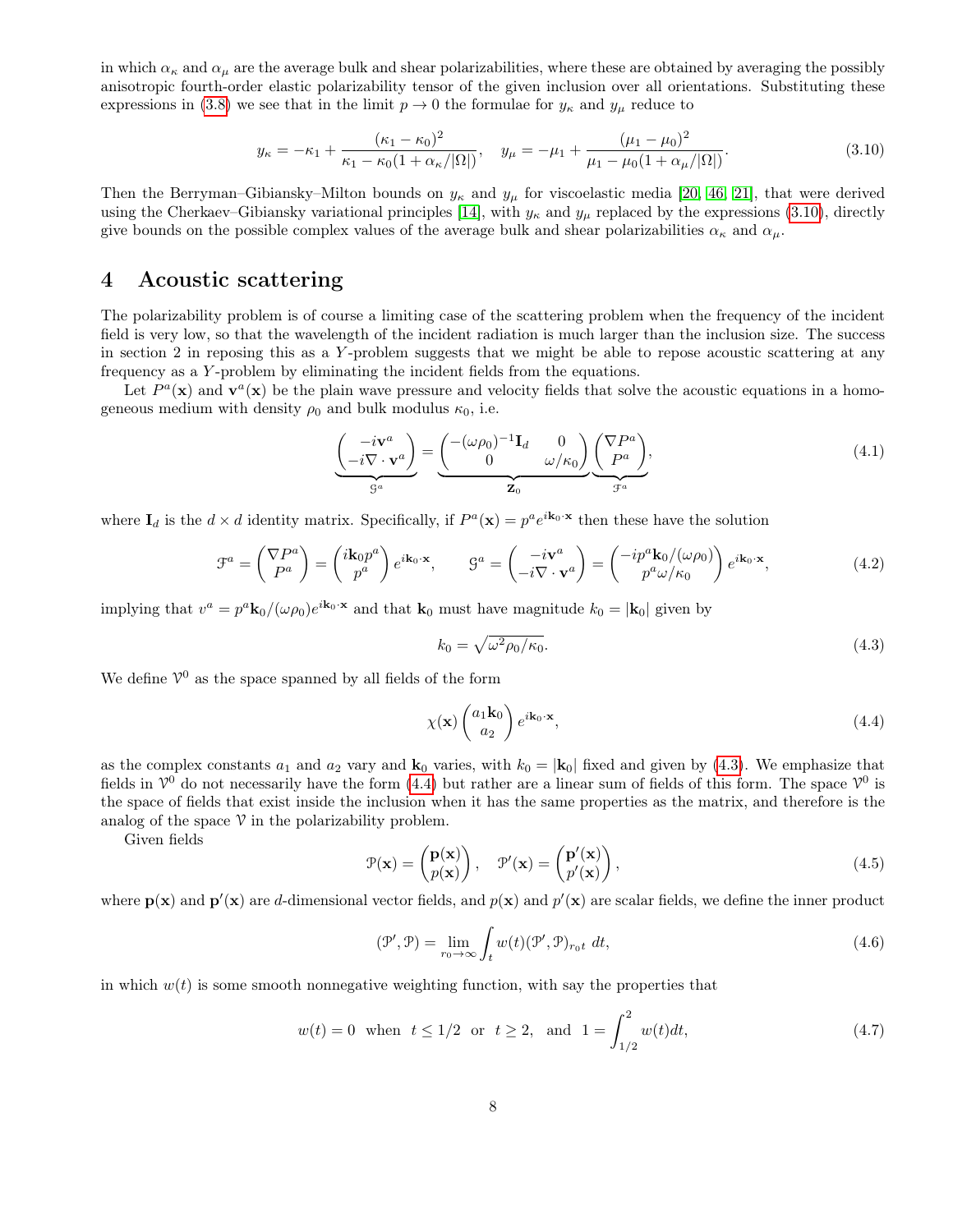in which $\alpha_\kappa$ and $\alpha_\mu$ are the average bulk and shear polarizabilities, where these are obtained by averaging the possibly anisotropic fourth-order elastic polarizability tensor of the given inclusion over all orientations. Substituting these expressions in (3.8) we see that in the limit $p \to 0$ the formulae for $y_\kappa$ and $y_\mu$ reduce to

$$y_\kappa = -\kappa_1 + \frac{(\kappa_1 - \kappa_0)^2}{\kappa_1 - \kappa_0(1 + \alpha_\kappa/|\Omega|)}, \quad y_\mu = -\mu_1 + \frac{(\mu_1 - \mu_0)^2}{\mu_1 - \mu_0(1 + \alpha_\mu/|\Omega|)}. \tag{3.10}$$

Then the Berryman–Gibiansky–Milton bounds on $y_\kappa$ and $y_\mu$ for viscoelastic media [20, 46, 21], that were derived using the Cherkaev–Gibiansky variational principles [14], with $y_\kappa$ and $y_\mu$ replaced by the expressions (3.10), directly give bounds on the possible complex values of the average bulk and shear polarizabilities $\alpha_\kappa$ and $\alpha_\mu$.

# 4 Acoustic scattering

The polarizability problem is of course a limiting case of the scattering problem when the frequency of the incident field is very low, so that the wavelength of the incident radiation is much larger than the inclusion size. The success in section 2 in reposing this as a $Y$-problem suggests that we might be able to repose acoustic scattering at any frequency as a $Y$-problem by eliminating the incident fields from the equations.

Let $P^a(\mathbf{x})$ and $\mathbf{v}^a(\mathbf{x})$ be the plain wave pressure and velocity fields that solve the acoustic equations in a homogeneous medium with density $\rho_0$ and bulk modulus $\kappa_0$, i.e.

$$\underbrace{\begin{pmatrix} -i\mathbf{v}^a \\ -i\nabla\cdot\mathbf{v}^a \end{pmatrix}}_{\mathcal{G}^a} = \underbrace{\begin{pmatrix} -(\omega\rho_0)^{-1}\mathbf{I}_d & 0 \\ 0 & \omega/\kappa_0 \end{pmatrix}}_{\mathbf{Z}_0} \underbrace{\begin{pmatrix} \nabla P^a \\ P^a \end{pmatrix}}_{\mathcal{F}^a}, \tag{4.1}$$

where $\mathbf{I}_d$ is the $d \times d$ identity matrix. Specifically, if $P^a(\mathbf{x}) = p^a e^{i\mathbf{k}_0\cdot\mathbf{x}}$ then these have the solution

$$\mathcal{F}^a = \begin{pmatrix} \nabla P^a \\ P^a \end{pmatrix} = \begin{pmatrix} i\mathbf{k}_0 p^a \\ p^a \end{pmatrix} e^{i\mathbf{k}_0\cdot\mathbf{x}}, \qquad \mathcal{G}^a = \begin{pmatrix} -i\mathbf{v}^a \\ -i\nabla\cdot\mathbf{v}^a \end{pmatrix} = \begin{pmatrix} -ip^a\mathbf{k}_0/(\omega\rho_0) \\ p^a\omega/\kappa_0 \end{pmatrix} e^{i\mathbf{k}_0\cdot\mathbf{x}}, \tag{4.2}$$

implying that $v^a = p^a\mathbf{k}_0/(\omega\rho_0)e^{i\mathbf{k}_0\cdot\mathbf{x}}$ and that $\mathbf{k}_0$ must have magnitude $k_0 = |\mathbf{k}_0|$ given by

$$k_0 = \sqrt{\omega^2\rho_0/\kappa_0}. \tag{4.3}$$

We define $\mathcal{V}^0$ as the space spanned by all fields of the form

$$\chi(\mathbf{x}) \begin{pmatrix} a_1\mathbf{k}_0 \\ a_2 \end{pmatrix} e^{i\mathbf{k}_0\cdot\mathbf{x}}, \tag{4.4}$$

as the complex constants $a_1$ and $a_2$ vary and $\mathbf{k}_0$ varies, with $k_0 = |\mathbf{k}_0|$ fixed and given by (4.3). We emphasize that fields in $\mathcal{V}^0$ do not necessarily have the form (4.4) but rather are a linear sum of fields of this form. The space $\mathcal{V}^0$ is the space of fields that exist inside the inclusion when it has the same properties as the matrix, and therefore is the analog of the space $\mathcal{V}$ in the polarizability problem.

Given fields

$$\mathcal{P}(\mathbf{x}) = \begin{pmatrix} \mathbf{p}(\mathbf{x}) \\ p(\mathbf{x}) \end{pmatrix}, \quad \mathcal{P}'(\mathbf{x}) = \begin{pmatrix} \mathbf{p}'(\mathbf{x}) \\ p'(\mathbf{x}) \end{pmatrix}, \tag{4.5}$$

where $\mathbf{p}(\mathbf{x})$ and $\mathbf{p}'(\mathbf{x})$ are $d$-dimensional vector fields, and $p(\mathbf{x})$ and $p'(\mathbf{x})$ are scalar fields, we define the inner product

$$(\mathcal{P}', \mathcal{P}) = \lim_{r_0\to\infty} \int_t w(t)(\mathcal{P}', \mathcal{P})_{r_0 t}\, dt, \tag{4.6}$$

in which $w(t)$ is some smooth nonnegative weighting function, with say the properties that

$$w(t) = 0 \;\text{ when }\; t \le 1/2 \;\text{ or }\; t \ge 2, \;\text{ and }\; 1 = \int_{1/2}^{2} w(t)dt, \tag{4.7}$$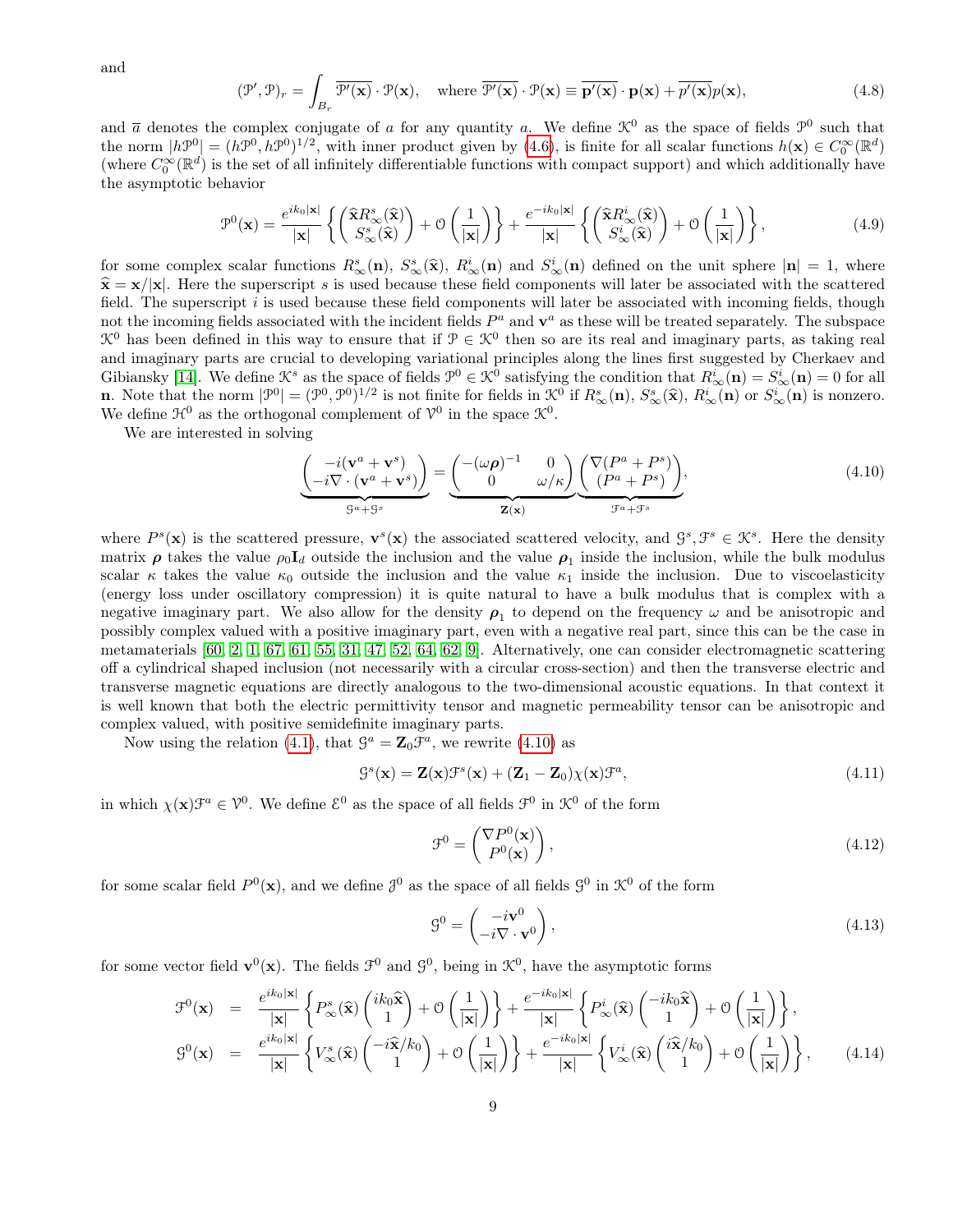and

$$(\mathcal{P}', \mathcal{P})_r = \int_{B_r} \overline{\mathcal{P}'(\mathbf{x})} \cdot \mathcal{P}(\mathbf{x}), \quad \text{where } \overline{\mathcal{P}'(\mathbf{x})} \cdot \mathcal{P}(\mathbf{x}) \equiv \overline{\mathbf{p}'(\mathbf{x})} \cdot \mathbf{p}(\mathbf{x}) + \overline{p'(\mathbf{x})} p(\mathbf{x}), \tag{4.8}$$

and $\overline{a}$ denotes the complex conjugate of $a$ for any quantity $a$. We define $\mathcal{K}^0$ as the space of fields $\mathcal{P}^0$ such that the norm $|h\mathcal{P}^0| = (h\mathcal{P}^0, h\mathcal{P}^0)^{1/2}$, with inner product given by (4.6), is finite for all scalar functions $h(\mathbf{x}) \in C_0^\infty(\mathbb{R}^d)$ (where $C_0^\infty(\mathbb{R}^d)$ is the set of all infinitely differentiable functions with compact support) and which additionally have the asymptotic behavior

$$\mathcal{P}^0(\mathbf{x}) = \frac{e^{ik_0|\mathbf{x}|}}{|\mathbf{x}|}\left\{\begin{pmatrix} \widehat{\mathbf{x}} R^s_\infty(\widehat{\mathbf{x}}) \\ S^s_\infty(\widehat{\mathbf{x}}) \end{pmatrix} + \mathcal{O}\left(\frac{1}{|\mathbf{x}|}\right)\right\} + \frac{e^{-ik_0|\mathbf{x}|}}{|\mathbf{x}|}\left\{\begin{pmatrix} \widehat{\mathbf{x}} R^i_\infty(\widehat{\mathbf{x}}) \\ S^i_\infty(\widehat{\mathbf{x}}) \end{pmatrix} + \mathcal{O}\left(\frac{1}{|\mathbf{x}|}\right)\right\}, \tag{4.9}$$

for some complex scalar functions $R^s_\infty(\mathbf{n})$, $S^s_\infty(\widehat{\mathbf{x}})$, $R^i_\infty(\mathbf{n})$ and $S^i_\infty(\mathbf{n})$ defined on the unit sphere $|\mathbf{n}| = 1$, where $\widehat{\mathbf{x}} = \mathbf{x}/|\mathbf{x}|$. Here the superscript $s$ is used because these field components will later be associated with the scattered field. The superscript $i$ is used because these field components will later be associated with incoming fields, though not the incoming fields associated with the incident fields $P^a$ and $\mathbf{v}^a$ as these will be treated separately. The subspace $\mathcal{K}^0$ has been defined in this way to ensure that if $\mathcal{P} \in \mathcal{K}^0$ then so are its real and imaginary parts, as taking real and imaginary parts are crucial to developing variational principles along the lines first suggested by Cherkaev and Gibiansky [14]. We define $\mathcal{K}^s$ as the space of fields $\mathcal{P}^0 \in \mathcal{K}^0$ satisfying the condition that $R^i_\infty(\mathbf{n}) = S^i_\infty(\mathbf{n}) = 0$ for all $\mathbf{n}$. Note that the norm $|\mathcal{P}^0| = (\mathcal{P}^0, \mathcal{P}^0)^{1/2}$ is not finite for fields in $\mathcal{K}^0$ if $R^s_\infty(\mathbf{n})$, $S^s_\infty(\widehat{\mathbf{x}})$, $R^i_\infty(\mathbf{n})$ or $S^i_\infty(\mathbf{n})$ is nonzero. We define $\mathcal{H}^0$ as the orthogonal complement of $\mathcal{V}^0$ in the space $\mathcal{K}^0$.

We are interested in solving

$$\underbrace{\begin{pmatrix} -i(\mathbf{v}^a + \mathbf{v}^s) \\ -i\nabla \cdot (\mathbf{v}^a + \mathbf{v}^s) \end{pmatrix}}_{\mathcal{G}^a + \mathcal{G}^s} = \underbrace{\begin{pmatrix} -(\omega\boldsymbol{\rho})^{-1} & 0 \\ 0 & \omega/\kappa \end{pmatrix}}_{\mathbf{Z}(\mathbf{x})} \underbrace{\begin{pmatrix} \nabla(P^a + P^s) \\ (P^a + P^s) \end{pmatrix}}_{\mathcal{F}^a + \mathcal{F}^s}, \tag{4.10}$$

where $P^s(\mathbf{x})$ is the scattered pressure, $\mathbf{v}^s(\mathbf{x})$ the associated scattered velocity, and $\mathcal{G}^s, \mathcal{F}^s \in \mathcal{K}^s$. Here the density matrix $\boldsymbol{\rho}$ takes the value $\rho_0 \mathbf{I}_d$ outside the inclusion and the value $\boldsymbol{\rho}_1$ inside the inclusion, while the bulk modulus scalar $\kappa$ takes the value $\kappa_0$ outside the inclusion and the value $\kappa_1$ inside the inclusion. Due to viscoelasticity (energy loss under oscillatory compression) it is quite natural to have a bulk modulus that is complex with a negative imaginary part. We also allow for the density $\boldsymbol{\rho}_1$ to depend on the frequency $\omega$ and be anisotropic and possibly complex valued with a positive imaginary part, even with a negative real part, since this can be the case in metamaterials [60, 2, 1, 67, 61, 55, 31, 47, 52, 64, 62, 9]. Alternatively, one can consider electromagnetic scattering off a cylindrical shaped inclusion (not necessarily with a circular cross-section) and then the transverse electric and transverse magnetic equations are directly analogous to the two-dimensional acoustic equations. In that context it is well known that both the electric permittivity tensor and magnetic permeability tensor can be anisotropic and complex valued, with positive semidefinite imaginary parts.

Now using the relation (4.1), that $\mathcal{G}^a = \mathbf{Z}_0 \mathcal{F}^a$, we rewrite (4.10) as

$$\mathcal{G}^s(\mathbf{x}) = \mathbf{Z}(\mathbf{x})\mathcal{F}^s(\mathbf{x}) + (\mathbf{Z}_1 - \mathbf{Z}_0)\chi(\mathbf{x})\mathcal{F}^a, \tag{4.11}$$

in which $\chi(\mathbf{x})\mathcal{F}^a \in \mathcal{V}^0$. We define $\mathcal{E}^0$ as the space of all fields $\mathcal{F}^0$ in $\mathcal{K}^0$ of the form

$$\mathcal{F}^0 = \begin{pmatrix} \nabla P^0(\mathbf{x}) \\ P^0(\mathbf{x}) \end{pmatrix}, \tag{4.12}$$

for some scalar field $P^0(\mathbf{x})$, and we define $\mathcal{J}^0$ as the space of all fields $\mathcal{G}^0$ in $\mathcal{K}^0$ of the form

$$\mathcal{G}^0 = \begin{pmatrix} -i\mathbf{v}^0 \\ -i\nabla \cdot \mathbf{v}^0 \end{pmatrix}, \tag{4.13}$$

for some vector field $\mathbf{v}^0(\mathbf{x})$. The fields $\mathcal{F}^0$ and $\mathcal{G}^0$, being in $\mathcal{K}^0$, have the asymptotic forms

$$\begin{aligned} \mathcal{F}^0(\mathbf{x}) &= \frac{e^{ik_0|\mathbf{x}|}}{|\mathbf{x}|}\left\{P^s_\infty(\widehat{\mathbf{x}})\begin{pmatrix} ik_0\widehat{\mathbf{x}} \\ 1 \end{pmatrix} + \mathcal{O}\left(\frac{1}{|\mathbf{x}|}\right)\right\} + \frac{e^{-ik_0|\mathbf{x}|}}{|\mathbf{x}|}\left\{P^i_\infty(\widehat{\mathbf{x}})\begin{pmatrix} -ik_0\widehat{\mathbf{x}} \\ 1 \end{pmatrix} + \mathcal{O}\left(\frac{1}{|\mathbf{x}|}\right)\right\}, \\ \mathcal{G}^0(\mathbf{x}) &= \frac{e^{ik_0|\mathbf{x}|}}{|\mathbf{x}|}\left\{V^s_\infty(\widehat{\mathbf{x}})\begin{pmatrix} -i\widehat{\mathbf{x}}/k_0 \\ 1 \end{pmatrix} + \mathcal{O}\left(\frac{1}{|\mathbf{x}|}\right)\right\} + \frac{e^{-ik_0|\mathbf{x}|}}{|\mathbf{x}|}\left\{V^i_\infty(\widehat{\mathbf{x}})\begin{pmatrix} i\widehat{\mathbf{x}}/k_0 \\ 1 \end{pmatrix} + \mathcal{O}\left(\frac{1}{|\mathbf{x}|}\right)\right\}, \end{aligned} \tag{4.14}$$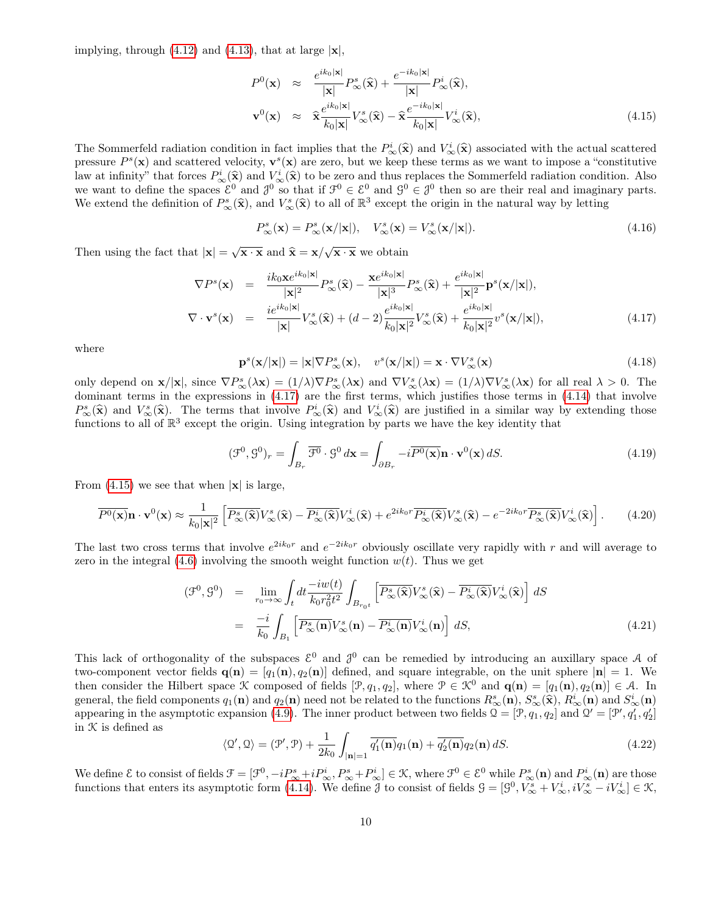implying, through (4.12) and (4.13), that at large $|\mathbf{x}|$,

$$
\begin{aligned}
P^0(\mathbf{x}) &\approx \frac{e^{ik_0|\mathbf{x}|}}{|\mathbf{x}|}P^s_\infty(\widehat{\mathbf{x}}) + \frac{e^{-ik_0|\mathbf{x}|}}{|\mathbf{x}|}P^i_\infty(\widehat{\mathbf{x}}), \\
\mathbf{v}^0(\mathbf{x}) &\approx \widehat{\mathbf{x}}\frac{e^{ik_0|\mathbf{x}|}}{k_0|\mathbf{x}|}V^s_\infty(\widehat{\mathbf{x}}) - \widehat{\mathbf{x}}\frac{e^{-ik_0|\mathbf{x}|}}{k_0|\mathbf{x}|}V^i_\infty(\widehat{\mathbf{x}}),
\end{aligned}
\tag{4.15}
$$

The Sommerfeld radiation condition in fact implies that the $P^i_\infty(\widehat{\mathbf{x}})$ and $V^i_\infty(\widehat{\mathbf{x}})$ associated with the actual scattered pressure $P^s(\mathbf{x})$ and scattered velocity, $\mathbf{v}^s(\mathbf{x})$ are zero, but we keep these terms as we want to impose a "constitutive law at infinity" that forces $P^i_\infty(\widehat{\mathbf{x}})$ and $V^i_\infty(\widehat{\mathbf{x}})$ to be zero and thus replaces the Sommerfeld radiation condition. Also we want to define the spaces $\mathcal{E}^0$ and $\mathcal{J}^0$ so that if $\mathcal{F}^0 \in \mathcal{E}^0$ and $\mathcal{G}^0 \in \mathcal{J}^0$ then so are their real and imaginary parts. We extend the definition of $P^s_\infty(\widehat{\mathbf{x}})$, and $V^s_\infty(\widehat{\mathbf{x}})$ to all of $\mathbb{R}^3$ except the origin in the natural way by letting

$$
P^s_\infty(\mathbf{x}) = P^s_\infty(\mathbf{x}/|\mathbf{x}|), \quad V^s_\infty(\mathbf{x}) = V^s_\infty(\mathbf{x}/|\mathbf{x}|). \tag{4.16}
$$

Then using the fact that $|\mathbf{x}| = \sqrt{\mathbf{x}\cdot\mathbf{x}}$ and $\widehat{\mathbf{x}} = \mathbf{x}/\sqrt{\mathbf{x}\cdot\mathbf{x}}$ we obtain

$$
\begin{aligned}
\nabla P^s(\mathbf{x}) &= \frac{ik_0\mathbf{x}e^{ik_0|\mathbf{x}|}}{|\mathbf{x}|^2}P^s_\infty(\widehat{\mathbf{x}}) - \frac{\mathbf{x}e^{ik_0|\mathbf{x}|}}{|\mathbf{x}|^3}P^s_\infty(\widehat{\mathbf{x}}) + \frac{e^{ik_0|\mathbf{x}|}}{|\mathbf{x}|^2}\mathbf{p}^s(\mathbf{x}/|\mathbf{x}|), \\
\nabla\cdot\mathbf{v}^s(\mathbf{x}) &= \frac{ie^{ik_0|\mathbf{x}|}}{|\mathbf{x}|}V^s_\infty(\widehat{\mathbf{x}}) + (d-2)\frac{e^{ik_0|\mathbf{x}|}}{k_0|\mathbf{x}|^2}V^s_\infty(\widehat{\mathbf{x}}) + \frac{e^{ik_0|\mathbf{x}|}}{k_0|\mathbf{x}|^2}v^s(\mathbf{x}/|\mathbf{x}|),
\end{aligned}
\tag{4.17}
$$

where

$$
\mathbf{p}^s(\mathbf{x}/|\mathbf{x}|) = |\mathbf{x}|\nabla P^s_\infty(\mathbf{x}), \quad v^s(\mathbf{x}/|\mathbf{x}|) = \mathbf{x}\cdot\nabla V^s_\infty(\mathbf{x}) \tag{4.18}
$$

only depend on $\mathbf{x}/|\mathbf{x}|$, since $\nabla P^s_\infty(\lambda\mathbf{x}) = (1/\lambda)\nabla P^s_\infty(\lambda\mathbf{x})$ and $\nabla V^s_\infty(\lambda\mathbf{x}) = (1/\lambda)\nabla V^s_\infty(\lambda\mathbf{x})$ for all real $\lambda > 0$. The dominant terms in the expressions in (4.17) are the first terms, which justifies those terms in (4.14) that involve $P^s_\infty(\widehat{\mathbf{x}})$ and $V^s_\infty(\widehat{\mathbf{x}})$. The terms that involve $P^i_\infty(\widehat{\mathbf{x}})$ and $V^i_\infty(\widehat{\mathbf{x}})$ are justified in a similar way by extending those functions to all of $\mathbb{R}^3$ except the origin. Using integration by parts we have the key identity that

$$
(\mathcal{F}^0, \mathcal{G}^0)_r = \int_{B_r} \overline{\mathcal{F}^0}\cdot\mathcal{G}^0\,d\mathbf{x} = \int_{\partial B_r} -i\overline{P^0(\mathbf{x})}\mathbf{n}\cdot\mathbf{v}^0(\mathbf{x})\,dS. \tag{4.19}
$$

From (4.15) we see that when $|\mathbf{x}|$ is large,

$$
\overline{P^0(\mathbf{x})}\mathbf{n}\cdot\mathbf{v}^0(\mathbf{x}) \approx \frac{1}{k_0|\mathbf{x}|^2}\left[\overline{P^s_\infty(\widehat{\mathbf{x}})}V^s_\infty(\widehat{\mathbf{x}}) - \overline{P^i_\infty(\widehat{\mathbf{x}})}V^i_\infty(\widehat{\mathbf{x}}) + e^{2ik_0r}\overline{P^i_\infty(\widehat{\mathbf{x}})}V^s_\infty(\widehat{\mathbf{x}}) - e^{-2ik_0r}\overline{P^s_\infty(\widehat{\mathbf{x}})}V^i_\infty(\widehat{\mathbf{x}})\right]. \tag{4.20}
$$

The last two cross terms that involve $e^{2ik_0r}$ and $e^{-2ik_0r}$ obviously oscillate very rapidly with $r$ and will average to zero in the integral (4.6) involving the smooth weight function $w(t)$. Thus we get

$$
\begin{aligned}
(\mathcal{F}^0, \mathcal{G}^0) &= \lim_{r_0\to\infty}\int_t dt\frac{-iw(t)}{k_0r_0^2t^2}\int_{B_{r_0t}}\left[\overline{P^s_\infty(\widehat{\mathbf{x}})}V^s_\infty(\widehat{\mathbf{x}}) - \overline{P^i_\infty(\widehat{\mathbf{x}})}V^i_\infty(\widehat{\mathbf{x}})\right]\,dS \\
&= \frac{-i}{k_0}\int_{B_1}\left[\overline{P^s_\infty(\mathbf{n})}V^s_\infty(\mathbf{n}) - \overline{P^i_\infty(\mathbf{n})}V^i_\infty(\mathbf{n})\right]\,dS,
\end{aligned}
\tag{4.21}
$$

This lack of orthogonality of the subspaces $\mathcal{E}^0$ and $\mathcal{J}^0$ can be remedied by introducing an auxillary space $\mathcal{A}$ of two-component vector fields $\mathbf{q}(\mathbf{n}) = [q_1(\mathbf{n}), q_2(\mathbf{n})]$ defined, and square integrable, on the unit sphere $|\mathbf{n}| = 1$. We then consider the Hilbert space $\mathcal{K}$ composed of fields $[\mathcal{P}, q_1, q_2]$, where $\mathcal{P} \in \mathcal{K}^0$ and $\mathbf{q}(\mathbf{n}) = [q_1(\mathbf{n}), q_2(\mathbf{n})] \in \mathcal{A}$. In general, the field components $q_1(\mathbf{n})$ and $q_2(\mathbf{n})$ need not be related to the functions $R^s_\infty(\mathbf{n})$, $S^s_\infty(\widehat{\mathbf{x}})$, $R^i_\infty(\mathbf{n})$ and $S^i_\infty(\mathbf{n})$ appearing in the asymptotic expansion (4.9). The inner product between two fields $\mathcal{Q} = [\mathcal{P}, q_1, q_2]$ and $\mathcal{Q}' = [\mathcal{P}', q_1', q_2']$ in $\mathcal{K}$ is defined as

$$
\langle\mathcal{Q}', \mathcal{Q}\rangle = (\mathcal{P}', \mathcal{P}) + \frac{1}{2k_0}\int_{|\mathbf{n}|=1}\overline{q_1'(\mathbf{n})}q_1(\mathbf{n}) + \overline{q_2'(\mathbf{n})}q_2(\mathbf{n})\,dS. \tag{4.22}
$$

We define $\mathcal{E}$ to consist of fields $\mathcal{F} = [\mathcal{F}^0, -iP^s_\infty + iP^i_\infty, P^s_\infty + P^i_\infty] \in \mathcal{K}$, where $\mathcal{F}^0 \in \mathcal{E}^0$ while $P^s_\infty(\mathbf{n})$ and $P^i_\infty(\mathbf{n})$ are those functions that enters its asymptotic form (4.14). We define $\mathcal{J}$ to consist of fields $\mathcal{G} = [\mathcal{G}^0, V^s_\infty + V^i_\infty, iV^s_\infty - iV^i_\infty] \in \mathcal{K}$,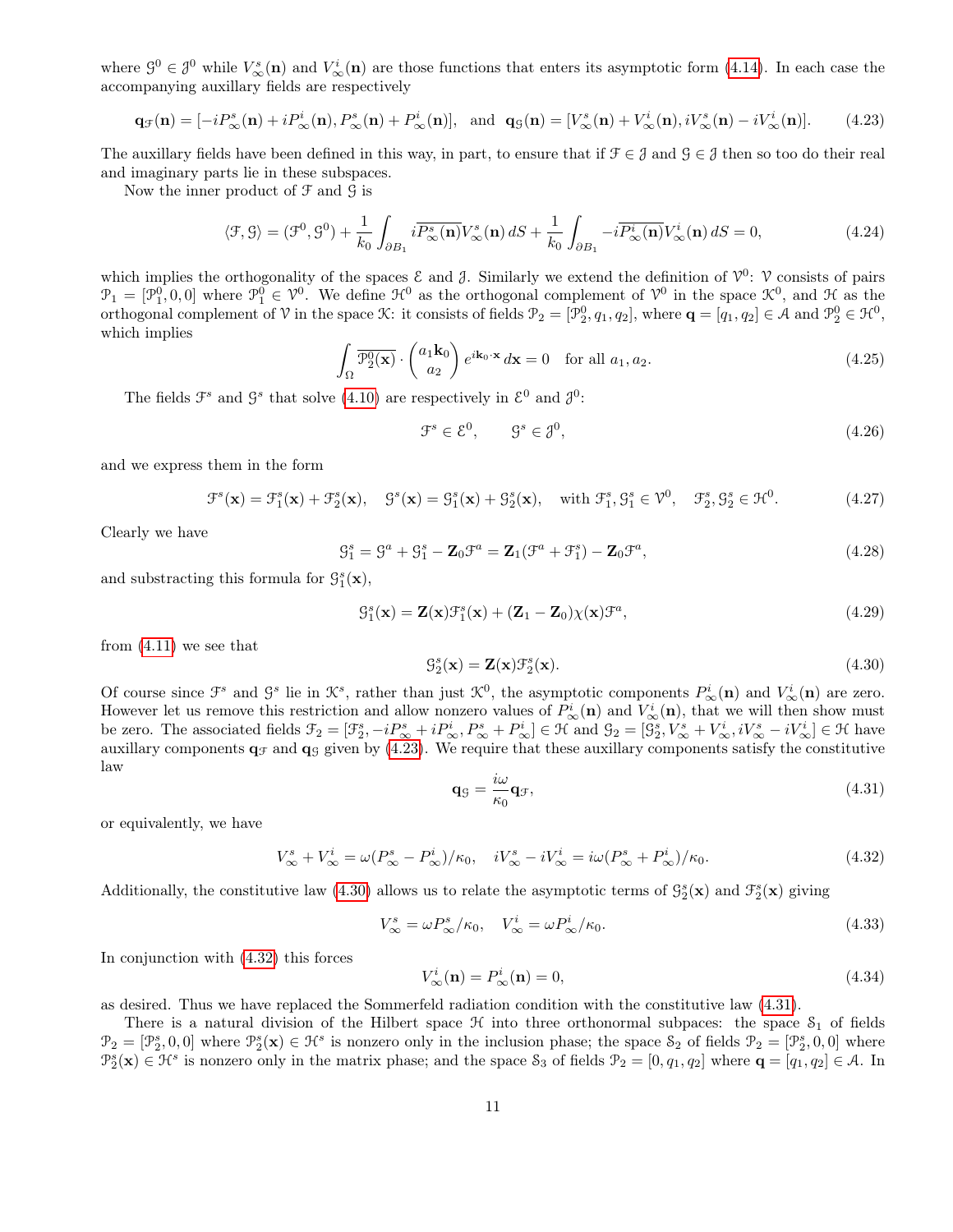where $\mathcal{G}^0 \in \mathcal{J}^0$ while $V_\infty^s(\mathbf{n})$ and $V_\infty^i(\mathbf{n})$ are those functions that enters its asymptotic form (4.14). In each case the accompanying auxillary fields are respectively

$$\mathbf{q}_{\mathcal{F}}(\mathbf{n}) = [-iP_\infty^s(\mathbf{n}) + iP_\infty^i(\mathbf{n}), P_\infty^s(\mathbf{n}) + P_\infty^i(\mathbf{n})], \text{ and } \mathbf{q}_{\mathcal{G}}(\mathbf{n}) = [V_\infty^s(\mathbf{n}) + V_\infty^i(\mathbf{n}), iV_\infty^s(\mathbf{n}) - iV_\infty^i(\mathbf{n})]. \tag{4.23}$$

The auxillary fields have been defined in this way, in part, to ensure that if $\mathcal{F} \in \mathcal{J}$ and $\mathcal{G} \in \mathcal{J}$ then so too do their real and imaginary parts lie in these subspaces.

Now the inner product of $\mathcal{F}$ and $\mathcal{G}$ is

$$\langle \mathcal{F}, \mathcal{G} \rangle = (\mathcal{F}^0, \mathcal{G}^0) + \frac{1}{k_0} \int_{\partial B_1} i\overline{P_\infty^s(\mathbf{n})} V_\infty^s(\mathbf{n})\, dS + \frac{1}{k_0} \int_{\partial B_1} -i\overline{P_\infty^i(\mathbf{n})} V_\infty^i(\mathbf{n})\, dS = 0, \tag{4.24}$$

which implies the orthogonality of the spaces $\mathcal{E}$ and $\mathcal{J}$. Similarly we extend the definition of $\mathcal{V}^0$: $\mathcal{V}$ consists of pairs $\mathcal{P}_1 = [\mathcal{P}_1^0, 0, 0]$ where $\mathcal{P}_1^0 \in \mathcal{V}^0$. We define $\mathcal{H}^0$ as the orthogonal complement of $\mathcal{V}^0$ in the space $\mathcal{K}^0$, and $\mathcal{H}$ as the orthogonal complement of $\mathcal{V}$ in the space $\mathcal{K}$: it consists of fields $\mathcal{P}_2 = [\mathcal{P}_2^0, q_1, q_2]$, where $\mathbf{q} = [q_1, q_2] \in \mathcal{A}$ and $\mathcal{P}_2^0 \in \mathcal{H}^0$, which implies

$$\int_\Omega \overline{\mathcal{P}_2^0(\mathbf{x})} \cdot \begin{pmatrix} a_1 \mathbf{k}_0 \\ a_2 \end{pmatrix} e^{i\mathbf{k}_0 \cdot \mathbf{x}}\, d\mathbf{x} = 0 \quad \text{for all } a_1, a_2. \tag{4.25}$$

The fields $\mathcal{F}^s$ and $\mathcal{G}^s$ that solve (4.10) are respectively in $\mathcal{E}^0$ and $\mathcal{J}^0$:

$$\mathcal{F}^s \in \mathcal{E}^0, \qquad \mathcal{G}^s \in \mathcal{J}^0, \tag{4.26}$$

and we express them in the form

$$\mathcal{F}^s(\mathbf{x}) = \mathcal{F}_1^s(\mathbf{x}) + \mathcal{F}_2^s(\mathbf{x}), \quad \mathcal{G}^s(\mathbf{x}) = \mathcal{G}_1^s(\mathbf{x}) + \mathcal{G}_2^s(\mathbf{x}), \quad \text{with } \mathcal{F}_1^s, \mathcal{G}_1^s \in \mathcal{V}^0, \quad \mathcal{F}_2^s, \mathcal{G}_2^s \in \mathcal{H}^0. \tag{4.27}$$

Clearly we have

$$\mathcal{G}_1^s = \mathcal{G}^a + \mathcal{G}_1^s - \mathbf{Z}_0 \mathcal{F}^a = \mathbf{Z}_1(\mathcal{F}^a + \mathcal{F}_1^s) - \mathbf{Z}_0 \mathcal{F}^a, \tag{4.28}$$

and substracting this formula for $\mathcal{G}_1^s(\mathbf{x})$,

$$\mathcal{G}_1^s(\mathbf{x}) = \mathbf{Z}(\mathbf{x}) \mathcal{F}_1^s(\mathbf{x}) + (\mathbf{Z}_1 - \mathbf{Z}_0) \chi(\mathbf{x}) \mathcal{F}^a, \tag{4.29}$$

from (4.11) we see that

$$\mathcal{G}_2^s(\mathbf{x}) = \mathbf{Z}(\mathbf{x}) \mathcal{F}_2^s(\mathbf{x}). \tag{4.30}$$

Of course since $\mathcal{F}^s$ and $\mathcal{G}^s$ lie in $\mathcal{K}^s$, rather than just $\mathcal{K}^0$, the asymptotic components $P_\infty^i(\mathbf{n})$ and $V_\infty^i(\mathbf{n})$ are zero. However let us remove this restriction and allow nonzero values of $P_\infty^i(\mathbf{n})$ and $V_\infty^i(\mathbf{n})$, that we will then show must be zero. The associated fields $\mathcal{F}_2 = [\mathcal{F}_2^s, -iP_\infty^s + iP_\infty^i, P_\infty^s + P_\infty^i] \in \mathcal{H}$ and $\mathcal{G}_2 = [\mathcal{G}_2^s, V_\infty^s + V_\infty^i, iV_\infty^s - iV_\infty^i] \in \mathcal{H}$ have auxillary components $\mathbf{q}_{\mathcal{F}}$ and $\mathbf{q}_{\mathcal{G}}$ given by (4.23). We require that these auxillary components satisfy the constitutive law

$$\mathbf{q}_{\mathcal{G}} = \frac{i\omega}{\kappa_0} \mathbf{q}_{\mathcal{F}}, \tag{4.31}$$

or equivalently, we have

$$V_\infty^s + V_\infty^i = \omega(P_\infty^s - P_\infty^i)/\kappa_0, \quad iV_\infty^s - iV_\infty^i = i\omega(P_\infty^s + P_\infty^i)/\kappa_0. \tag{4.32}$$

Additionally, the constitutive law (4.30) allows us to relate the asymptotic terms of $\mathcal{G}_2^s(\mathbf{x})$ and $\mathcal{F}_2^s(\mathbf{x})$ giving

$$V_\infty^s = \omega P_\infty^s/\kappa_0, \quad V_\infty^i = \omega P_\infty^i/\kappa_0. \tag{4.33}$$

In conjunction with (4.32) this forces

$$V_\infty^i(\mathbf{n}) = P_\infty^i(\mathbf{n}) = 0, \tag{4.34}$$

as desired. Thus we have replaced the Sommerfeld radiation condition with the constitutive law (4.31).

There is a natural division of the Hilbert space $\mathcal{H}$ into three orthonormal subpaces: the space $\mathcal{S}_1$ of fields $\mathcal{P}_2 = [\mathcal{P}_2^s, 0, 0]$ where $\mathcal{P}_2^s(\mathbf{x}) \in \mathcal{H}^s$ is nonzero only in the inclusion phase; the space $\mathcal{S}_2$ of fields $\mathcal{P}_2 = [\mathcal{P}_2^s, 0, 0]$ where $\mathcal{P}_2^s(\mathbf{x}) \in \mathcal{H}^s$ is nonzero only in the matrix phase; and the space $\mathcal{S}_3$ of fields $\mathcal{P}_2 = [0, q_1, q_2]$ where $\mathbf{q} = [q_1, q_2] \in \mathcal{A}$. In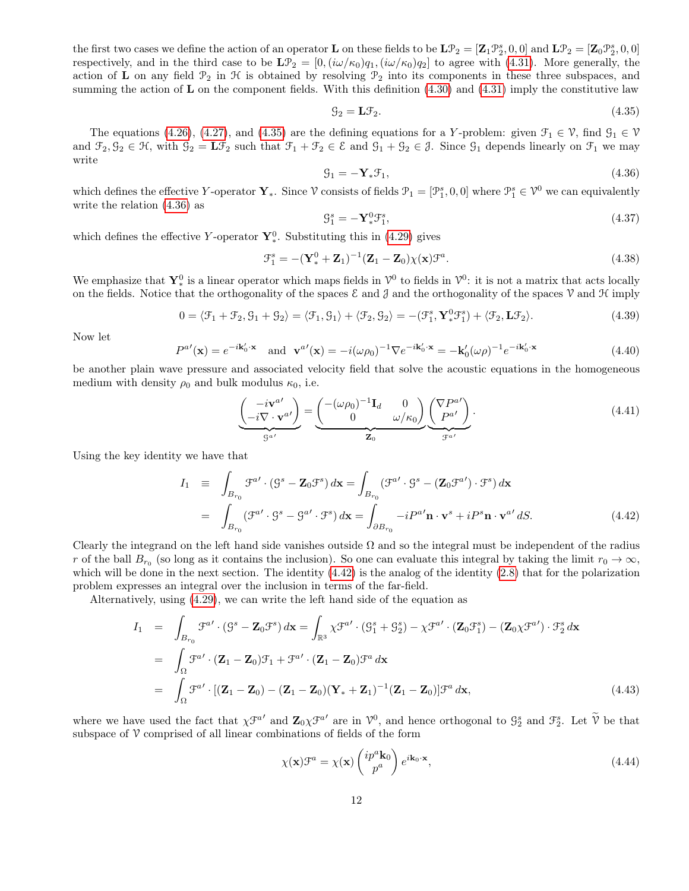the first two cases we define the action of an operator $\mathbf{L}$ on these fields to be $\mathbf{L}\mathcal{P}_2 = [\mathbf{Z}_1\mathcal{P}_2^s, 0, 0]$ and $\mathbf{L}\mathcal{P}_2 = [\mathbf{Z}_0\mathcal{P}_2^s, 0, 0]$ respectively, and in the third case to be $\mathbf{L}\mathcal{P}_2 = [0, (i\omega/\kappa_0)q_1, (i\omega/\kappa_0)q_2]$ to agree with (4.31). More generally, the action of $\mathbf{L}$ on any field $\mathcal{P}_2$ in $\mathcal{H}$ is obtained by resolving $\mathcal{P}_2$ into its components in these three subspaces, and summing the action of $\mathbf{L}$ on the component fields. With this definition (4.30) and (4.31) imply the constitutive law

$$\mathcal{G}_2 = \mathbf{L}\mathcal{F}_2. \tag{4.35}$$

The equations (4.26), (4.27), and (4.35) are the defining equations for a $Y$-problem: given $\mathcal{F}_1 \in \mathcal{V}$, find $\mathcal{G}_1 \in \mathcal{V}$ and $\mathcal{F}_2, \mathcal{G}_2 \in \mathcal{H}$, with $\mathcal{G}_2 = \mathbf{L}\mathcal{F}_2$ such that $\mathcal{F}_1 + \mathcal{F}_2 \in \mathcal{E}$ and $\mathcal{G}_1 + \mathcal{G}_2 \in \mathcal{J}$. Since $\mathcal{G}_1$ depends linearly on $\mathcal{F}_1$ we may write

$$\mathcal{G}_1 = -\mathbf{Y}_*\mathcal{F}_1, \tag{4.36}$$

which defines the effective $Y$-operator $\mathbf{Y}_*$. Since $\mathcal{V}$ consists of fields $\mathcal{P}_1 = [\mathcal{P}_1^s, 0, 0]$ where $\mathcal{P}_1^s \in \mathcal{V}^0$ we can equivalently write the relation (4.36) as

$$\mathcal{G}_1^s = -\mathbf{Y}_*^0\mathcal{F}_1^s, \tag{4.37}$$

which defines the effective $Y$-operator $\mathbf{Y}_*^0$. Substituting this in (4.29) gives

$$\mathcal{F}_1^s = -(\mathbf{Y}_*^0 + \mathbf{Z}_1)^{-1}(\mathbf{Z}_1 - \mathbf{Z}_0)\chi(\mathbf{x})\mathcal{F}^a. \tag{4.38}$$

We emphasize that $\mathbf{Y}_*^0$ is a linear operator which maps fields in $\mathcal{V}^0$ to fields in $\mathcal{V}^0$: it is not a matrix that acts locally on the fields. Notice that the orthogonality of the spaces $\mathcal{E}$ and $\mathcal{J}$ and the orthogonality of the spaces $\mathcal{V}$ and $\mathcal{H}$ imply

$$0 = \langle \mathcal{F}_1 + \mathcal{F}_2, \mathcal{G}_1 + \mathcal{G}_2 \rangle = \langle \mathcal{F}_1, \mathcal{G}_1 \rangle + \langle \mathcal{F}_2, \mathcal{G}_2 \rangle = -(\mathcal{F}_1^s, \mathbf{Y}_*^0\mathcal{F}_1^s) + \langle \mathcal{F}_2, \mathbf{L}\mathcal{F}_2 \rangle. \tag{4.39}$$

Now let

$$P^{a\prime}(\mathbf{x}) = e^{-i\mathbf{k}_0'\cdot\mathbf{x}} \quad \text{and} \quad \mathbf{v}^{a\prime}(\mathbf{x}) = -i(\omega\rho_0)^{-1}\nabla e^{-i\mathbf{k}_0'\cdot\mathbf{x}} = -\mathbf{k}_0'(\omega\rho)^{-1}e^{-i\mathbf{k}_0'\cdot\mathbf{x}} \tag{4.40}$$

be another plain wave pressure and associated velocity field that solve the acoustic equations in the homogeneous medium with density $\rho_0$ and bulk modulus $\kappa_0$, i.e.

$$\underbrace{\begin{pmatrix} -i\mathbf{v}^{a\prime} \\ -i\nabla\cdot\mathbf{v}^{a\prime} \end{pmatrix}}_{\mathcal{G}^{a\prime}} = \underbrace{\begin{pmatrix} -(\omega\rho_0)^{-1}\mathbf{I}_d & 0 \\ 0 & \omega/\kappa_0 \end{pmatrix}}_{\mathbf{Z}_0} \underbrace{\begin{pmatrix} \nabla P^{a\prime} \\ P^{a\prime} \end{pmatrix}}_{\mathcal{F}^{a\prime}}. \tag{4.41}$$

Using the key identity we have that

$$\begin{aligned} I_1 &\equiv \int_{B_{r_0}} \mathcal{F}^{a\prime}\cdot(\mathcal{G}^s - \mathbf{Z}_0\mathcal{F}^s)\,d\mathbf{x} = \int_{B_{r_0}} (\mathcal{F}^{a\prime}\cdot\mathcal{G}^s - (\mathbf{Z}_0\mathcal{F}^{a\prime})\cdot\mathcal{F}^s)\,d\mathbf{x} \\ &= \int_{B_{r_0}} (\mathcal{F}^{a\prime}\cdot\mathcal{G}^s - \mathcal{G}^{a\prime}\cdot\mathcal{F}^s)\,d\mathbf{x} = \int_{\partial B_{r_0}} -iP^{a\prime}\mathbf{n}\cdot\mathbf{v}^s + iP^s\mathbf{n}\cdot\mathbf{v}^{a\prime}\,dS. \end{aligned} \tag{4.42}$$

Clearly the integrand on the left hand side vanishes outside $\Omega$ and so the integral must be independent of the radius $r$ of the ball $B_{r_0}$ (so long as it contains the inclusion). So one can evaluate this integral by taking the limit $r_0 \to \infty$, which will be done in the next section. The identity (4.42) is the analog of the identity (2.8) that for the polarization problem expresses an integral over the inclusion in terms of the far-field.

Alternatively, using (4.29), we can write the left hand side of the equation as

$$\begin{aligned} I_1 &= \int_{B_{r_0}} \mathcal{F}^{a\prime}\cdot(\mathcal{G}^s - \mathbf{Z}_0\mathcal{F}^s)\,d\mathbf{x} = \int_{\mathbb{R}^3} \chi\mathcal{F}^{a\prime}\cdot(\mathcal{G}_1^s + \mathcal{G}_2^s) - \chi\mathcal{F}^{a\prime}\cdot(\mathbf{Z}_0\mathcal{F}_1^s) - (\mathbf{Z}_0\chi\mathcal{F}^{a\prime})\cdot\mathcal{F}_2^s\,d\mathbf{x} \\ &= \int_\Omega \mathcal{F}^{a\prime}\cdot(\mathbf{Z}_1 - \mathbf{Z}_0)\mathcal{F}_1 + \mathcal{F}^{a\prime}\cdot(\mathbf{Z}_1 - \mathbf{Z}_0)\mathcal{F}^a\,d\mathbf{x} \\ &= \int_\Omega \mathcal{F}^{a\prime}\cdot[(\mathbf{Z}_1 - \mathbf{Z}_0) - (\mathbf{Z}_1 - \mathbf{Z}_0)(\mathbf{Y}_* + \mathbf{Z}_1)^{-1}(\mathbf{Z}_1 - \mathbf{Z}_0)]\mathcal{F}^a\,d\mathbf{x}, \end{aligned} \tag{4.43}$$

where we have used the fact that $\chi\mathcal{F}^{a\prime}$ and $\mathbf{Z}_0\chi\mathcal{F}^{a\prime}$ are in $\mathcal{V}^0$, and hence orthogonal to $\mathcal{G}_2^s$ and $\mathcal{F}_2^s$. Let $\widetilde{\mathcal{V}}$ be that subspace of $\mathcal{V}$ comprised of all linear combinations of fields of the form

$$\chi(\mathbf{x})\mathcal{F}^a = \chi(\mathbf{x})\begin{pmatrix} ip^a\mathbf{k}_0 \\ p^a \end{pmatrix} e^{i\mathbf{k}_0\cdot\mathbf{x}}, \tag{4.44}$$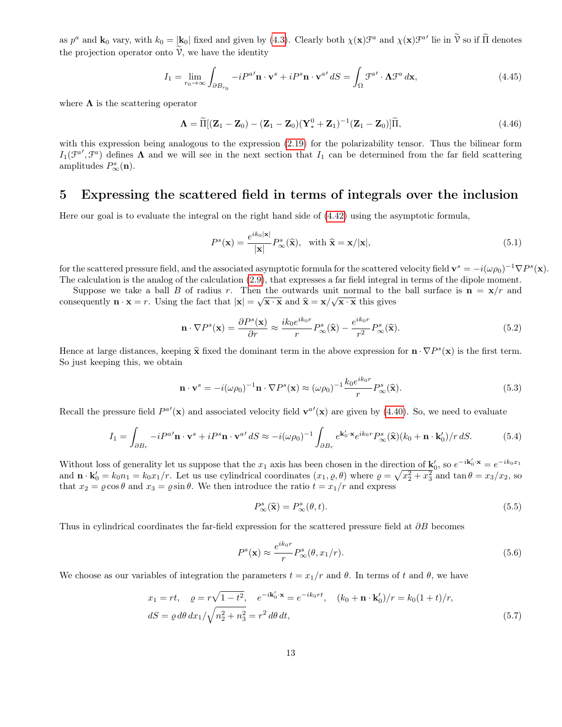as $p^a$ and $\mathbf{k}_0$ vary, with $k_0 = |\mathbf{k}_0|$ fixed and given by (4.3). Clearly both $\chi(\mathbf{x})\mathcal{F}^a$ and $\chi(\mathbf{x})\mathcal{F}^{a'}$ lie in $\widetilde{\mathcal{V}}$ so if $\widetilde{\Pi}$ denotes the projection operator onto $\widetilde{\mathcal{V}}$, we have the identity

$$I_1 = \lim_{r_0\to\infty} \int_{\partial B_{r_0}} -iP^{a'}\mathbf{n}\cdot\mathbf{v}^s + iP^s\mathbf{n}\cdot\mathbf{v}^{a'}\,dS = \int_\Omega \mathcal{F}^{a'}\cdot\mathbf{\Lambda}\mathcal{F}^a\,d\mathbf{x}, \tag{4.45}$$

where $\mathbf{\Lambda}$ is the scattering operator

$$\mathbf{\Lambda} = \widetilde{\Pi}[(\mathbf{Z}_1 - \mathbf{Z}_0) - (\mathbf{Z}_1 - \mathbf{Z}_0)(\mathbf{Y}_*^0 + \mathbf{Z}_1)^{-1}(\mathbf{Z}_1 - \mathbf{Z}_0)]\widetilde{\Pi}, \tag{4.46}$$

with this expression being analogous to the expression (2.19) for the polarizability tensor. Thus the bilinear form $I_1(\mathcal{F}^{a'}, \mathcal{F}^a)$ defines $\mathbf{\Lambda}$ and we will see in the next section that $I_1$ can be determined from the far field scattering amplitudes $P^s_\infty(\mathbf{n})$.

# 5 Expressing the scattered field in terms of integrals over the inclusion

Here our goal is to evaluate the integral on the right hand side of (4.42) using the asymptotic formula,

$$P^s(\mathbf{x}) = \frac{e^{ik_0|\mathbf{x}|}}{|\mathbf{x}|}P^s_\infty(\widehat{\mathbf{x}}), \quad \text{with } \widehat{\mathbf{x}} = \mathbf{x}/|\mathbf{x}|, \tag{5.1}$$

for the scattered pressure field, and the associated asymptotic formula for the scattered velocity field $\mathbf{v}^s = -i(\omega\rho_0)^{-1}\nabla P^s(\mathbf{x})$. The calculation is the analog of the calculation (2.9), that expresses a far field integral in terms of the dipole moment.

Suppose we take a ball $B$ of radius $r$. Then the outwards unit normal to the ball surface is $\mathbf{n} = \mathbf{x}/r$ and consequently $\mathbf{n}\cdot\mathbf{x} = r$. Using the fact that $|\mathbf{x}| = \sqrt{\mathbf{x}\cdot\mathbf{x}}$ and $\widehat{\mathbf{x}} = \mathbf{x}/\sqrt{\mathbf{x}\cdot\mathbf{x}}$ this gives

$$\mathbf{n}\cdot\nabla P^s(\mathbf{x}) = \frac{\partial P^s(\mathbf{x})}{\partial r} \approx \frac{ik_0 e^{ik_0 r}}{r}P^s_\infty(\widehat{\mathbf{x}}) - \frac{e^{ik_0 r}}{r^2}P^s_\infty(\widehat{\mathbf{x}}). \tag{5.2}$$

Hence at large distances, keeping $\widehat{\mathbf{x}}$ fixed the dominant term in the above expression for $\mathbf{n}\cdot\nabla P^s(\mathbf{x})$ is the first term. So just keeping this, we obtain

$$\mathbf{n}\cdot\mathbf{v}^s = -i(\omega\rho_0)^{-1}\mathbf{n}\cdot\nabla P^s(\mathbf{x}) \approx (\omega\rho_0)^{-1}\frac{k_0 e^{ik_0 r}}{r}P^s_\infty(\widehat{\mathbf{x}}). \tag{5.3}$$

Recall the pressure field $P^{a'}(\mathbf{x})$ and associated velocity field $\mathbf{v}^{a'}(\mathbf{x})$ are given by (4.40). So, we need to evaluate

$$I_1 = \int_{\partial B_r} -iP^{a'}\mathbf{n}\cdot\mathbf{v}^s + iP^s\mathbf{n}\cdot\mathbf{v}^{a'}\,dS \approx -i(\omega\rho_0)^{-1}\int_{\partial B_r} e^{\mathbf{k}_0'\cdot\mathbf{x}}e^{ik_0 r}P^s_\infty(\widehat{\mathbf{x}})(k_0 + \mathbf{n}\cdot\mathbf{k}_0')/r\,dS. \tag{5.4}$$

Without loss of generality let us suppose that the $x_1$ axis has been chosen in the direction of $\mathbf{k}_0'$, so $e^{-i\mathbf{k}_0'\cdot\mathbf{x}} = e^{-ik_0 x_1}$ and $\mathbf{n}\cdot\mathbf{k}_0' = k_0 n_1 = k_0 x_1/r$. Let us use cylindrical coordinates $(x_1, \varrho, \theta)$ where $\varrho = \sqrt{x_2^2 + x_3^2}$ and $\tan\theta = x_3/x_2$, so that $x_2 = \varrho\cos\theta$ and $x_3 = \varrho\sin\theta$. We then introduce the ratio $t = x_1/r$ and express

$$P^s_\infty(\widehat{\mathbf{x}}) = P^s_\infty(\theta, t). \tag{5.5}$$

Thus in cylindrical coordinates the far-field expression for the scattered pressure field at $\partial B$ becomes

$$P^s(\mathbf{x}) \approx \frac{e^{ik_0 r}}{r}P^s_\infty(\theta, x_1/r). \tag{5.6}$$

We choose as our variables of integration the parameters $t = x_1/r$ and $\theta$. In terms of $t$ and $\theta$, we have

$$\begin{aligned}
&x_1 = rt, \quad \varrho = r\sqrt{1-t^2}, \quad e^{-i\mathbf{k}_0'\cdot\mathbf{x}} = e^{-ik_0 rt}, \quad (k_0 + \mathbf{n}\cdot\mathbf{k}_0')/r = k_0(1+t)/r, \\
&dS = \varrho\,d\theta\,dx_1/\sqrt{n_2^2 + n_3^2} = r^2\,d\theta\,dt,
\end{aligned} \tag{5.7}$$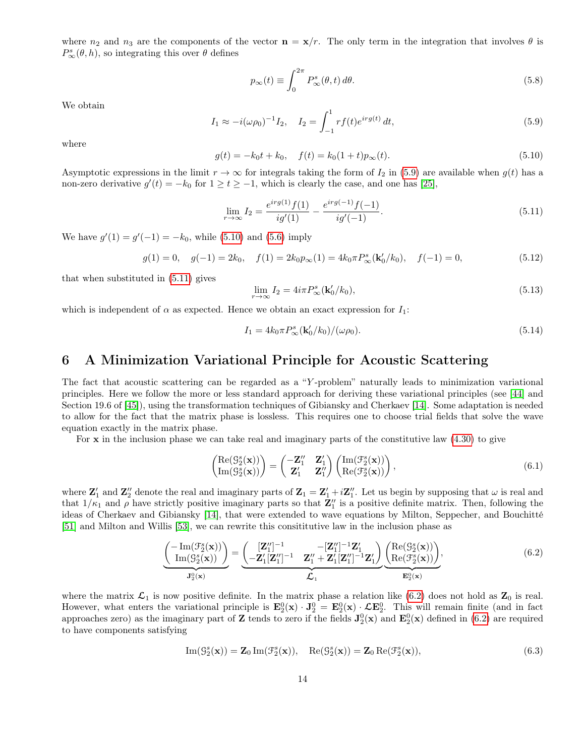where $n_2$ and $n_3$ are the components of the vector $\mathbf{n} = \mathbf{x}/r$. The only term in the integration that involves $\theta$ is $P^s_\infty(\theta, h)$, so integrating this over $\theta$ defines

$$p_\infty(t) \equiv \int_0^{2\pi} P^s_\infty(\theta, t)\, d\theta. \tag{5.8}$$

We obtain

$$I_1 \approx -i(\omega\rho_0)^{-1} I_2, \quad I_2 = \int_{-1}^{1} r f(t) e^{irg(t)}\, dt, \tag{5.9}$$

where

$$g(t) = -k_0 t + k_0, \quad f(t) = k_0(1+t)p_\infty(t). \tag{5.10}$$

Asymptotic expressions in the limit $r \to \infty$ for integrals taking the form of $I_2$ in (5.9) are available when $g(t)$ has a non-zero derivative $g'(t) = -k_0$ for $1 \geq t \geq -1$, which is clearly the case, and one has [25],

$$\lim_{r\to\infty} I_2 = \frac{e^{irg(1)} f(1)}{ig'(1)} - \frac{e^{irg(-1)} f(-1)}{ig'(-1)}. \tag{5.11}$$

We have $g'(1) = g'(-1) = -k_0$, while (5.10) and (5.6) imply

$$g(1) = 0, \quad g(-1) = 2k_0, \quad f(1) = 2k_0 p_\infty(1) = 4k_0\pi P^s_\infty(\mathbf{k}'_0/k_0), \quad f(-1) = 0, \tag{5.12}$$

that when substituted in (5.11) gives

$$\lim_{r\to\infty} I_2 = 4i\pi P^s_\infty(\mathbf{k}'_0/k_0), \tag{5.13}$$

which is independent of $\alpha$ as expected. Hence we obtain an exact expression for $I_1$:

$$I_1 = 4k_0\pi P^s_\infty(\mathbf{k}'_0/k_0)/(\omega\rho_0). \tag{5.14}$$

# 6 A Minimization Variational Principle for Acoustic Scattering

The fact that acoustic scattering can be regarded as a "$Y$-problem" naturally leads to minimization variational principles. Here we follow the more or less standard approach for deriving these variational principles (see [44] and Section 19.6 of [45]), using the transformation techniques of Gibiansky and Cherkaev [14]. Some adaptation is needed to allow for the fact that the matrix phase is lossless. This requires one to choose trial fields that solve the wave equation exactly in the matrix phase.

For $\mathbf{x}$ in the inclusion phase we can take real and imaginary parts of the constitutive law (4.30) to give

$$\begin{pmatrix} \mathrm{Re}(\mathcal{G}^s_2(\mathbf{x})) \\ \mathrm{Im}(\mathcal{G}^s_2(\mathbf{x})) \end{pmatrix} = \begin{pmatrix} -\mathbf{Z}''_1 & \mathbf{Z}'_1 \\ \mathbf{Z}'_1 & \mathbf{Z}''_1 \end{pmatrix} \begin{pmatrix} \mathrm{Im}(\mathcal{F}^s_2(\mathbf{x})) \\ \mathrm{Re}(\mathcal{F}^s_2(\mathbf{x})) \end{pmatrix}, \tag{6.1}$$

where $\mathbf{Z}'_1$ and $\mathbf{Z}''_2$ denote the real and imaginary parts of $\mathbf{Z}_1 = \mathbf{Z}'_1 + i\mathbf{Z}''_1$. Let us begin by supposing that $\omega$ is real and that $1/\kappa_1$ and $\rho$ have strictly positive imaginary parts so that $\mathbf{Z}''_1$ is a positive definite matrix. Then, following the ideas of Cherkaev and Gibiansky [14], that were extended to wave equations by Milton, Seppecher, and Bouchitté [51] and Milton and Willis [53], we can rewrite this consititutive law in the inclusion phase as

$$\underbrace{\begin{pmatrix} -\mathrm{Im}(\mathcal{F}^s_2(\mathbf{x})) \\ \mathrm{Im}(\mathcal{G}^s_2(\mathbf{x})) \end{pmatrix}}_{\mathbf{J}^0_2(\mathbf{x})} = \underbrace{\begin{pmatrix} [\mathbf{Z}''_1]^{-1} & -[\mathbf{Z}''_1]^{-1}\mathbf{Z}'_1 \\ -\mathbf{Z}'_1[\mathbf{Z}''_1]^{-1} & \mathbf{Z}''_1 + \mathbf{Z}'_1[\mathbf{Z}''_1]^{-1}\mathbf{Z}'_1 \end{pmatrix}}_{\boldsymbol{\mathcal{L}}_1} \underbrace{\begin{pmatrix} \mathrm{Re}(\mathcal{G}^s_2(\mathbf{x})) \\ \mathrm{Re}(\mathcal{F}^s_2(\mathbf{x})) \end{pmatrix}}_{\mathbf{E}^0_2(\mathbf{x})}, \tag{6.2}$$

where the matrix $\boldsymbol{\mathcal{L}}_1$ is now positive definite. In the matrix phase a relation like (6.2) does not hold as $\mathbf{Z}_0$ is real. However, what enters the variational principle is $\mathbf{E}^0_2(\mathbf{x}) \cdot \mathbf{J}^0_2 = \mathbf{E}^0_2(\mathbf{x}) \cdot \boldsymbol{\mathcal{L}}\mathbf{E}^0_2$. This will remain finite (and in fact approaches zero) as the imaginary part of $\mathbf{Z}$ tends to zero if the fields $\mathbf{J}^0_2(\mathbf{x})$ and $\mathbf{E}^0_2(\mathbf{x})$ defined in (6.2) are required to have components satisfying

$$\mathrm{Im}(\mathcal{G}^s_2(\mathbf{x})) = \mathbf{Z}_0\,\mathrm{Im}(\mathcal{F}^s_2(\mathbf{x})), \quad \mathrm{Re}(\mathcal{G}^s_2(\mathbf{x})) = \mathbf{Z}_0\,\mathrm{Re}(\mathcal{F}^s_2(\mathbf{x})), \tag{6.3}$$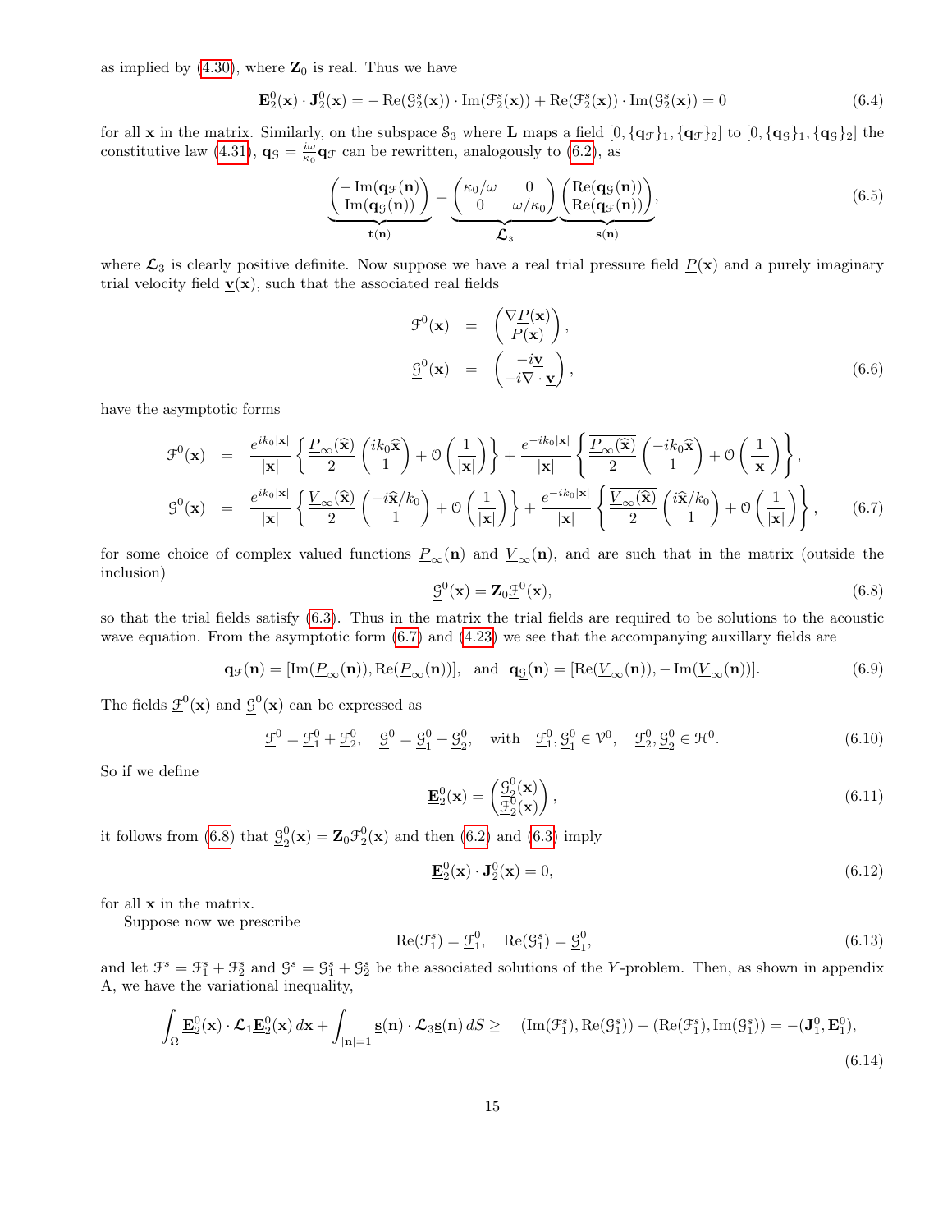as implied by (4.30), where $\mathbf{Z}_0$ is real. Thus we have

$$\mathbf{E}_2^0(\mathbf{x})\cdot\mathbf{J}_2^0(\mathbf{x}) = -\operatorname{Re}(\mathcal{G}_2^s(\mathbf{x}))\cdot\operatorname{Im}(\mathcal{F}_2^s(\mathbf{x})) + \operatorname{Re}(\mathcal{F}_2^s(\mathbf{x}))\cdot\operatorname{Im}(\mathcal{G}_2^s(\mathbf{x})) = 0 \tag{6.4}$$

for all $\mathbf{x}$ in the matrix. Similarly, on the subspace $\mathcal{S}_3$ where $\mathbf{L}$ maps a field $[0,\{\mathbf{q}_\mathcal{F}\}_1,\{\mathbf{q}_\mathcal{F}\}_2]$ to $[0,\{\mathbf{q}_\mathcal{G}\}_1,\{\mathbf{q}_\mathcal{G}\}_2]$ the constitutive law (4.31), $\mathbf{q}_\mathcal{G} = \frac{i\omega}{\kappa_0}\mathbf{q}_\mathcal{F}$ can be rewritten, analogously to (6.2), as

$$\underbrace{\begin{pmatrix}-\operatorname{Im}(\mathbf{q}_\mathcal{F}(\mathbf{n}))\\ \operatorname{Im}(\mathbf{q}_\mathcal{G}(\mathbf{n}))\end{pmatrix}}_{\mathbf{t}(\mathbf{n})} = \underbrace{\begin{pmatrix}\kappa_0/\omega & 0\\ 0 & \omega/\kappa_0\end{pmatrix}}_{\boldsymbol{\mathcal{L}}_3}\underbrace{\begin{pmatrix}\operatorname{Re}(\mathbf{q}_\mathcal{G}(\mathbf{n}))\\ \operatorname{Re}(\mathbf{q}_\mathcal{F}(\mathbf{n}))\end{pmatrix}}_{\mathbf{s}(\mathbf{n})}, \tag{6.5}$$

where $\boldsymbol{\mathcal{L}}_3$ is clearly positive definite. Now suppose we have a real trial pressure field $\underline{P}(\mathbf{x})$ and a purely imaginary trial velocity field $\underline{\mathbf{v}}(\mathbf{x})$, such that the associated real fields

$$\begin{aligned}\underline{\mathcal{F}}^0(\mathbf{x}) &= \begin{pmatrix}\nabla\underline{P}(\mathbf{x})\\ \underline{P}(\mathbf{x})\end{pmatrix},\\ \underline{\mathcal{G}}^0(\mathbf{x}) &= \begin{pmatrix}-i\underline{\mathbf{v}}\\ -i\nabla\cdot\underline{\mathbf{v}}\end{pmatrix},\end{aligned} \tag{6.6}$$

have the asymptotic forms

$$\begin{aligned}\underline{\mathcal{F}}^0(\mathbf{x}) &= \frac{e^{ik_0|\mathbf{x}|}}{|\mathbf{x}|}\left\{\frac{\underline{P}_\infty(\widehat{\mathbf{x}})}{2}\begin{pmatrix}ik_0\widehat{\mathbf{x}}\\ 1\end{pmatrix}+\mathcal{O}\left(\frac{1}{|\mathbf{x}|}\right)\right\}+\frac{e^{-ik_0|\mathbf{x}|}}{|\mathbf{x}|}\left\{\frac{\overline{\underline{P}_\infty(\widehat{\mathbf{x}})}}{2}\begin{pmatrix}-ik_0\widehat{\mathbf{x}}\\ 1\end{pmatrix}+\mathcal{O}\left(\frac{1}{|\mathbf{x}|}\right)\right\},\\ \underline{\mathcal{G}}^0(\mathbf{x}) &= \frac{e^{ik_0|\mathbf{x}|}}{|\mathbf{x}|}\left\{\frac{\underline{V}_\infty(\widehat{\mathbf{x}})}{2}\begin{pmatrix}-i\widehat{\mathbf{x}}/k_0\\ 1\end{pmatrix}+\mathcal{O}\left(\frac{1}{|\mathbf{x}|}\right)\right\}+\frac{e^{-ik_0|\mathbf{x}|}}{|\mathbf{x}|}\left\{\frac{\overline{\underline{V}_\infty(\widehat{\mathbf{x}})}}{2}\begin{pmatrix}i\widehat{\mathbf{x}}/k_0\\ 1\end{pmatrix}+\mathcal{O}\left(\frac{1}{|\mathbf{x}|}\right)\right\},\end{aligned} \tag{6.7}$$

for some choice of complex valued functions $\underline{P}_\infty(\mathbf{n})$ and $\underline{V}_\infty(\mathbf{n})$, and are such that in the matrix (outside the inclusion)

$$\underline{\mathcal{G}}^0(\mathbf{x}) = \mathbf{Z}_0\underline{\mathcal{F}}^0(\mathbf{x}), \tag{6.8}$$

so that the trial fields satisfy (6.3). Thus in the matrix the trial fields are required to be solutions to the acoustic wave equation. From the asymptotic form (6.7) and (4.23) we see that the accompanying auxillary fields are

$$\mathbf{q}_{\underline{\mathcal{F}}}(\mathbf{n}) = [\operatorname{Im}(\underline{P}_\infty(\mathbf{n})),\operatorname{Re}(\underline{P}_\infty(\mathbf{n}))],\quad\text{and}\quad \mathbf{q}_{\underline{\mathcal{G}}}(\mathbf{n}) = [\operatorname{Re}(\underline{V}_\infty(\mathbf{n})),-\operatorname{Im}(\underline{V}_\infty(\mathbf{n}))]. \tag{6.9}$$

The fields $\underline{\mathcal{F}}^0(\mathbf{x})$ and $\underline{\mathcal{G}}^0(\mathbf{x})$ can be expressed as

$$\underline{\mathcal{F}}^0 = \underline{\mathcal{F}}_1^0+\underline{\mathcal{F}}_2^0,\quad \underline{\mathcal{G}}^0 = \underline{\mathcal{G}}_1^0+\underline{\mathcal{G}}_2^0,\quad\text{with}\quad \underline{\mathcal{F}}_1^0,\underline{\mathcal{G}}_1^0\in\mathcal{V}^0,\quad \underline{\mathcal{F}}_2^0,\underline{\mathcal{G}}_2^0\in\mathcal{H}^0. \tag{6.10}$$

So if we define

$$\underline{\mathbf{E}}_2^0(\mathbf{x}) = \begin{pmatrix}\underline{\mathcal{G}}_2^0(\mathbf{x})\\ \underline{\mathcal{F}}_2^0(\mathbf{x})\end{pmatrix}, \tag{6.11}$$

it follows from (6.8) that $\underline{\mathcal{G}}_2^0(\mathbf{x}) = \mathbf{Z}_0\underline{\mathcal{F}}_2^0(\mathbf{x})$ and then (6.2) and (6.3) imply

$$\underline{\mathbf{E}}_2^0(\mathbf{x})\cdot\mathbf{J}_2^0(\mathbf{x}) = 0, \tag{6.12}$$

for all $\mathbf{x}$ in the matrix.

Suppose now we prescribe

$$\operatorname{Re}(\mathcal{F}_1^s) = \underline{\mathcal{F}}_1^0,\quad \operatorname{Re}(\mathcal{G}_1^s) = \underline{\mathcal{G}}_1^0, \tag{6.13}$$

and let $\mathcal{F}^s = \mathcal{F}_1^s+\mathcal{F}_2^s$ and $\mathcal{G}^s = \mathcal{G}_1^s+\mathcal{G}_2^s$ be the associated solutions of the $Y$-problem. Then, as shown in appendix A, we have the variational inequality,

$$\int_\Omega \underline{\mathbf{E}}_2^0(\mathbf{x})\cdot\boldsymbol{\mathcal{L}}_1\underline{\mathbf{E}}_2^0(\mathbf{x})\,d\mathbf{x}+\int_{|\mathbf{n}|=1}\underline{\mathbf{s}}(\mathbf{n})\cdot\boldsymbol{\mathcal{L}}_3\underline{\mathbf{s}}(\mathbf{n})\,dS \geq \quad (\operatorname{Im}(\mathcal{F}_1^s),\operatorname{Re}(\mathcal{G}_1^s))-(\operatorname{Re}(\mathcal{F}_1^s),\operatorname{Im}(\mathcal{G}_1^s)) = -(\mathbf{J}_1^0,\mathbf{E}_1^0), \tag{6.14}$$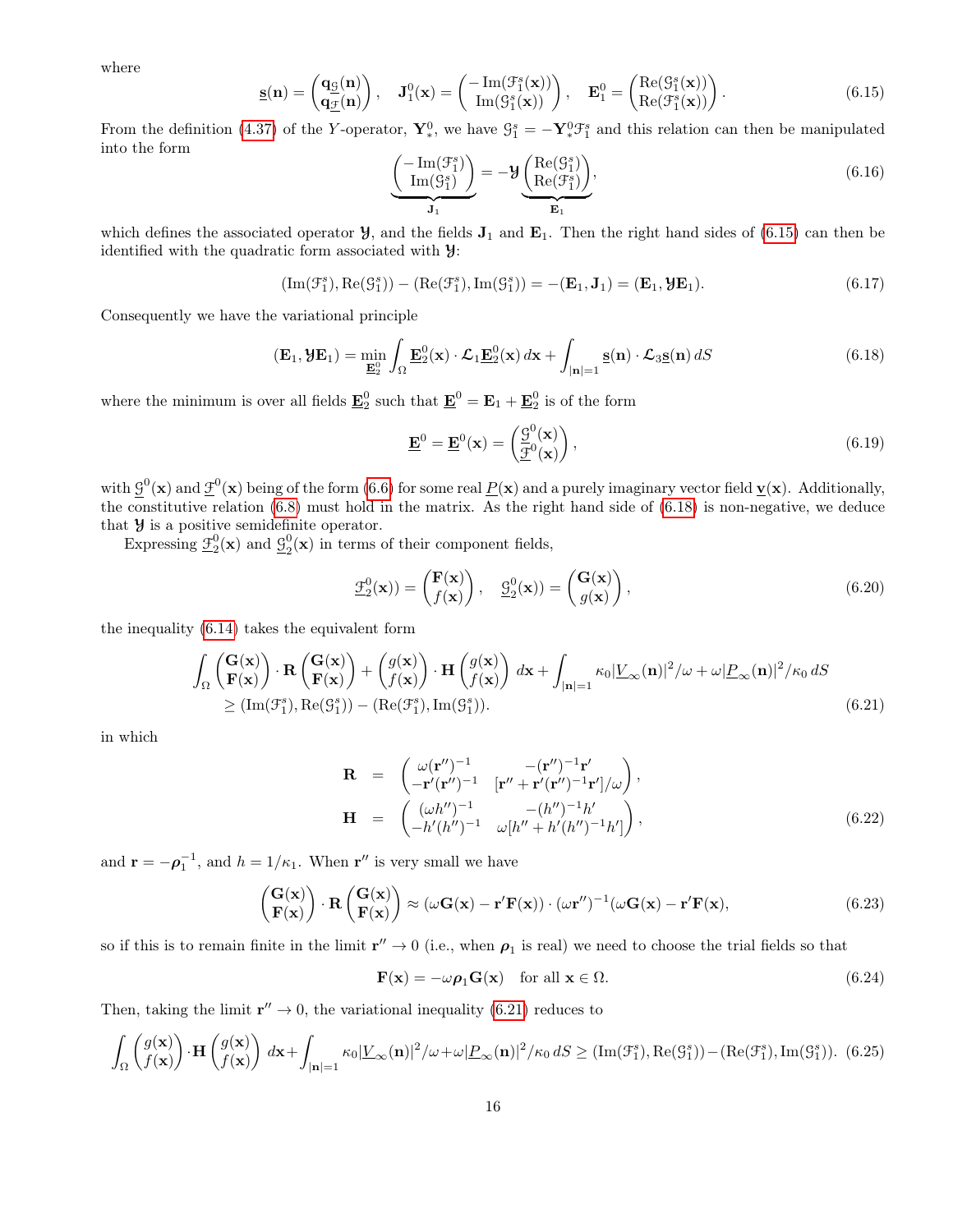where

$$\underline{\mathbf{s}}(\mathbf{n}) = \begin{pmatrix} \mathbf{q}_{\underline{\mathcal{G}}}(\mathbf{n}) \\ \mathbf{q}_{\underline{\mathcal{F}}}(\mathbf{n}) \end{pmatrix}, \quad \mathbf{J}_1^0(\mathbf{x}) = \begin{pmatrix} -\mathrm{Im}(\mathcal{F}_1^s(\mathbf{x})) \\ \mathrm{Im}(\mathcal{G}_1^s(\mathbf{x})) \end{pmatrix}, \quad \mathbf{E}_1^0 = \begin{pmatrix} \mathrm{Re}(\mathcal{G}_1^s(\mathbf{x})) \\ \mathrm{Re}(\mathcal{F}_1^s(\mathbf{x})) \end{pmatrix}. \tag{6.15}$$

From the definition (4.37) of the $Y$-operator, $\mathbf{Y}_*^0$, we have $\mathcal{G}_1^s = -\mathbf{Y}_*^0\mathcal{F}_1^s$ and this relation can then be manipulated into the form

$$\underbrace{\begin{pmatrix} -\mathrm{Im}(\mathcal{F}_1^s) \\ \mathrm{Im}(\mathcal{G}_1^s) \end{pmatrix}}_{\mathbf{J}_1} = -\boldsymbol{\mathcal{Y}} \underbrace{\begin{pmatrix} \mathrm{Re}(\mathcal{G}_1^s) \\ \mathrm{Re}(\mathcal{F}_1^s) \end{pmatrix}}_{\mathbf{E}_1}, \tag{6.16}$$

which defines the associated operator $\boldsymbol{\mathcal{Y}}$, and the fields $\mathbf{J}_1$ and $\mathbf{E}_1$. Then the right hand sides of (6.15) can then be identified with the quadratic form associated with $\boldsymbol{\mathcal{Y}}$:

$$(\mathrm{Im}(\mathcal{F}_1^s), \mathrm{Re}(\mathcal{G}_1^s)) - (\mathrm{Re}(\mathcal{F}_1^s), \mathrm{Im}(\mathcal{G}_1^s)) = -(\mathbf{E}_1, \mathbf{J}_1) = (\mathbf{E}_1, \boldsymbol{\mathcal{Y}}\mathbf{E}_1). \tag{6.17}$$

Consequently we have the variational principle

$$(\mathbf{E}_1, \boldsymbol{\mathcal{Y}}\mathbf{E}_1) = \min_{\underline{\mathbf{E}}_2^0} \int_\Omega \underline{\mathbf{E}}_2^0(\mathbf{x}) \cdot \boldsymbol{\mathcal{L}}_1 \underline{\mathbf{E}}_2^0(\mathbf{x})\, d\mathbf{x} + \int_{|\mathbf{n}|=1} \underline{\mathbf{s}}(\mathbf{n}) \cdot \boldsymbol{\mathcal{L}}_3 \underline{\mathbf{s}}(\mathbf{n})\, dS \tag{6.18}$$

where the minimum is over all fields $\underline{\mathbf{E}}_2^0$ such that $\underline{\mathbf{E}}^0 = \mathbf{E}_1 + \underline{\mathbf{E}}_2^0$ is of the form

$$\underline{\mathbf{E}}^0 = \underline{\mathbf{E}}^0(\mathbf{x}) = \begin{pmatrix} \underline{\mathcal{G}}^0(\mathbf{x}) \\ \underline{\mathcal{F}}^0(\mathbf{x}) \end{pmatrix}, \tag{6.19}$$

with $\underline{\mathcal{G}}^0(\mathbf{x})$ and $\underline{\mathcal{F}}^0(\mathbf{x})$ being of the form (6.6) for some real $\underline{P}(\mathbf{x})$ and a purely imaginary vector field $\underline{\mathbf{v}}(\mathbf{x})$. Additionally, the constitutive relation (6.8) must hold in the matrix. As the right hand side of (6.18) is non-negative, we deduce that $\boldsymbol{\mathcal{Y}}$ is a positive semidefinite operator.

Expressing $\underline{\mathcal{F}}_2^0(\mathbf{x})$ and $\underline{\mathcal{G}}_2^0(\mathbf{x})$ in terms of their component fields,

$$\underline{\mathcal{F}}_2^0(\mathbf{x})) = \begin{pmatrix} \mathbf{F}(\mathbf{x}) \\ f(\mathbf{x}) \end{pmatrix}, \quad \underline{\mathcal{G}}_2^0(\mathbf{x})) = \begin{pmatrix} \mathbf{G}(\mathbf{x}) \\ g(\mathbf{x}) \end{pmatrix}, \tag{6.20}$$

the inequality (6.14) takes the equivalent form

$$\begin{aligned} \int_\Omega \begin{pmatrix} \mathbf{G}(\mathbf{x}) \\ \mathbf{F}(\mathbf{x}) \end{pmatrix} \cdot \mathbf{R} \begin{pmatrix} \mathbf{G}(\mathbf{x}) \\ \mathbf{F}(\mathbf{x}) \end{pmatrix} + \begin{pmatrix} g(\mathbf{x}) \\ f(\mathbf{x}) \end{pmatrix} \cdot \mathbf{H} \begin{pmatrix} g(\mathbf{x}) \\ f(\mathbf{x}) \end{pmatrix}\, d\mathbf{x} + \int_{|\mathbf{n}|=1} \kappa_0 |\underline{V}_\infty(\mathbf{n})|^2/\omega + \omega |\underline{P}_\infty(\mathbf{n})|^2/\kappa_0\, dS \\ \geq (\mathrm{Im}(\mathcal{F}_1^s), \mathrm{Re}(\mathcal{G}_1^s)) - (\mathrm{Re}(\mathcal{F}_1^s), \mathrm{Im}(\mathcal{G}_1^s)). \end{aligned} \tag{6.21}$$

in which

$$\begin{aligned} \mathbf{R} &= \begin{pmatrix} \omega(\mathbf{r}'')^{-1} & -(\mathbf{r}'')^{-1}\mathbf{r}' \\ -\mathbf{r}'(\mathbf{r}'')^{-1} & [\mathbf{r}'' + \mathbf{r}'(\mathbf{r}'')^{-1}\mathbf{r}']/\omega \end{pmatrix}, \\ \mathbf{H} &= \begin{pmatrix} (\omega h'')^{-1} & -(h'')^{-1}h' \\ -h'(h'')^{-1} & \omega[h'' + h'(h'')^{-1}h'] \end{pmatrix}, \end{aligned} \tag{6.22}$$

and $\mathbf{r} = -\boldsymbol{\rho}_1^{-1}$, and $h = 1/\kappa_1$. When $\mathbf{r}''$ is very small we have

$$\begin{pmatrix} \mathbf{G}(\mathbf{x}) \\ \mathbf{F}(\mathbf{x}) \end{pmatrix} \cdot \mathbf{R} \begin{pmatrix} \mathbf{G}(\mathbf{x}) \\ \mathbf{F}(\mathbf{x}) \end{pmatrix} \approx (\omega\mathbf{G}(\mathbf{x}) - \mathbf{r}'\mathbf{F}(\mathbf{x})) \cdot (\omega\mathbf{r}'')^{-1}(\omega\mathbf{G}(\mathbf{x}) - \mathbf{r}'\mathbf{F}(\mathbf{x}), \tag{6.23}$$

so if this is to remain finite in the limit $\mathbf{r}'' \to 0$ (i.e., when $\boldsymbol{\rho}_1$ is real) we need to choose the trial fields so that

$$\mathbf{F}(\mathbf{x}) = -\omega\boldsymbol{\rho}_1\mathbf{G}(\mathbf{x}) \quad \text{for all } \mathbf{x} \in \Omega. \tag{6.24}$$

Then, taking the limit $\mathbf{r}'' \to 0$, the variational inequality (6.21) reduces to

$$\int_\Omega \begin{pmatrix} g(\mathbf{x}) \\ f(\mathbf{x}) \end{pmatrix} \cdot \mathbf{H} \begin{pmatrix} g(\mathbf{x}) \\ f(\mathbf{x}) \end{pmatrix}\, d\mathbf{x} + \int_{|\mathbf{n}|=1} \kappa_0 |\underline{V}_\infty(\mathbf{n})|^2/\omega + \omega |\underline{P}_\infty(\mathbf{n})|^2/\kappa_0\, dS \geq (\mathrm{Im}(\mathcal{F}_1^s), \mathrm{Re}(\mathcal{G}_1^s)) - (\mathrm{Re}(\mathcal{F}_1^s), \mathrm{Im}(\mathcal{G}_1^s)). \tag{6.25}$$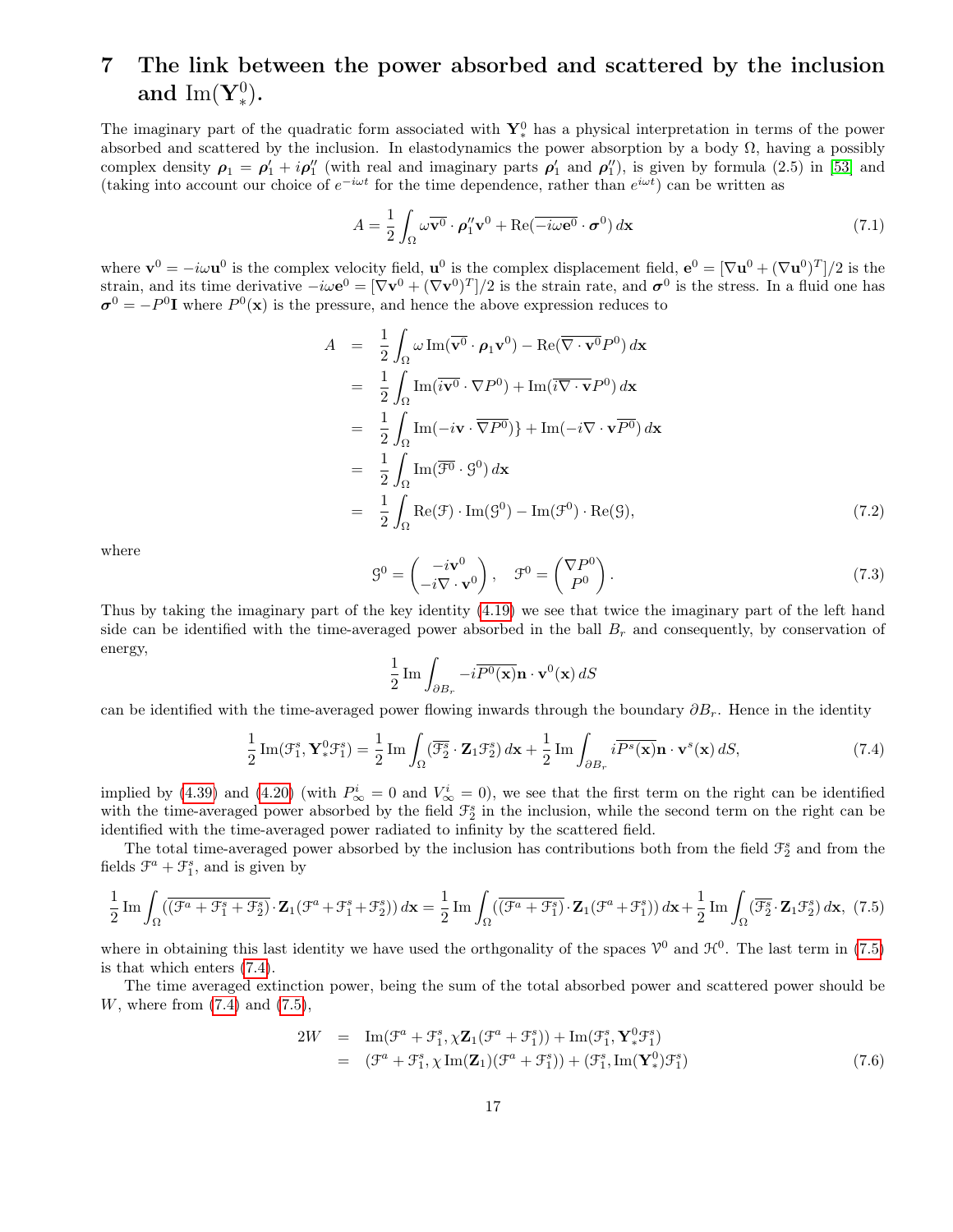# 7 The link between the power absorbed and scattered by the inclusion and $\mathrm{Im}(\mathbf{Y}_*^0)$.

The imaginary part of the quadratic form associated with $\mathbf{Y}_*^0$ has a physical interpretation in terms of the power absorbed and scattered by the inclusion. In elastodynamics the power absorption by a body $\Omega$, having a possibly complex density $\boldsymbol{\rho}_1 = \boldsymbol{\rho}_1' + i\boldsymbol{\rho}_1''$ (with real and imaginary parts $\boldsymbol{\rho}_1'$ and $\boldsymbol{\rho}_1''$), is given by formula (2.5) in [53] and (taking into account our choice of $e^{-i\omega t}$ for the time dependence, rather than $e^{i\omega t}$) can be written as

$$A = \frac{1}{2}\int_\Omega \omega\overline{\mathbf{v}^0}\cdot\boldsymbol{\rho}_1''\mathbf{v}^0 + \mathrm{Re}(\overline{-i\omega\mathbf{e}^0}\cdot\boldsymbol{\sigma}^0)\,d\mathbf{x} \tag{7.1}$$

where $\mathbf{v}^0 = -i\omega\mathbf{u}^0$ is the complex velocity field, $\mathbf{u}^0$ is the complex displacement field, $\mathbf{e}^0 = [\nabla\mathbf{u}^0 + (\nabla\mathbf{u}^0)^T]/2$ is the strain, and its time derivative $-i\omega\mathbf{e}^0 = [\nabla\mathbf{v}^0 + (\nabla\mathbf{v}^0)^T]/2$ is the strain rate, and $\boldsymbol{\sigma}^0$ is the stress. In a fluid one has $\boldsymbol{\sigma}^0 = -P^0\mathbf{I}$ where $P^0(\mathbf{x})$ is the pressure, and hence the above expression reduces to

$$\begin{aligned}
A &= \frac{1}{2}\int_\Omega \omega\,\mathrm{Im}(\overline{\mathbf{v}^0}\cdot\boldsymbol{\rho}_1\mathbf{v}^0) - \mathrm{Re}(\overline{\nabla\cdot\mathbf{v}^0}P^0)\,d\mathbf{x} \\
&= \frac{1}{2}\int_\Omega \mathrm{Im}(\overline{i\mathbf{v}^0}\cdot\nabla P^0) + \mathrm{Im}(\overline{i\nabla\cdot\mathbf{v}}P^0)\,d\mathbf{x} \\
&= \frac{1}{2}\int_\Omega \mathrm{Im}(-i\mathbf{v}\cdot\overline{\nabla P^0})\} + \mathrm{Im}(-i\nabla\cdot\mathbf{v}\overline{P^0})\,d\mathbf{x} \\
&= \frac{1}{2}\int_\Omega \mathrm{Im}(\overline{\mathcal{F}^0}\cdot\mathcal{G}^0)\,d\mathbf{x} \\
&= \frac{1}{2}\int_\Omega \mathrm{Re}(\mathcal{F})\cdot\mathrm{Im}(\mathcal{G}^0) - \mathrm{Im}(\mathcal{F}^0)\cdot\mathrm{Re}(\mathcal{G}),
\end{aligned} \tag{7.2}$$

where

$$\mathcal{G}^0 = \begin{pmatrix} -i\mathbf{v}^0 \\ -i\nabla\cdot\mathbf{v}^0 \end{pmatrix}, \quad \mathcal{F}^0 = \begin{pmatrix} \nabla P^0 \\ P^0 \end{pmatrix}. \tag{7.3}$$

Thus by taking the imaginary part of the key identity (4.19) we see that twice the imaginary part of the left hand side can be identified with the time-averaged power absorbed in the ball $B_r$ and consequently, by conservation of energy,

$$\frac{1}{2}\,\mathrm{Im}\int_{\partial B_r} -i\overline{P^0(\mathbf{x})}\mathbf{n}\cdot\mathbf{v}^0(\mathbf{x})\,dS$$

can be identified with the time-averaged power flowing inwards through the boundary $\partial B_r$. Hence in the identity

$$\frac{1}{2}\,\mathrm{Im}(\mathcal{F}_1^s, \mathbf{Y}_*^0\mathcal{F}_1^s) = \frac{1}{2}\,\mathrm{Im}\int_\Omega(\overline{\mathcal{F}_2^s}\cdot\mathbf{Z}_1\mathcal{F}_2^s)\,d\mathbf{x} + \frac{1}{2}\,\mathrm{Im}\int_{\partial B_r} i\overline{P^s(\mathbf{x})}\mathbf{n}\cdot\mathbf{v}^s(\mathbf{x})\,dS, \tag{7.4}$$

implied by (4.39) and (4.20) (with $P_\infty^i = 0$ and $V_\infty^i = 0$), we see that the first term on the right can be identified with the time-averaged power absorbed by the field $\mathcal{F}_2^s$ in the inclusion, while the second term on the right can be identified with the time-averaged power radiated to infinity by the scattered field.

The total time-averaged power absorbed by the inclusion has contributions both from the field $\mathcal{F}_2^s$ and from the fields $\mathcal{F}^a + \mathcal{F}_1^s$, and is given by

$$\frac{1}{2}\,\mathrm{Im}\int_\Omega(\overline{(\mathcal{F}^a+\mathcal{F}_1^s+\mathcal{F}_2^s)}\cdot\mathbf{Z}_1(\mathcal{F}^a+\mathcal{F}_1^s+\mathcal{F}_2^s))\,d\mathbf{x} = \frac{1}{2}\,\mathrm{Im}\int_\Omega(\overline{(\mathcal{F}^a+\mathcal{F}_1^s)}\cdot\mathbf{Z}_1(\mathcal{F}^a+\mathcal{F}_1^s))\,d\mathbf{x} + \frac{1}{2}\,\mathrm{Im}\int_\Omega(\overline{\mathcal{F}_2^s}\cdot\mathbf{Z}_1\mathcal{F}_2^s)\,d\mathbf{x}, \tag{7.5}$$

where in obtaining this last identity we have used the orthgonality of the spaces $\mathcal{V}^0$ and $\mathcal{H}^0$. The last term in (7.5) is that which enters (7.4).

The time averaged extinction power, being the sum of the total absorbed power and scattered power should be $W$, where from (7.4) and (7.5),

$$\begin{aligned}
2W &= \mathrm{Im}(\mathcal{F}^a+\mathcal{F}_1^s, \chi\mathbf{Z}_1(\mathcal{F}^a+\mathcal{F}_1^s)) + \mathrm{Im}(\mathcal{F}_1^s, \mathbf{Y}_*^0\mathcal{F}_1^s) \\
&= (\mathcal{F}^a+\mathcal{F}_1^s, \chi\,\mathrm{Im}(\mathbf{Z}_1)(\mathcal{F}^a+\mathcal{F}_1^s)) + (\mathcal{F}_1^s, \mathrm{Im}(\mathbf{Y}_*^0)\mathcal{F}_1^s)
\end{aligned} \tag{7.6}$$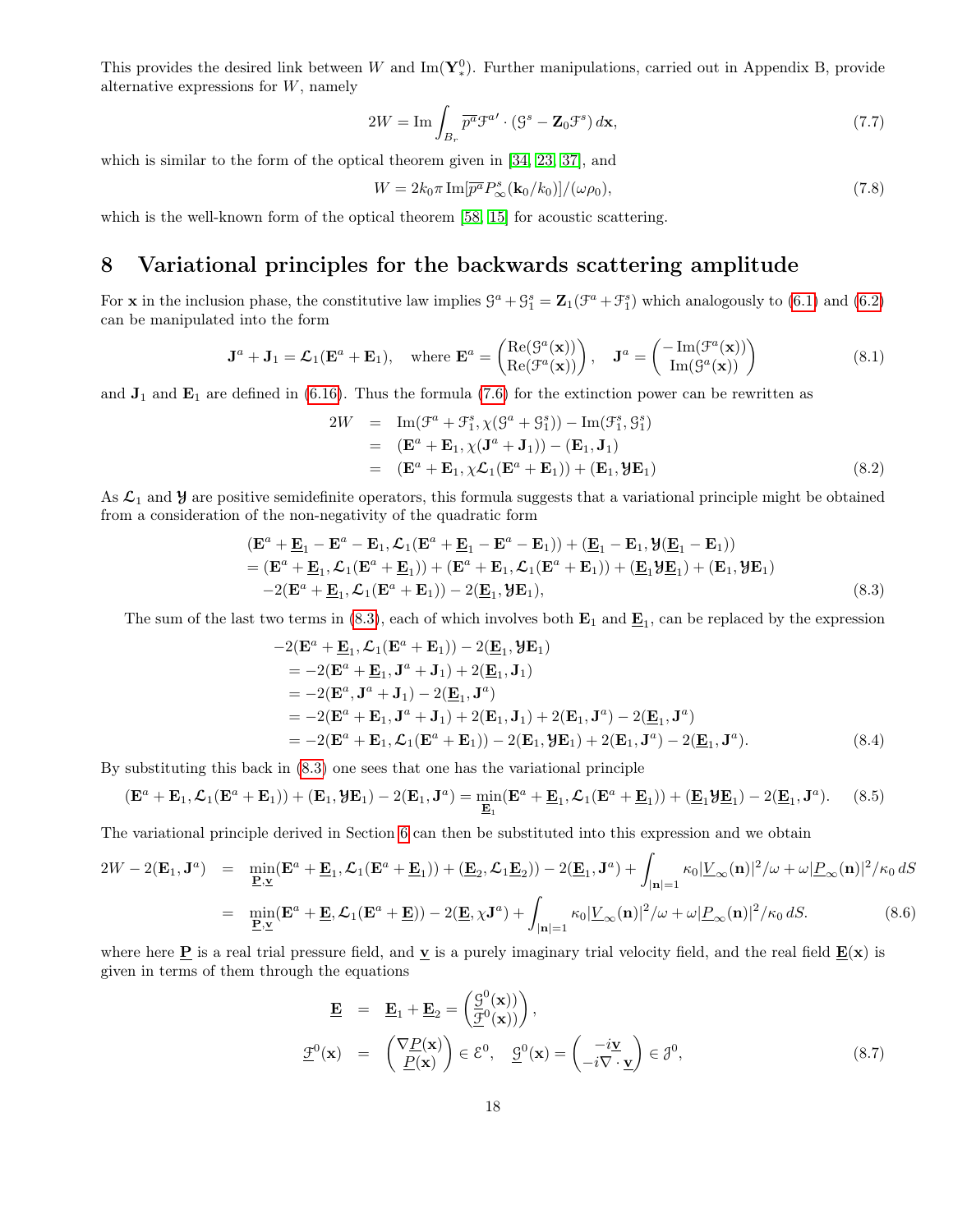This provides the desired link between $W$ and $\mathrm{Im}(\mathbf{Y}^0_*)$. Further manipulations, carried out in Appendix B, provide alternative expressions for $W$, namely

$$2W = \mathrm{Im}\int_{B_r} \overline{p^a}\mathcal{F}^{a\prime}\cdot(\mathcal{G}^s - \mathbf{Z}_0\mathcal{F}^s)\,d\mathbf{x}, \tag{7.7}$$

which is similar to the form of the optical theorem given in [34, 23, 37], and

$$W = 2k_0\pi\,\mathrm{Im}[\overline{p^a}P^s_\infty(\mathbf{k}_0/k_0)]/(\omega\rho_0), \tag{7.8}$$

which is the well-known form of the optical theorem [58, 15] for acoustic scattering.

## 8 Variational principles for the backwards scattering amplitude

For $\mathbf{x}$ in the inclusion phase, the constitutive law implies $\mathcal{G}^a + \mathcal{G}^s_1 = \mathbf{Z}_1(\mathcal{F}^a + \mathcal{F}^s_1)$ which analogously to (6.1) and (6.2) can be manipulated into the form

$$\mathbf{J}^a + \mathbf{J}_1 = \mathcal{L}_1(\mathbf{E}^a + \mathbf{E}_1), \quad \text{where } \mathbf{E}^a = \begin{pmatrix}\mathrm{Re}(\mathcal{G}^a(\mathbf{x}))\\ \mathrm{Re}(\mathcal{F}^a(\mathbf{x}))\end{pmatrix}, \quad \mathbf{J}^a = \begin{pmatrix}-\mathrm{Im}(\mathcal{F}^a(\mathbf{x}))\\ \mathrm{Im}(\mathcal{G}^a(\mathbf{x}))\end{pmatrix} \tag{8.1}$$

and $\mathbf{J}_1$ and $\mathbf{E}_1$ are defined in (6.16). Thus the formula (7.6) for the extinction power can be rewritten as

$$\begin{aligned}
2W &= \mathrm{Im}(\mathcal{F}^a + \mathcal{F}^s_1, \chi(\mathcal{G}^a + \mathcal{G}^s_1)) - \mathrm{Im}(\mathcal{F}^s_1, \mathcal{G}^s_1)\\
&= (\mathbf{E}^a + \mathbf{E}_1, \chi(\mathbf{J}^a + \mathbf{J}_1)) - (\mathbf{E}_1, \mathbf{J}_1)\\
&= (\mathbf{E}^a + \mathbf{E}_1, \chi\mathcal{L}_1(\mathbf{E}^a + \mathbf{E}_1)) + (\mathbf{E}_1, \mathbf{\mathcal{Y}}\mathbf{E}_1)
\end{aligned} \tag{8.2}$$

As $\mathcal{L}_1$ and $\mathbf{\mathcal{Y}}$ are positive semidefinite operators, this formula suggests that a variational principle might be obtained from a consideration of the non-negativity of the quadratic form

$$\begin{aligned}
&(\mathbf{E}^a + \underline{\mathbf{E}}_1 - \mathbf{E}^a - \mathbf{E}_1, \mathcal{L}_1(\mathbf{E}^a + \underline{\mathbf{E}}_1 - \mathbf{E}^a - \mathbf{E}_1)) + (\underline{\mathbf{E}}_1 - \mathbf{E}_1, \mathbf{\mathcal{Y}}(\underline{\mathbf{E}}_1 - \mathbf{E}_1))\\
&= (\mathbf{E}^a + \underline{\mathbf{E}}_1, \mathcal{L}_1(\mathbf{E}^a + \underline{\mathbf{E}}_1)) + (\mathbf{E}^a + \mathbf{E}_1, \mathcal{L}_1(\mathbf{E}^a + \mathbf{E}_1)) + (\underline{\mathbf{E}}_1\mathbf{\mathcal{Y}}\underline{\mathbf{E}}_1) + (\mathbf{E}_1, \mathbf{\mathcal{Y}}\mathbf{E}_1)\\
&\quad -2(\mathbf{E}^a + \underline{\mathbf{E}}_1, \mathcal{L}_1(\mathbf{E}^a + \mathbf{E}_1)) - 2(\underline{\mathbf{E}}_1, \mathbf{\mathcal{Y}}\mathbf{E}_1),
\end{aligned} \tag{8.3}$$

The sum of the last two terms in (8.3), each of which involves both $\mathbf{E}_1$ and $\underline{\mathbf{E}}_1$, can be replaced by the expression

$$\begin{aligned}
&-2(\mathbf{E}^a + \underline{\mathbf{E}}_1, \mathcal{L}_1(\mathbf{E}^a + \mathbf{E}_1)) - 2(\underline{\mathbf{E}}_1, \mathbf{\mathcal{Y}}\mathbf{E}_1)\\
&= -2(\mathbf{E}^a + \underline{\mathbf{E}}_1, \mathbf{J}^a + \mathbf{J}_1) + 2(\underline{\mathbf{E}}_1, \mathbf{J}_1)\\
&= -2(\mathbf{E}^a, \mathbf{J}^a + \mathbf{J}_1) - 2(\underline{\mathbf{E}}_1, \mathbf{J}^a)\\
&= -2(\mathbf{E}^a + \mathbf{E}_1, \mathbf{J}^a + \mathbf{J}_1) + 2(\mathbf{E}_1, \mathbf{J}_1) + 2(\mathbf{E}_1, \mathbf{J}^a) - 2(\underline{\mathbf{E}}_1, \mathbf{J}^a)\\
&= -2(\mathbf{E}^a + \mathbf{E}_1, \mathcal{L}_1(\mathbf{E}^a + \mathbf{E}_1)) - 2(\mathbf{E}_1, \mathbf{\mathcal{Y}}\mathbf{E}_1) + 2(\mathbf{E}_1, \mathbf{J}^a) - 2(\underline{\mathbf{E}}_1, \mathbf{J}^a).
\end{aligned} \tag{8.4}$$

By substituting this back in (8.3) one sees that one has the variational principle

$$(\mathbf{E}^a + \mathbf{E}_1, \mathcal{L}_1(\mathbf{E}^a + \mathbf{E}_1)) + (\mathbf{E}_1, \mathbf{\mathcal{Y}}\mathbf{E}_1) - 2(\mathbf{E}_1, \mathbf{J}^a) = \min_{\underline{\mathbf{E}}_1}(\mathbf{E}^a + \underline{\mathbf{E}}_1, \mathcal{L}_1(\mathbf{E}^a + \underline{\mathbf{E}}_1)) + (\underline{\mathbf{E}}_1\mathbf{\mathcal{Y}}\underline{\mathbf{E}}_1) - 2(\underline{\mathbf{E}}_1, \mathbf{J}^a). \tag{8.5}$$

The variational principle derived in Section 6 can then be substituted into this expression and we obtain

$$\begin{aligned}
2W - 2(\mathbf{E}_1, \mathbf{J}^a) &= \min_{\underline{\mathbf{P}}, \underline{\mathbf{v}}}(\mathbf{E}^a + \underline{\mathbf{E}}_1, \mathcal{L}_1(\mathbf{E}^a + \underline{\mathbf{E}}_1)) + (\underline{\mathbf{E}}_2, \mathcal{L}_1\underline{\mathbf{E}}_2)) - 2(\underline{\mathbf{E}}_1, \mathbf{J}^a) + \int_{|\mathbf{n}|=1}\kappa_0|\underline{V}_\infty(\mathbf{n})|^2/\omega + \omega|\underline{P}_\infty(\mathbf{n})|^2/\kappa_0\,dS\\
&= \min_{\underline{\mathbf{P}}, \underline{\mathbf{v}}}(\mathbf{E}^a + \underline{\mathbf{E}}, \mathcal{L}_1(\mathbf{E}^a + \underline{\mathbf{E}})) - 2(\underline{\mathbf{E}}, \chi\mathbf{J}^a) + \int_{|\mathbf{n}|=1}\kappa_0|\underline{V}_\infty(\mathbf{n})|^2/\omega + \omega|\underline{P}_\infty(\mathbf{n})|^2/\kappa_0\,dS.
\end{aligned} \tag{8.6}$$

where here $\underline{\mathbf{P}}$ is a real trial pressure field, and $\underline{\mathbf{v}}$ is a purely imaginary trial velocity field, and the real field $\underline{\mathbf{E}}(\mathbf{x})$ is given in terms of them through the equations

$$\begin{aligned}
\underline{\mathbf{E}} &= \underline{\mathbf{E}}_1 + \underline{\mathbf{E}}_2 = \begin{pmatrix}\underline{\mathcal{G}}^0(\mathbf{x}))\\ \underline{\mathcal{F}}^0(\mathbf{x}))\end{pmatrix},\\
\underline{\mathcal{F}}^0(\mathbf{x}) &= \begin{pmatrix}\nabla\underline{P}(\mathbf{x})\\ \underline{P}(\mathbf{x})\end{pmatrix} \in \mathcal{E}^0, \quad \underline{\mathcal{G}}^0(\mathbf{x}) = \begin{pmatrix}-i\underline{\mathbf{v}}\\ -i\nabla\cdot\underline{\mathbf{v}}\end{pmatrix} \in \mathcal{J}^0,
\end{aligned} \tag{8.7}$$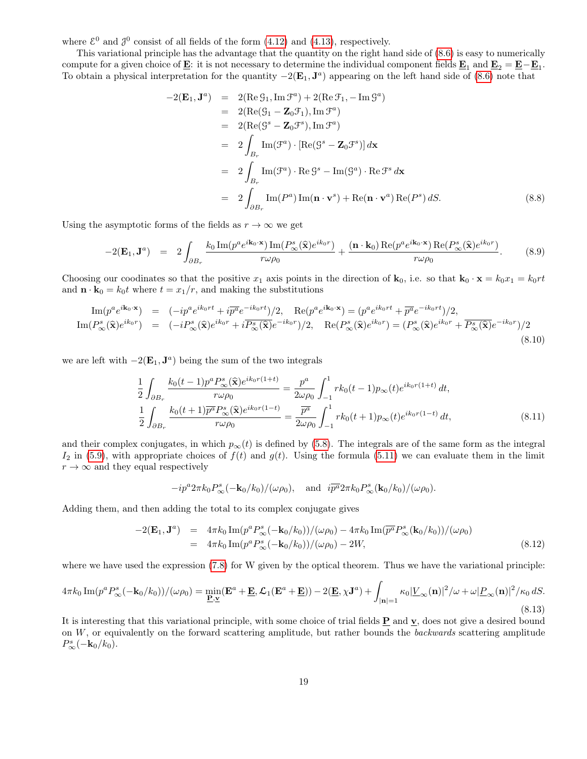where $\mathcal{E}^0$ and $\mathcal{J}^0$ consist of all fields of the form (4.12) and (4.13), respectively.

This variational principle has the advantage that the quantity on the right hand side of (8.6) is easy to numerically compute for a given choice of $\underline{\mathbf{E}}$: it is not necessary to determine the individual component fields $\underline{\mathbf{E}}_1$ and $\underline{\mathbf{E}}_2 = \underline{\mathbf{E}} - \underline{\mathbf{E}}_1$. To obtain a physical interpretation for the quantity $-2(\mathbf{E}_1, \mathbf{J}^a)$ appearing on the left hand side of (8.6) note that

$$
\begin{aligned}
-2(\mathbf{E}_1, \mathbf{J}^a) &= 2(\operatorname{Re}\mathcal{G}_1, \operatorname{Im}\mathcal{F}^a) + 2(\operatorname{Re}\mathcal{F}_1, -\operatorname{Im}\mathcal{G}^a) \\
&= 2(\operatorname{Re}(\mathcal{G}_1 - \mathbf{Z}_0\mathcal{F}_1), \operatorname{Im}\mathcal{F}^a) \\
&= 2(\operatorname{Re}(\mathcal{G}^s - \mathbf{Z}_0\mathcal{F}^s), \operatorname{Im}\mathcal{F}^a) \\
&= 2\int_{B_r} \operatorname{Im}(\mathcal{F}^a)\cdot[\operatorname{Re}(\mathcal{G}^s - \mathbf{Z}_0\mathcal{F}^s)]\, d\mathbf{x} \\
&= 2\int_{B_r} \operatorname{Im}(\mathcal{F}^a)\cdot\operatorname{Re}\mathcal{G}^s - \operatorname{Im}(\mathcal{G}^a)\cdot\operatorname{Re}\mathcal{F}^s\, d\mathbf{x} \\
&= 2\int_{\partial B_r} \operatorname{Im}(P^a)\operatorname{Im}(\mathbf{n}\cdot\mathbf{v}^s) + \operatorname{Re}(\mathbf{n}\cdot\mathbf{v}^a)\operatorname{Re}(P^s)\, dS.
\end{aligned}
\tag{8.8}
$$

Using the asymptotic forms of the fields as $r \to \infty$ we get

$$
-2(\mathbf{E}_1, \mathbf{J}^a) = 2\int_{\partial B_r} \frac{k_0 \operatorname{Im}(p^a e^{i\mathbf{k}_0\cdot\mathbf{x}})\operatorname{Im}(P^s_\infty(\widehat{\mathbf{x}})e^{ik_0 r})}{r\omega\rho_0} + \frac{(\mathbf{n}\cdot\mathbf{k}_0)\operatorname{Re}(p^a e^{i\mathbf{k}_0\cdot\mathbf{x}})\operatorname{Re}(P^s_\infty(\widehat{\mathbf{x}})e^{ik_0 r})}{r\omega\rho_0}.
\tag{8.9}
$$

Choosing our coodinates so that the positive $x_1$ axis points in the direction of $\mathbf{k}_0$, i.e. so that $\mathbf{k}_0\cdot\mathbf{x} = k_0 x_1 = k_0 r t$ and $\mathbf{n}\cdot\mathbf{k}_0 = k_0 t$ where $t = x_1/r$, and making the substitutions

$$
\begin{aligned}
\operatorname{Im}(p^a e^{i\mathbf{k}_0\cdot\mathbf{x}}) &= (-ip^a e^{ik_0 rt} + i\overline{p^a}e^{-ik_0 rt})/2, \quad \operatorname{Re}(p^a e^{i\mathbf{k}_0\cdot\mathbf{x}}) = (p^a e^{ik_0 rt} + \overline{p^a}e^{-ik_0 rt})/2, \\
\operatorname{Im}(P^s_\infty(\widehat{\mathbf{x}})e^{ik_0 r}) &= (-iP^s_\infty(\widehat{\mathbf{x}})e^{ik_0 r} + i\overline{P^s_\infty(\widehat{\mathbf{x}})}e^{-ik_0 r})/2, \quad \operatorname{Re}(P^s_\infty(\widehat{\mathbf{x}})e^{ik_0 r}) = (P^s_\infty(\widehat{\mathbf{x}})e^{ik_0 r} + \overline{P^s_\infty(\widehat{\mathbf{x}})}e^{-ik_0 r})/2
\end{aligned}
\tag{8.10}
$$

we are left with $-2(\mathbf{E}_1, \mathbf{J}^a)$ being the sum of the two integrals

$$
\begin{aligned}
\frac{1}{2}\int_{\partial B_r} \frac{k_0(t-1)p^a P^s_\infty(\widehat{\mathbf{x}})e^{ik_0 r(1+t)}}{r\omega\rho_0} &= \frac{p^a}{2\omega\rho_0}\int_{-1}^{1} rk_0(t-1)p_\infty(t)e^{ik_0 r(1+t)}\, dt, \\
\frac{1}{2}\int_{\partial B_r} \frac{k_0(t+1)\overline{p^a}P^s_\infty(\widehat{\mathbf{x}})e^{ik_0 r(1-t)}}{r\omega\rho_0} &= \frac{\overline{p^a}}{2\omega\rho_0}\int_{-1}^{1} rk_0(t+1)p_\infty(t)e^{ik_0 r(1-t)}\, dt,
\end{aligned}
\tag{8.11}
$$

and their complex conjugates, in which $p_\infty(t)$ is defined by (5.8). The integrals are of the same form as the integral $I_2$ in (5.9), with appropriate choices of $f(t)$ and $g(t)$. Using the formula (5.11) we can evaluate them in the limit $r \to \infty$ and they equal respectively

$$
-ip^a 2\pi k_0 P^s_\infty(-\mathbf{k}_0/k_0)/(\omega\rho_0), \quad \text{and} \quad i\overline{p^a}2\pi k_0 P^s_\infty(\mathbf{k}_0/k_0)/(\omega\rho_0).
$$

Adding them, and then adding the total to its complex conjugate gives

$$
\begin{aligned}
-2(\mathbf{E}_1, \mathbf{J}^a) &= 4\pi k_0 \operatorname{Im}(p^a P^s_\infty(-\mathbf{k}_0/k_0))/(\omega\rho_0) - 4\pi k_0 \operatorname{Im}(\overline{p^a}P^s_\infty(\mathbf{k}_0/k_0))/(\omega\rho_0) \\
&= 4\pi k_0 \operatorname{Im}(p^a P^s_\infty(-\mathbf{k}_0/k_0))/(\omega\rho_0) - 2W,
\end{aligned}
\tag{8.12}
$$

where we have used the expression (7.8) for W given by the optical theorem. Thus we have the variational principle:

$$
4\pi k_0 \operatorname{Im}(p^a P^s_\infty(-\mathbf{k}_0/k_0))/(\omega\rho_0) = \min_{\underline{\mathbf{P}},\underline{\mathbf{v}}}(\mathbf{E}^a + \underline{\mathbf{E}}, \mathcal{L}_1(\mathbf{E}^a + \underline{\mathbf{E}})) - 2(\underline{\mathbf{E}}, \chi\mathbf{J}^a) + \int_{|\mathbf{n}|=1} \kappa_0|\underline{V}_\infty(\mathbf{n})|^2/\omega + \omega|\underline{P}_\infty(\mathbf{n})|^2/\kappa_0\, dS.
\tag{8.13}
$$

It is interesting that this variational principle, with some choice of trial fields $\underline{\mathbf{P}}$ and $\underline{\mathbf{v}}$, does not give a desired bound on $W$, or equivalently on the forward scattering amplitude, but rather bounds the *backwards* scattering amplitude $P^s_\infty(-\mathbf{k}_0/k_0)$.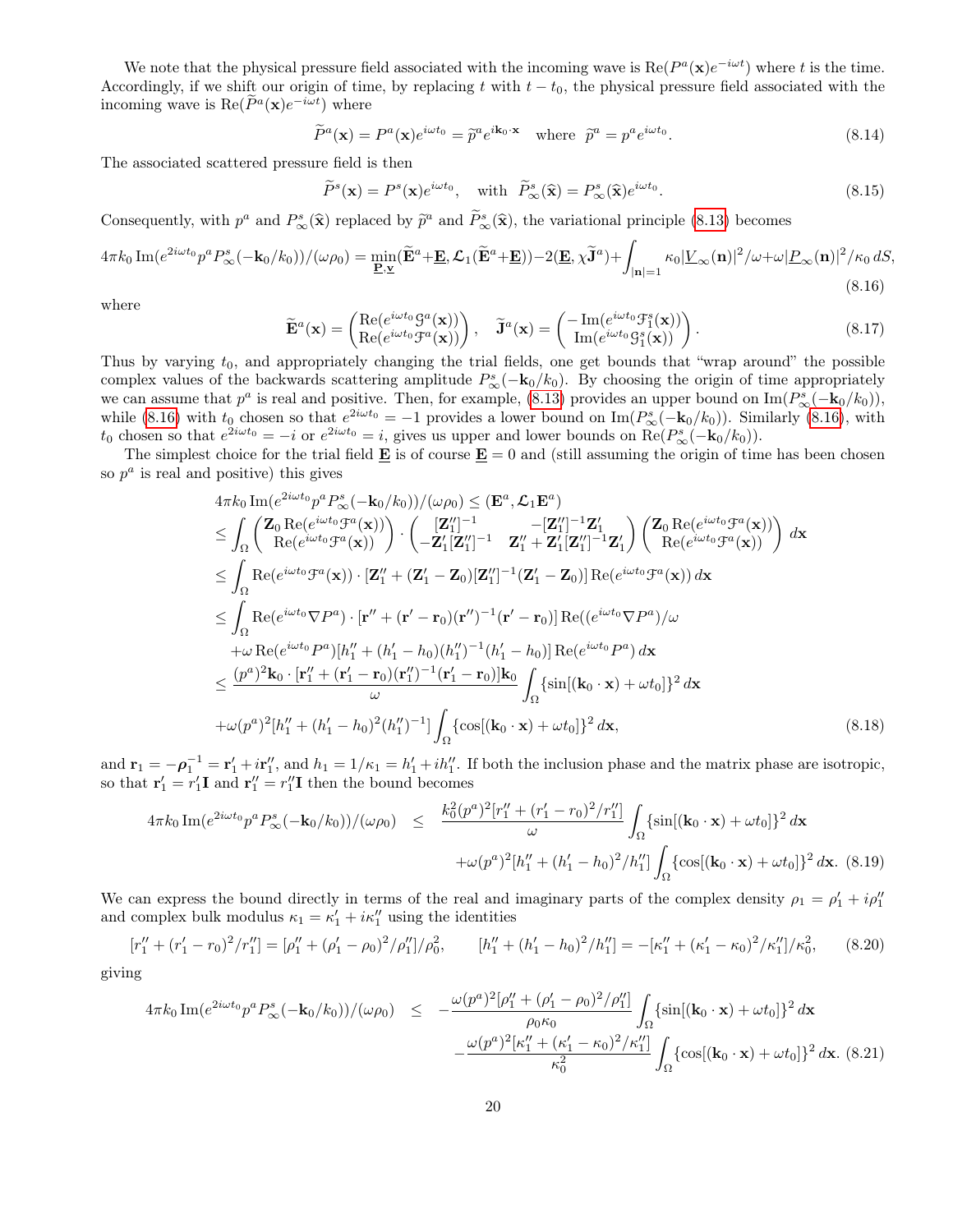We note that the physical pressure field associated with the incoming wave is $\mathrm{Re}(P^a(\mathbf{x})e^{-i\omega t})$ where $t$ is the time. Accordingly, if we shift our origin of time, by replacing $t$ with $t-t_0$, the physical pressure field associated with the incoming wave is $\mathrm{Re}(\widetilde{P}^a(\mathbf{x})e^{-i\omega t})$ where

$$\widetilde{P}^a(\mathbf{x}) = P^a(\mathbf{x})e^{i\omega t_0} = \widetilde{p}^a e^{i\mathbf{k}_0\cdot\mathbf{x}} \quad \text{where} \quad \widetilde{p}^a = p^a e^{i\omega t_0}. \tag{8.14}$$

The associated scattered pressure field is then

$$\widetilde{P}^s(\mathbf{x}) = P^s(\mathbf{x})e^{i\omega t_0}, \quad \text{with} \quad \widetilde{P}^s_\infty(\widehat{\mathbf{x}}) = P^s_\infty(\widehat{\mathbf{x}})e^{i\omega t_0}. \tag{8.15}$$

Consequently, with $p^a$ and $P^s_\infty(\widehat{\mathbf{x}})$ replaced by $\widetilde{p}^a$ and $\widetilde{P}^s_\infty(\widehat{\mathbf{x}})$, the variational principle (8.13) becomes

$$4\pi k_0\,\mathrm{Im}(e^{2i\omega t_0}p^aP^s_\infty(-\mathbf{k}_0/k_0))/(\omega\rho_0) = \min_{\underline{\mathbf{P}},\underline{\mathbf{v}}}(\widetilde{\mathbf{E}}^a+\underline{\mathbf{E}},\mathcal{L}_1(\widetilde{\mathbf{E}}^a+\underline{\mathbf{E}}))-2(\underline{\mathbf{E}},\chi\widetilde{\mathbf{J}}^a)+\int_{|\mathbf{n}|=1}\kappa_0|\underline{V}_\infty(\mathbf{n})|^2/\omega+\omega|\underline{P}_\infty(\mathbf{n})|^2/\kappa_0\,dS, \tag{8.16}$$

where

$$\widetilde{\mathbf{E}}^a(\mathbf{x}) = \begin{pmatrix}\mathrm{Re}(e^{i\omega t_0}\mathcal{G}^a(\mathbf{x}))\\ \mathrm{Re}(e^{i\omega t_0}\mathcal{F}^a(\mathbf{x}))\end{pmatrix}, \quad \widetilde{\mathbf{J}}^a(\mathbf{x}) = \begin{pmatrix}-\mathrm{Im}(e^{i\omega t_0}\mathcal{F}^s_1(\mathbf{x}))\\ \mathrm{Im}(e^{i\omega t_0}\mathcal{G}^s_1(\mathbf{x}))\end{pmatrix}. \tag{8.17}$$

Thus by varying $t_0$, and appropriately changing the trial fields, one get bounds that "wrap around" the possible complex values of the backwards scattering amplitude $P^s_\infty(-\mathbf{k}_0/k_0)$. By choosing the origin of time appropriately we can assume that $p^a$ is real and positive. Then, for example, (8.13) provides an upper bound on $\mathrm{Im}(P^s_\infty(-\mathbf{k}_0/k_0))$, while (8.16) with $t_0$ chosen so that $e^{2i\omega t_0}=-1$ provides a lower bound on $\mathrm{Im}(P^s_\infty(-\mathbf{k}_0/k_0))$. Similarly (8.16), with $t_0$ chosen so that $e^{2i\omega t_0}=-i$ or $e^{2i\omega t_0}=i$, gives us upper and lower bounds on $\mathrm{Re}(P^s_\infty(-\mathbf{k}_0/k_0))$.

The simplest choice for the trial field $\underline{\mathbf{E}}$ is of course $\underline{\mathbf{E}}=0$ and (still assuming the origin of time has been chosen so $p^a$ is real and positive) this gives

$$\begin{aligned}
&4\pi k_0\,\mathrm{Im}(e^{2i\omega t_0}p^aP^s_\infty(-\mathbf{k}_0/k_0))/(\omega\rho_0) \le (\mathbf{E}^a,\mathcal{L}_1\mathbf{E}^a)\\
&\le \int_\Omega \begin{pmatrix}\mathbf{Z}_0\,\mathrm{Re}(e^{i\omega t_0}\mathcal{F}^a(\mathbf{x}))\\ \mathrm{Re}(e^{i\omega t_0}\mathcal{F}^a(\mathbf{x}))\end{pmatrix}\cdot\begin{pmatrix}[\mathbf{Z}_1'']^{-1} & -[\mathbf{Z}_1'']^{-1}\mathbf{Z}_1'\\ -\mathbf{Z}_1'[\mathbf{Z}_1'']^{-1} & \mathbf{Z}_1''+\mathbf{Z}_1'[\mathbf{Z}_1'']^{-1}\mathbf{Z}_1'\end{pmatrix}\begin{pmatrix}\mathbf{Z}_0\,\mathrm{Re}(e^{i\omega t_0}\mathcal{F}^a(\mathbf{x}))\\ \mathrm{Re}(e^{i\omega t_0}\mathcal{F}^a(\mathbf{x}))\end{pmatrix}\,d\mathbf{x}\\
&\le \int_\Omega \mathrm{Re}(e^{i\omega t_0}\mathcal{F}^a(\mathbf{x}))\cdot[\mathbf{Z}_1''+(\mathbf{Z}_1'-\mathbf{Z}_0)[\mathbf{Z}_1'']^{-1}(\mathbf{Z}_1'-\mathbf{Z}_0)]\,\mathrm{Re}(e^{i\omega t_0}\mathcal{F}^a(\mathbf{x}))\,d\mathbf{x}\\
&\le \int_\Omega \mathrm{Re}(e^{i\omega t_0}\nabla P^a)\cdot[\mathbf{r}''+(\mathbf{r}'-\mathbf{r}_0)(\mathbf{r}'')^{-1}(\mathbf{r}'-\mathbf{r}_0)]\,\mathrm{Re}((e^{i\omega t_0}\nabla P^a)/\omega\\
&\quad+\omega\,\mathrm{Re}(e^{i\omega t_0}P^a)[h_1''+(h_1'-h_0)(h_1'')^{-1}(h_1'-h_0)]\,\mathrm{Re}(e^{i\omega t_0}P^a)\,d\mathbf{x}\\
&\le \frac{(p^a)^2\mathbf{k}_0\cdot[\mathbf{r}_1''+(\mathbf{r}_1'-\mathbf{r}_0)(\mathbf{r}_1'')^{-1}(\mathbf{r}_1'-\mathbf{r}_0)]\mathbf{k}_0}{\omega}\int_\Omega\{\sin[(\mathbf{k}_0\cdot\mathbf{x})+\omega t_0]\}^2\,d\mathbf{x}\\
&\quad+\omega(p^a)^2[h_1''+(h_1'-h_0)^2(h_1'')^{-1}]\int_\Omega\{\cos[(\mathbf{k}_0\cdot\mathbf{x})+\omega t_0]\}^2\,d\mathbf{x},
\end{aligned} \tag{8.18}$$

and $\mathbf{r}_1 = -\boldsymbol{\rho}_1^{-1} = \mathbf{r}_1'+i\mathbf{r}_1''$, and $h_1 = 1/\kappa_1 = h_1'+ih_1''$. If both the inclusion phase and the matrix phase are isotropic, so that $\mathbf{r}_1' = r_1'\mathbf{I}$ and $\mathbf{r}_1'' = r_1''\mathbf{I}$ then the bound becomes

$$\begin{aligned}
4\pi k_0\,\mathrm{Im}(e^{2i\omega t_0}p^aP^s_\infty(-\mathbf{k}_0/k_0))/(\omega\rho_0) &\le \frac{k_0^2(p^a)^2[r_1''+(r_1'-r_0)^2/r_1'']}{\omega}\int_\Omega\{\sin[(\mathbf{k}_0\cdot\mathbf{x})+\omega t_0]\}^2\,d\mathbf{x}\\
&\quad+\omega(p^a)^2[h_1''+(h_1'-h_0)^2/h_1'']\int_\Omega\{\cos[(\mathbf{k}_0\cdot\mathbf{x})+\omega t_0]\}^2\,d\mathbf{x}.
\end{aligned} \tag{8.19}$$

We can express the bound directly in terms of the real and imaginary parts of the complex density $\rho_1 = \rho_1'+i\rho_1''$ and complex bulk modulus $\kappa_1 = \kappa_1'+i\kappa_1''$ using the identities

$$[r_1''+(r_1'-r_0)^2/r_1''] = [\rho_1''+(\rho_1'-\rho_0)^2/\rho_1'']/\rho_0^2, \qquad [h_1''+(h_1'-h_0)^2/h_1''] = -[\kappa_1''+(\kappa_1'-\kappa_0)^2/\kappa_1'']/\kappa_0^2, \tag{8.20}$$

giving

$$\begin{aligned}
4\pi k_0\,\mathrm{Im}(e^{2i\omega t_0}p^aP^s_\infty(-\mathbf{k}_0/k_0))/(\omega\rho_0) &\le -\frac{\omega(p^a)^2[\rho_1''+(\rho_1'-\rho_0)^2/\rho_1'']}{\rho_0\kappa_0}\int_\Omega\{\sin[(\mathbf{k}_0\cdot\mathbf{x})+\omega t_0]\}^2\,d\mathbf{x}\\
&\quad-\frac{\omega(p^a)^2[\kappa_1''+(\kappa_1'-\kappa_0)^2/\kappa_1'']}{\kappa_0^2}\int_\Omega\{\cos[(\mathbf{k}_0\cdot\mathbf{x})+\omega t_0]\}^2\,d\mathbf{x}.
\end{aligned} \tag{8.21}$$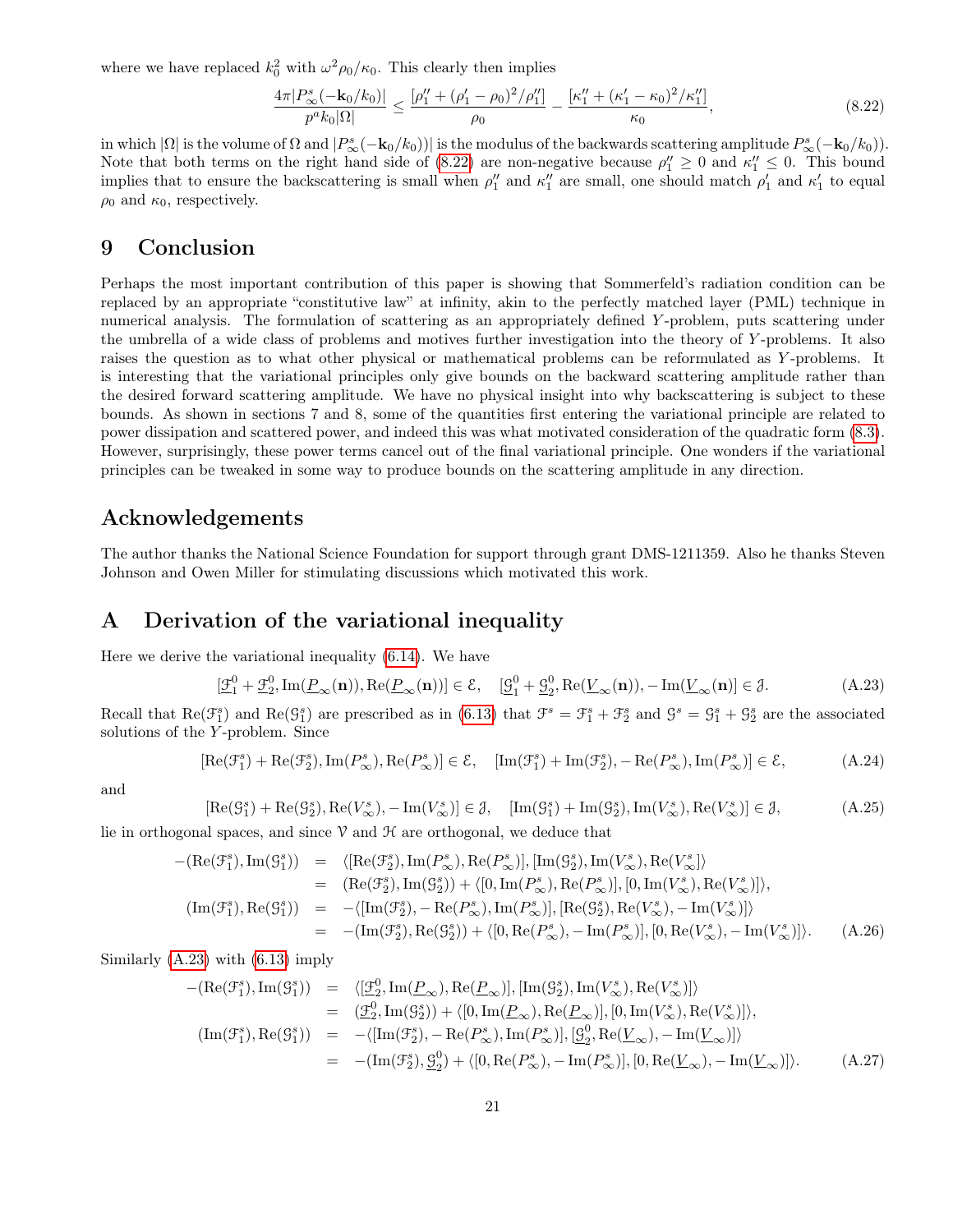where we have replaced $k_0^2$ with $\omega^2\rho_0/\kappa_0$. This clearly then implies

$$\frac{4\pi|P_\infty^s(-\mathbf{k}_0/k_0)|}{p^a k_0|\Omega|} \leq \frac{[\rho_1''+(\rho_1'-\rho_0)^2/\rho_1'']}{\rho_0} - \frac{[\kappa_1''+(\kappa_1'-\kappa_0)^2/\kappa_1'']}{\kappa_0}, \tag{8.22}$$

in which $|\Omega|$ is the volume of $\Omega$ and $|P_\infty^s(-\mathbf{k}_0/k_0))|$ is the modulus of the backwards scattering amplitude $P_\infty^s(-\mathbf{k}_0/k_0))$. Note that both terms on the right hand side of (8.22) are non-negative because $\rho_1'' \geq 0$ and $\kappa_1'' \leq 0$. This bound implies that to ensure the backscattering is small when $\rho_1''$ and $\kappa_1''$ are small, one should match $\rho_1'$ and $\kappa_1'$ to equal $\rho_0$ and $\kappa_0$, respectively.

# 9 Conclusion

Perhaps the most important contribution of this paper is showing that Sommerfeld's radiation condition can be replaced by an appropriate "constitutive law" at infinity, akin to the perfectly matched layer (PML) technique in numerical analysis. The formulation of scattering as an appropriately defined $Y$-problem, puts scattering under the umbrella of a wide class of problems and motives further investigation into the theory of $Y$-problems. It also raises the question as to what other physical or mathematical problems can be reformulated as $Y$-problems. It is interesting that the variational principles only give bounds on the backward scattering amplitude rather than the desired forward scattering amplitude. We have no physical insight into why backscattering is subject to these bounds. As shown in sections 7 and 8, some of the quantities first entering the variational principle are related to power dissipation and scattered power, and indeed this was what motivated consideration of the quadratic form (8.3). However, surprisingly, these power terms cancel out of the final variational principle. One wonders if the variational principles can be tweaked in some way to produce bounds on the scattering amplitude in any direction.

# Acknowledgements

The author thanks the National Science Foundation for support through grant DMS-1211359. Also he thanks Steven Johnson and Owen Miller for stimulating discussions which motivated this work.

# A Derivation of the variational inequality

Here we derive the variational inequality (6.14). We have

$$[\underline{\mathcal{F}}_1^0+\underline{\mathcal{F}}_2^0, \mathrm{Im}(\underline{P}_\infty(\mathbf{n})), \mathrm{Re}(\underline{P}_\infty(\mathbf{n}))] \in \mathcal{E}, \quad [\underline{\mathcal{G}}_1^0+\underline{\mathcal{G}}_2^0, \mathrm{Re}(\underline{V}_\infty(\mathbf{n})), -\mathrm{Im}(\underline{V}_\infty(\mathbf{n})] \in \mathcal{J}. \tag{A.23}$$

Recall that $\mathrm{Re}(\mathcal{F}_1^s)$ and $\mathrm{Re}(\mathcal{G}_1^s)$ are prescribed as in (6.13) that $\mathcal{F}^s = \mathcal{F}_1^s + \mathcal{F}_2^s$ and $\mathcal{G}^s = \mathcal{G}_1^s + \mathcal{G}_2^s$ are the associated solutions of the $Y$-problem. Since

$$[\mathrm{Re}(\mathcal{F}_1^s)+\mathrm{Re}(\mathcal{F}_2^s), \mathrm{Im}(P_\infty^s), \mathrm{Re}(P_\infty^s)] \in \mathcal{E}, \quad [\mathrm{Im}(\mathcal{F}_1^s)+\mathrm{Im}(\mathcal{F}_2^s), -\mathrm{Re}(P_\infty^s), \mathrm{Im}(P_\infty^s)] \in \mathcal{E}, \tag{A.24}$$

and

$$[\mathrm{Re}(\mathcal{G}_1^s)+\mathrm{Re}(\mathcal{G}_2^s), \mathrm{Re}(V_\infty^s), -\mathrm{Im}(V_\infty^s)] \in \mathcal{J}, \quad [\mathrm{Im}(\mathcal{G}_1^s)+\mathrm{Im}(\mathcal{G}_2^s), \mathrm{Im}(V_\infty^s), \mathrm{Re}(V_\infty^s)] \in \mathcal{J}, \tag{A.25}$$

lie in orthogonal spaces, and since $\mathcal{V}$ and $\mathcal{H}$ are orthogonal, we deduce that

$$\begin{aligned}
-(\mathrm{Re}(\mathcal{F}_1^s), \mathrm{Im}(\mathcal{G}_1^s)) &= \langle[\mathrm{Re}(\mathcal{F}_2^s), \mathrm{Im}(P_\infty^s), \mathrm{Re}(P_\infty^s)], [\mathrm{Im}(\mathcal{G}_2^s), \mathrm{Im}(V_\infty^s), \mathrm{Re}(V_\infty^s]\rangle \\
&= (\mathrm{Re}(\mathcal{F}_2^s), \mathrm{Im}(\mathcal{G}_2^s)) + \langle[0, \mathrm{Im}(P_\infty^s), \mathrm{Re}(P_\infty^s)], [0, \mathrm{Im}(V_\infty^s), \mathrm{Re}(V_\infty^s)]\rangle, \\
(\mathrm{Im}(\mathcal{F}_1^s), \mathrm{Re}(\mathcal{G}_1^s)) &= -\langle[\mathrm{Im}(\mathcal{F}_2^s), -\mathrm{Re}(P_\infty^s), \mathrm{Im}(P_\infty^s)], [\mathrm{Re}(\mathcal{G}_2^s), \mathrm{Re}(V_\infty^s), -\mathrm{Im}(V_\infty^s)]\rangle \\
&= -(\mathrm{Im}(\mathcal{F}_2^s), \mathrm{Re}(\mathcal{G}_2^s)) + \langle[0, \mathrm{Re}(P_\infty^s), -\mathrm{Im}(P_\infty^s)], [0, \mathrm{Re}(V_\infty^s), -\mathrm{Im}(V_\infty^s)]\rangle.
\end{aligned} \tag{A.26}$$

Similarly (A.23) with (6.13) imply

$$\begin{aligned}
-(\mathrm{Re}(\mathcal{F}_1^s), \mathrm{Im}(\mathcal{G}_1^s)) &= \langle[\underline{\mathcal{F}}_2^0, \mathrm{Im}(\underline{P}_\infty), \mathrm{Re}(\underline{P}_\infty)], [\mathrm{Im}(\mathcal{G}_2^s), \mathrm{Im}(V_\infty^s), \mathrm{Re}(V_\infty^s)]\rangle \\
&= (\underline{\mathcal{F}}_2^0, \mathrm{Im}(\mathcal{G}_2^s)) + \langle[0, \mathrm{Im}(\underline{P}_\infty), \mathrm{Re}(\underline{P}_\infty)], [0, \mathrm{Im}(V_\infty^s), \mathrm{Re}(V_\infty^s)]\rangle, \\
(\mathrm{Im}(\mathcal{F}_1^s), \mathrm{Re}(\mathcal{G}_1^s)) &= -\langle[\mathrm{Im}(\mathcal{F}_2^s), -\mathrm{Re}(P_\infty^s), \mathrm{Im}(P_\infty^s)], [\underline{\mathcal{G}}_2^0, \mathrm{Re}(\underline{V}_\infty), -\mathrm{Im}(\underline{V}_\infty)]\rangle \\
&= -(\mathrm{Im}(\mathcal{F}_2^s), \underline{\mathcal{G}}_2^0) + \langle[0, \mathrm{Re}(P_\infty^s), -\mathrm{Im}(P_\infty^s)], [0, \mathrm{Re}(\underline{V}_\infty), -\mathrm{Im}(\underline{V}_\infty)]\rangle.
\end{aligned} \tag{A.27}$$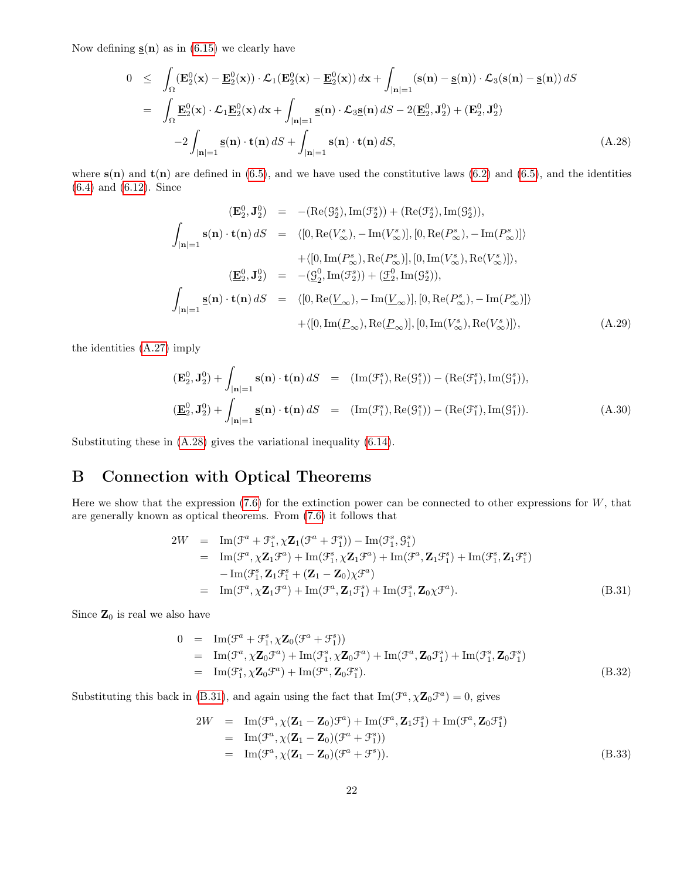Now defining $\underline{\mathbf{s}}(\mathbf{n})$ as in (6.15) we clearly have

$$
\begin{aligned}
0 \quad &\leq \quad \int_\Omega (\mathbf{E}_2^0(\mathbf{x}) - \underline{\mathbf{E}}_2^0(\mathbf{x})) \cdot \mathcal{L}_1(\mathbf{E}_2^0(\mathbf{x}) - \underline{\mathbf{E}}_2^0(\mathbf{x}))\, d\mathbf{x} + \int_{|\mathbf{n}|=1} (\mathbf{s}(\mathbf{n}) - \underline{\mathbf{s}}(\mathbf{n})) \cdot \mathcal{L}_3(\mathbf{s}(\mathbf{n}) - \underline{\mathbf{s}}(\mathbf{n}))\, dS \\
&= \quad \int_\Omega \underline{\mathbf{E}}_2^0(\mathbf{x}) \cdot \mathcal{L}_1 \underline{\mathbf{E}}_2^0(\mathbf{x})\, d\mathbf{x} + \int_{|\mathbf{n}|=1} \underline{\mathbf{s}}(\mathbf{n}) \cdot \mathcal{L}_3 \underline{\mathbf{s}}(\mathbf{n})\, dS - 2(\underline{\mathbf{E}}_2^0, \mathbf{J}_2^0) + (\mathbf{E}_2^0, \mathbf{J}_2^0) \\
&\quad\quad -2\int_{|\mathbf{n}|=1} \underline{\mathbf{s}}(\mathbf{n}) \cdot \mathbf{t}(\mathbf{n})\, dS + \int_{|\mathbf{n}|=1} \mathbf{s}(\mathbf{n}) \cdot \mathbf{t}(\mathbf{n})\, dS,
\end{aligned}
\tag{A.28}
$$

where $\mathbf{s}(\mathbf{n})$ and $\mathbf{t}(\mathbf{n})$ are defined in (6.5), and we have used the constitutive laws (6.2) and (6.5), and the identities (6.4) and (6.12). Since

$$
\begin{aligned}
(\mathbf{E}_2^0, \mathbf{J}_2^0) &= -(\mathrm{Re}(\mathcal{G}_2^s), \mathrm{Im}(\mathcal{F}_2^s)) + (\mathrm{Re}(\mathcal{F}_2^s), \mathrm{Im}(\mathcal{G}_2^s)), \\
\int_{|\mathbf{n}|=1} \mathbf{s}(\mathbf{n}) \cdot \mathbf{t}(\mathbf{n})\, dS &= \langle [0, \mathrm{Re}(V_\infty^s), -\mathrm{Im}(V_\infty^s)], [0, \mathrm{Re}(P_\infty^s), -\mathrm{Im}(P_\infty^s)] \rangle \\
&\quad + \langle [0, \mathrm{Im}(P_\infty^s), \mathrm{Re}(P_\infty^s)], [0, \mathrm{Im}(V_\infty^s), \mathrm{Re}(V_\infty^s)] \rangle, \\
(\underline{\mathbf{E}}_2^0, \mathbf{J}_2^0) &= -(\underline{\mathcal{G}}_2^0, \mathrm{Im}(\mathcal{F}_2^s)) + (\underline{\mathcal{F}}_2^0, \mathrm{Im}(\mathcal{G}_2^s)), \\
\int_{|\mathbf{n}|=1} \underline{\mathbf{s}}(\mathbf{n}) \cdot \mathbf{t}(\mathbf{n})\, dS &= \langle [0, \mathrm{Re}(\underline{V}_\infty), -\mathrm{Im}(\underline{V}_\infty)], [0, \mathrm{Re}(P_\infty^s), -\mathrm{Im}(P_\infty^s)] \rangle \\
&\quad + \langle [0, \mathrm{Im}(\underline{P}_\infty), \mathrm{Re}(\underline{P}_\infty)], [0, \mathrm{Im}(V_\infty^s), \mathrm{Re}(V_\infty^s)] \rangle,
\end{aligned}
\tag{A.29}
$$

the identities (A.27) imply

$$
\begin{aligned}
(\mathbf{E}_2^0, \mathbf{J}_2^0) + \int_{|\mathbf{n}|=1} \mathbf{s}(\mathbf{n}) \cdot \mathbf{t}(\mathbf{n})\, dS &= (\mathrm{Im}(\mathcal{F}_1^s), \mathrm{Re}(\mathcal{G}_1^s)) - (\mathrm{Re}(\mathcal{F}_1^s), \mathrm{Im}(\mathcal{G}_1^s)), \\
(\underline{\mathbf{E}}_2^0, \mathbf{J}_2^0) + \int_{|\mathbf{n}|=1} \underline{\mathbf{s}}(\mathbf{n}) \cdot \mathbf{t}(\mathbf{n})\, dS &= (\mathrm{Im}(\mathcal{F}_1^s), \mathrm{Re}(\mathcal{G}_1^s)) - (\mathrm{Re}(\mathcal{F}_1^s), \mathrm{Im}(\mathcal{G}_1^s)).
\end{aligned}
\tag{A.30}
$$

Substituting these in (A.28) gives the variational inequality (6.14).

# B Connection with Optical Theorems

Here we show that the expression (7.6) for the extinction power can be connected to other expressions for $W$, that are generally known as optical theorems. From (7.6) it follows that

$$
\begin{aligned}
2W &= \mathrm{Im}(\mathcal{F}^a + \mathcal{F}_1^s, \chi \mathbf{Z}_1(\mathcal{F}^a + \mathcal{F}_1^s)) - \mathrm{Im}(\mathcal{F}_1^s, \mathcal{G}_1^s) \\
&= \mathrm{Im}(\mathcal{F}^a, \chi \mathbf{Z}_1 \mathcal{F}^a) + \mathrm{Im}(\mathcal{F}_1^s, \chi \mathbf{Z}_1 \mathcal{F}^a) + \mathrm{Im}(\mathcal{F}^a, \mathbf{Z}_1 \mathcal{F}_1^s) + \mathrm{Im}(\mathcal{F}_1^s, \mathbf{Z}_1 \mathcal{F}_1^s) \\
&\quad - \mathrm{Im}(\mathcal{F}_1^s, \mathbf{Z}_1 \mathcal{F}_1^s + (\mathbf{Z}_1 - \mathbf{Z}_0)\chi \mathcal{F}^a) \\
&= \mathrm{Im}(\mathcal{F}^a, \chi \mathbf{Z}_1 \mathcal{F}^a) + \mathrm{Im}(\mathcal{F}^a, \mathbf{Z}_1 \mathcal{F}_1^s) + \mathrm{Im}(\mathcal{F}_1^s, \mathbf{Z}_0 \chi \mathcal{F}^a).
\end{aligned}
\tag{B.31}
$$

Since $\mathbf{Z}_0$ is real we also have

$$
\begin{aligned}
0 &= \mathrm{Im}(\mathcal{F}^a + \mathcal{F}_1^s, \chi \mathbf{Z}_0(\mathcal{F}^a + \mathcal{F}_1^s)) \\
&= \mathrm{Im}(\mathcal{F}^a, \chi \mathbf{Z}_0 \mathcal{F}^a) + \mathrm{Im}(\mathcal{F}_1^s, \chi \mathbf{Z}_0 \mathcal{F}^a) + \mathrm{Im}(\mathcal{F}^a, \mathbf{Z}_0 \mathcal{F}_1^s) + \mathrm{Im}(\mathcal{F}_1^s, \mathbf{Z}_0 \mathcal{F}_1^s) \\
&= \mathrm{Im}(\mathcal{F}_1^s, \chi \mathbf{Z}_0 \mathcal{F}^a) + \mathrm{Im}(\mathcal{F}^a, \mathbf{Z}_0 \mathcal{F}_1^s).
\end{aligned}
\tag{B.32}
$$

Substituting this back in (B.31), and again using the fact that $\mathrm{Im}(\mathcal{F}^a, \chi \mathbf{Z}_0 \mathcal{F}^a) = 0$, gives

$$
\begin{aligned}
2W &= \mathrm{Im}(\mathcal{F}^a, \chi(\mathbf{Z}_1 - \mathbf{Z}_0)\mathcal{F}^a) + \mathrm{Im}(\mathcal{F}^a, \mathbf{Z}_1 \mathcal{F}_1^s) + \mathrm{Im}(\mathcal{F}^a, \mathbf{Z}_0 \mathcal{F}_1^s) \\
&= \mathrm{Im}(\mathcal{F}^a, \chi(\mathbf{Z}_1 - \mathbf{Z}_0)(\mathcal{F}^a + \mathcal{F}_1^s)) \\
&= \mathrm{Im}(\mathcal{F}^a, \chi(\mathbf{Z}_1 - \mathbf{Z}_0)(\mathcal{F}^a + \mathcal{F}^s)).
\end{aligned}
\tag{B.33}
$$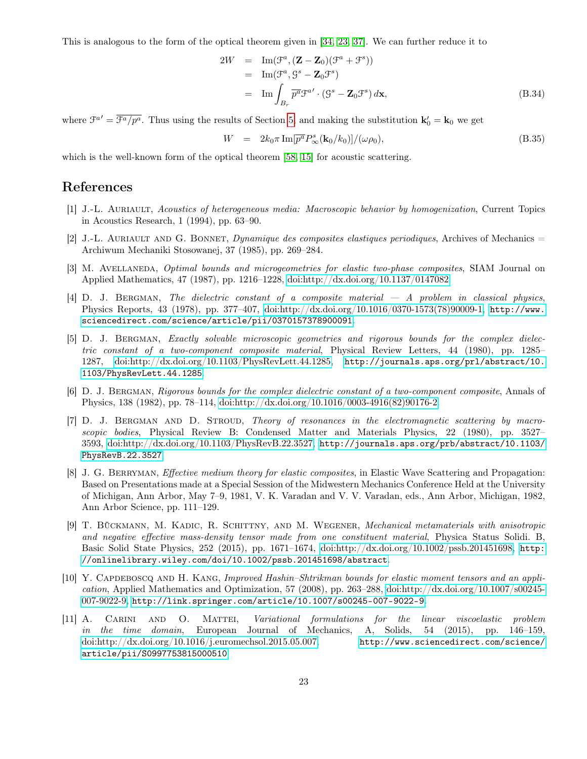This is analogous to the form of the optical theorem given in [34, 23, 37]. We can further reduce it to

$$
\begin{aligned}
2W &= \operatorname{Im}(\mathcal{F}^a, (\mathbf{Z}-\mathbf{Z}_0)(\mathcal{F}^a+\mathcal{F}^s)) \\
&= \operatorname{Im}(\mathcal{F}^a, \mathcal{G}^s - \mathbf{Z}_0\mathcal{F}^s) \\
&= \operatorname{Im}\int_{B_r} \overline{p^a}\mathcal{F}^{a\prime}\cdot(\mathcal{G}^s - \mathbf{Z}_0\mathcal{F}^s)\, d\mathbf{x},
\end{aligned}
\tag{B.34}
$$

where $\mathcal{F}^{a\prime} = \overline{\mathcal{F}^a/p^a}$. Thus using the results of Section 5, and making the substitution $\mathbf{k}_0' = \mathbf{k}_0$ we get

$$
W = 2k_0\pi \operatorname{Im}[\overline{p^a}P^s_\infty(\mathbf{k}_0/k_0)]/(\omega\rho_0),
\tag{B.35}
$$

which is the well-known form of the optical theorem [58, 15] for acoustic scattering.

## References

[1] J.-L. Auriault, *Acoustics of heterogeneous media: Macroscopic behavior by homogenization*, Current Topics in Acoustics Research, 1 (1994), pp. 63–90.

[2] J.-L. Auriault and G. Bonnet, *Dynamique des composites elastiques periodiques*, Archives of Mechanics = Archiwum Mechaniki Stosowanej, 37 (1985), pp. 269–284.

[3] M. Avellaneda, *Optimal bounds and microgeometries for elastic two-phase composites*, SIAM Journal on Applied Mathematics, 47 (1987), pp. 1216–1228, doi:http://dx.doi.org/10.1137/0147082.

[4] D. J. Bergman, *The dielectric constant of a composite material — A problem in classical physics*, Physics Reports, 43 (1978), pp. 377–407, doi:http://dx.doi.org/10.1016/0370-1573(78)90009-1, http://www.sciencedirect.com/science/article/pii/0370157378900091.

[5] D. J. Bergman, *Exactly solvable microscopic geometries and rigorous bounds for the complex dielectric constant of a two-component composite material*, Physical Review Letters, 44 (1980), pp. 1285–1287, doi:http://dx.doi.org/10.1103/PhysRevLett.44.1285, http://journals.aps.org/prl/abstract/10.1103/PhysRevLett.44.1285.

[6] D. J. Bergman, *Rigorous bounds for the complex dielectric constant of a two-component composite*, Annals of Physics, 138 (1982), pp. 78–114, doi:http://dx.doi.org/10.1016/0003-4916(82)90176-2.

[7] D. J. Bergman and D. Stroud, *Theory of resonances in the electromagnetic scattering by macroscopic bodies*, Physical Review B: Condensed Matter and Materials Physics, 22 (1980), pp. 3527–3593, doi:http://dx.doi.org/10.1103/PhysRevB.22.3527, http://journals.aps.org/prb/abstract/10.1103/PhysRevB.22.3527.

[8] J. G. Berryman, *Effective medium theory for elastic composites*, in Elastic Wave Scattering and Propagation: Based on Presentations made at a Special Session of the Midwestern Mechanics Conference Held at the University of Michigan, Ann Arbor, May 7–9, 1981, V. K. Varadan and V. V. Varadan, eds., Ann Arbor, Michigan, 1982, Ann Arbor Science, pp. 111–129.

[9] T. Bückmann, M. Kadic, R. Schittny, and M. Wegener, *Mechanical metamaterials with anisotropic and negative effective mass-density tensor made from one constituent material*, Physica Status Solidi. B, Basic Solid State Physics, 252 (2015), pp. 1671–1674, doi:http://dx.doi.org/10.1002/pssb.201451698, http://onlinelibrary.wiley.com/doi/10.1002/pssb.201451698/abstract.

[10] Y. Capdeboscq and H. Kang, *Improved Hashin–Shtrikman bounds for elastic moment tensors and an application*, Applied Mathematics and Optimization, 57 (2008), pp. 263–288, doi:http://dx.doi.org/10.1007/s00245-007-9022-9, http://link.springer.com/article/10.1007/s00245-007-9022-9.

[11] A. Carini and O. Mattei, *Variational formulations for the linear viscoelastic problem in the time domain*, European Journal of Mechanics, A, Solids, 54 (2015), pp. 146–159, doi:http://dx.doi.org/10.1016/j.euromechsol.2015.05.007, http://www.sciencedirect.com/science/article/pii/S0997753815000510.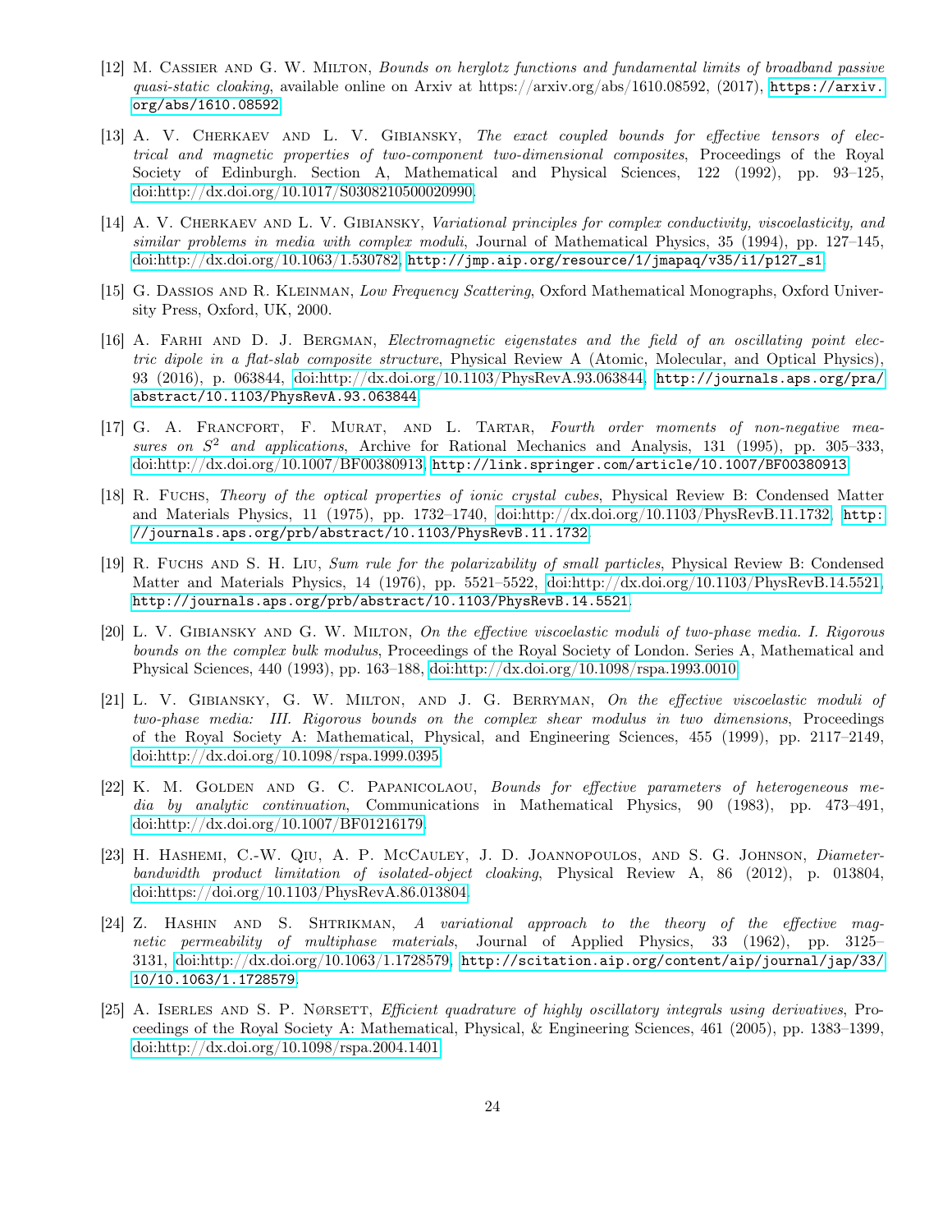[12] M. Cassier and G. W. Milton, *Bounds on herglotz functions and fundamental limits of broadband passive quasi-static cloaking*, available online on Arxiv at https://arxiv.org/abs/1610.08592, (2017), https://arxiv.org/abs/1610.08592.

[13] A. V. Cherkaev and L. V. Gibiansky, *The exact coupled bounds for effective tensors of electrical and magnetic properties of two-component two-dimensional composites*, Proceedings of the Royal Society of Edinburgh. Section A, Mathematical and Physical Sciences, 122 (1992), pp. 93–125, doi:http://dx.doi.org/10.1017/S0308210500020990.

[14] A. V. Cherkaev and L. V. Gibiansky, *Variational principles for complex conductivity, viscoelasticity, and similar problems in media with complex moduli*, Journal of Mathematical Physics, 35 (1994), pp. 127–145, doi:http://dx.doi.org/10.1063/1.530782, http://jmp.aip.org/resource/1/jmapaq/v35/i1/p127_s1.

[15] G. Dassios and R. Kleinman, *Low Frequency Scattering*, Oxford Mathematical Monographs, Oxford University Press, Oxford, UK, 2000.

[16] A. Farhi and D. J. Bergman, *Electromagnetic eigenstates and the field of an oscillating point electric dipole in a flat-slab composite structure*, Physical Review A (Atomic, Molecular, and Optical Physics), 93 (2016), p. 063844, doi:http://dx.doi.org/10.1103/PhysRevA.93.063844, http://journals.aps.org/pra/abstract/10.1103/PhysRevA.93.063844.

[17] G. A. Francfort, F. Murat, and L. Tartar, *Fourth order moments of non-negative measures on $S^2$ and applications*, Archive for Rational Mechanics and Analysis, 131 (1995), pp. 305–333, doi:http://dx.doi.org/10.1007/BF00380913, http://link.springer.com/article/10.1007/BF00380913.

[18] R. Fuchs, *Theory of the optical properties of ionic crystal cubes*, Physical Review B: Condensed Matter and Materials Physics, 11 (1975), pp. 1732–1740, doi:http://dx.doi.org/10.1103/PhysRevB.11.1732, http://journals.aps.org/prb/abstract/10.1103/PhysRevB.11.1732.

[19] R. Fuchs and S. H. Liu, *Sum rule for the polarizability of small particles*, Physical Review B: Condensed Matter and Materials Physics, 14 (1976), pp. 5521–5522, doi:http://dx.doi.org/10.1103/PhysRevB.14.5521, http://journals.aps.org/prb/abstract/10.1103/PhysRevB.14.5521.

[20] L. V. Gibiansky and G. W. Milton, *On the effective viscoelastic moduli of two-phase media. I. Rigorous bounds on the complex bulk modulus*, Proceedings of the Royal Society of London. Series A, Mathematical and Physical Sciences, 440 (1993), pp. 163–188, doi:http://dx.doi.org/10.1098/rspa.1993.0010.

[21] L. V. Gibiansky, G. W. Milton, and J. G. Berryman, *On the effective viscoelastic moduli of two-phase media: III. Rigorous bounds on the complex shear modulus in two dimensions*, Proceedings of the Royal Society A: Mathematical, Physical, and Engineering Sciences, 455 (1999), pp. 2117–2149, doi:http://dx.doi.org/10.1098/rspa.1999.0395.

[22] K. M. Golden and G. C. Papanicolaou, *Bounds for effective parameters of heterogeneous media by analytic continuation*, Communications in Mathematical Physics, 90 (1983), pp. 473–491, doi:http://dx.doi.org/10.1007/BF01216179.

[23] H. Hashemi, C.-W. Qiu, A. P. McCauley, J. D. Joannopoulos, and S. G. Johnson, *Diameter-bandwidth product limitation of isolated-object cloaking*, Physical Review A, 86 (2012), p. 013804, doi:https://doi.org/10.1103/PhysRevA.86.013804.

[24] Z. Hashin and S. Shtrikman, *A variational approach to the theory of the effective magnetic permeability of multiphase materials*, Journal of Applied Physics, 33 (1962), pp. 3125–3131, doi:http://dx.doi.org/10.1063/1.1728579, http://scitation.aip.org/content/aip/journal/jap/33/10/10.1063/1.1728579.

[25] A. Iserles and S. P. Nørsett, *Efficient quadrature of highly oscillatory integrals using derivatives*, Proceedings of the Royal Society A: Mathematical, Physical, & Engineering Sciences, 461 (2005), pp. 1383–1399, doi:http://dx.doi.org/10.1098/rspa.2004.1401.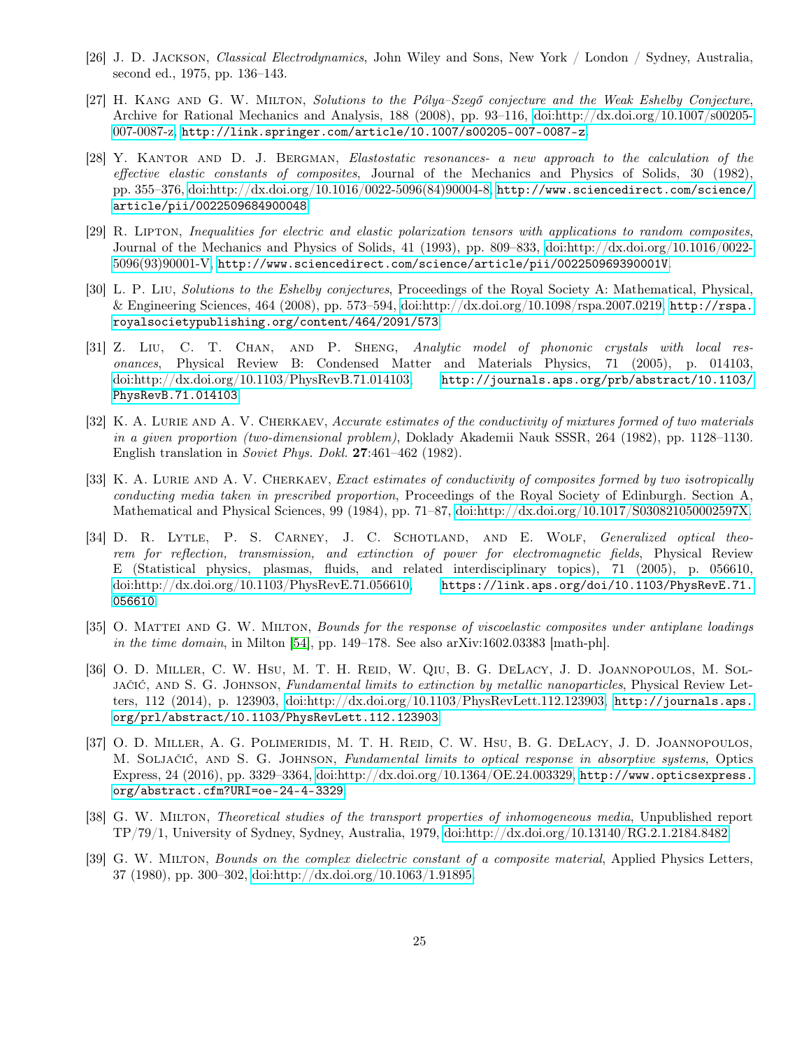[26] J. D. Jackson, *Classical Electrodynamics*, John Wiley and Sons, New York / London / Sydney, Australia, second ed., 1975, pp. 136–143.

[27] H. Kang and G. W. Milton, *Solutions to the Pólya–Szegő conjecture and the Weak Eshelby Conjecture*, Archive for Rational Mechanics and Analysis, 188 (2008), pp. 93–116, doi:http://dx.doi.org/10.1007/s00205-007-0087-z, http://link.springer.com/article/10.1007/s00205-007-0087-z.

[28] Y. Kantor and D. J. Bergman, *Elastostatic resonances- a new approach to the calculation of the effective elastic constants of composites*, Journal of the Mechanics and Physics of Solids, 30 (1982), pp. 355–376, doi:http://dx.doi.org/10.1016/0022-5096(84)90004-8, http://www.sciencedirect.com/science/article/pii/0022509684900048.

[29] R. Lipton, *Inequalities for electric and elastic polarization tensors with applications to random composites*, Journal of the Mechanics and Physics of Solids, 41 (1993), pp. 809–833, doi:http://dx.doi.org/10.1016/0022-5096(93)90001-V, http://www.sciencedirect.com/science/article/pii/002250969390001V.

[30] L. P. Liu, *Solutions to the Eshelby conjectures*, Proceedings of the Royal Society A: Mathematical, Physical, & Engineering Sciences, 464 (2008), pp. 573–594, doi:http://dx.doi.org/10.1098/rspa.2007.0219, http://rspa.royalsocietypublishing.org/content/464/2091/573.

[31] Z. Liu, C. T. Chan, and P. Sheng, *Analytic model of phononic crystals with local resonances*, Physical Review B: Condensed Matter and Materials Physics, 71 (2005), p. 014103, doi:http://dx.doi.org/10.1103/PhysRevB.71.014103, http://journals.aps.org/prb/abstract/10.1103/PhysRevB.71.014103.

[32] K. A. Lurie and A. V. Cherkaev, *Accurate estimates of the conductivity of mixtures formed of two materials in a given proportion (two-dimensional problem)*, Doklady Akademii Nauk SSSR, 264 (1982), pp. 1128–1130. English translation in *Soviet Phys. Dokl.* **27**:461–462 (1982).

[33] K. A. Lurie and A. V. Cherkaev, *Exact estimates of conductivity of composites formed by two isotropically conducting media taken in prescribed proportion*, Proceedings of the Royal Society of Edinburgh. Section A, Mathematical and Physical Sciences, 99 (1984), pp. 71–87, doi:http://dx.doi.org/10.1017/S030821050002597X.

[34] D. R. Lytle, P. S. Carney, J. C. Schotland, and E. Wolf, *Generalized optical theorem for reflection, transmission, and extinction of power for electromagnetic fields*, Physical Review E (Statistical physics, plasmas, fluids, and related interdisciplinary topics), 71 (2005), p. 056610, doi:http://dx.doi.org/10.1103/PhysRevE.71.056610, https://link.aps.org/doi/10.1103/PhysRevE.71.056610.

[35] O. Mattei and G. W. Milton, *Bounds for the response of viscoelastic composites under antiplane loadings in the time domain*, in Milton [54], pp. 149–178. See also arXiv:1602.03383 [math-ph].

[36] O. D. Miller, C. W. Hsu, M. T. H. Reid, W. Qiu, B. G. DeLacy, J. D. Joannopoulos, M. Soljačić, and S. G. Johnson, *Fundamental limits to extinction by metallic nanoparticles*, Physical Review Letters, 112 (2014), p. 123903, doi:http://dx.doi.org/10.1103/PhysRevLett.112.123903, http://journals.aps.org/prl/abstract/10.1103/PhysRevLett.112.123903.

[37] O. D. Miller, A. G. Polimeridis, M. T. H. Reid, C. W. Hsu, B. G. DeLacy, J. D. Joannopoulos, M. Soljačić, and S. G. Johnson, *Fundamental limits to optical response in absorptive systems*, Optics Express, 24 (2016), pp. 3329–3364, doi:http://dx.doi.org/10.1364/OE.24.003329, http://www.opticsexpress.org/abstract.cfm?URI=oe-24-4-3329.

[38] G. W. Milton, *Theoretical studies of the transport properties of inhomogeneous media*, Unpublished report TP/79/1, University of Sydney, Sydney, Australia, 1979, doi:http://dx.doi.org/10.13140/RG.2.1.2184.8482.

[39] G. W. Milton, *Bounds on the complex dielectric constant of a composite material*, Applied Physics Letters, 37 (1980), pp. 300–302, doi:http://dx.doi.org/10.1063/1.91895.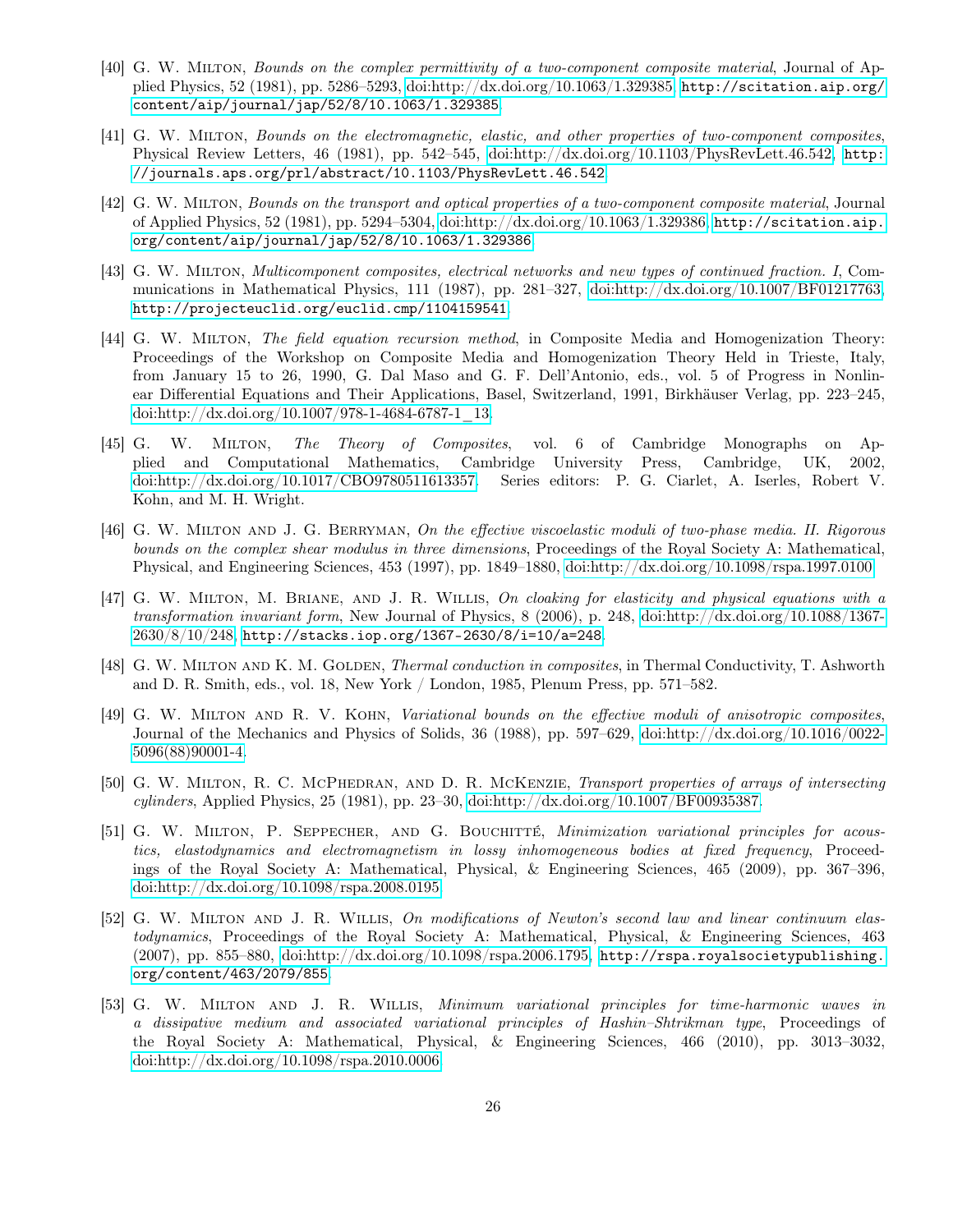[40] G. W. Milton, *Bounds on the complex permittivity of a two-component composite material*, Journal of Applied Physics, 52 (1981), pp. 5286–5293, doi:http://dx.doi.org/10.1063/1.329385, http://scitation.aip.org/content/aip/journal/jap/52/8/10.1063/1.329385.

[41] G. W. Milton, *Bounds on the electromagnetic, elastic, and other properties of two-component composites*, Physical Review Letters, 46 (1981), pp. 542–545, doi:http://dx.doi.org/10.1103/PhysRevLett.46.542, http://journals.aps.org/prl/abstract/10.1103/PhysRevLett.46.542.

[42] G. W. Milton, *Bounds on the transport and optical properties of a two-component composite material*, Journal of Applied Physics, 52 (1981), pp. 5294–5304, doi:http://dx.doi.org/10.1063/1.329386, http://scitation.aip.org/content/aip/journal/jap/52/8/10.1063/1.329386.

[43] G. W. Milton, *Multicomponent composites, electrical networks and new types of continued fraction. I*, Communications in Mathematical Physics, 111 (1987), pp. 281–327, doi:http://dx.doi.org/10.1007/BF01217763, http://projecteuclid.org/euclid.cmp/1104159541.

[44] G. W. Milton, *The field equation recursion method*, in Composite Media and Homogenization Theory: Proceedings of the Workshop on Composite Media and Homogenization Theory Held in Trieste, Italy, from January 15 to 26, 1990, G. Dal Maso and G. F. Dell'Antonio, eds., vol. 5 of Progress in Nonlinear Differential Equations and Their Applications, Basel, Switzerland, 1991, Birkhäuser Verlag, pp. 223–245, doi:http://dx.doi.org/10.1007/978-1-4684-6787-1_13.

[45] G. W. Milton, *The Theory of Composites*, vol. 6 of Cambridge Monographs on Applied and Computational Mathematics, Cambridge University Press, Cambridge, UK, 2002, doi:http://dx.doi.org/10.1017/CBO9780511613357. Series editors: P. G. Ciarlet, A. Iserles, Robert V. Kohn, and M. H. Wright.

[46] G. W. Milton and J. G. Berryman, *On the effective viscoelastic moduli of two-phase media. II. Rigorous bounds on the complex shear modulus in three dimensions*, Proceedings of the Royal Society A: Mathematical, Physical, and Engineering Sciences, 453 (1997), pp. 1849–1880, doi:http://dx.doi.org/10.1098/rspa.1997.0100.

[47] G. W. Milton, M. Briane, and J. R. Willis, *On cloaking for elasticity and physical equations with a transformation invariant form*, New Journal of Physics, 8 (2006), p. 248, doi:http://dx.doi.org/10.1088/1367-2630/8/10/248, http://stacks.iop.org/1367-2630/8/i=10/a=248.

[48] G. W. Milton and K. M. Golden, *Thermal conduction in composites*, in Thermal Conductivity, T. Ashworth and D. R. Smith, eds., vol. 18, New York / London, 1985, Plenum Press, pp. 571–582.

[49] G. W. Milton and R. V. Kohn, *Variational bounds on the effective moduli of anisotropic composites*, Journal of the Mechanics and Physics of Solids, 36 (1988), pp. 597–629, doi:http://dx.doi.org/10.1016/0022-5096(88)90001-4.

[50] G. W. Milton, R. C. McPhedran, and D. R. McKenzie, *Transport properties of arrays of intersecting cylinders*, Applied Physics, 25 (1981), pp. 23–30, doi:http://dx.doi.org/10.1007/BF00935387.

[51] G. W. Milton, P. Seppecher, and G. Bouchitté, *Minimization variational principles for acoustics, elastodynamics and electromagnetism in lossy inhomogeneous bodies at fixed frequency*, Proceedings of the Royal Society A: Mathematical, Physical, & Engineering Sciences, 465 (2009), pp. 367–396, doi:http://dx.doi.org/10.1098/rspa.2008.0195.

[52] G. W. Milton and J. R. Willis, *On modifications of Newton's second law and linear continuum elastodynamics*, Proceedings of the Royal Society A: Mathematical, Physical, & Engineering Sciences, 463 (2007), pp. 855–880, doi:http://dx.doi.org/10.1098/rspa.2006.1795, http://rspa.royalsocietypublishing.org/content/463/2079/855.

[53] G. W. Milton and J. R. Willis, *Minimum variational principles for time-harmonic waves in a dissipative medium and associated variational principles of Hashin–Shtrikman type*, Proceedings of the Royal Society A: Mathematical, Physical, & Engineering Sciences, 466 (2010), pp. 3013–3032, doi:http://dx.doi.org/10.1098/rspa.2010.0006.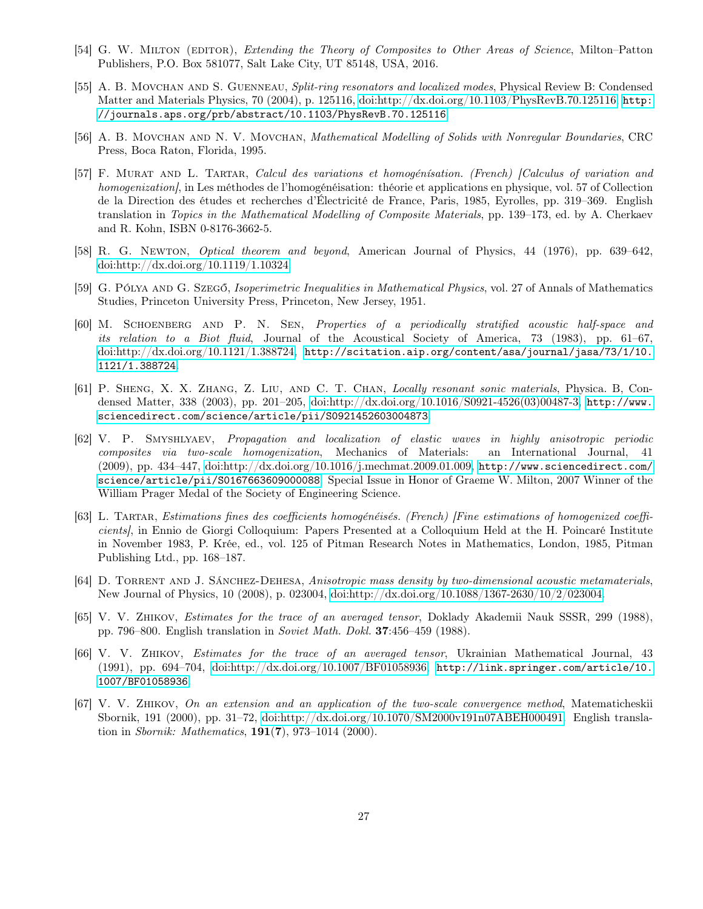[54] G. W. Milton (editor), *Extending the Theory of Composites to Other Areas of Science*, Milton–Patton Publishers, P.O. Box 581077, Salt Lake City, UT 85148, USA, 2016.

[55] A. B. Movchan and S. Guenneau, *Split-ring resonators and localized modes*, Physical Review B: Condensed Matter and Materials Physics, 70 (2004), p. 125116, doi:http://dx.doi.org/10.1103/PhysRevB.70.125116, `http://journals.aps.org/prb/abstract/10.1103/PhysRevB.70.125116`.

[56] A. B. Movchan and N. V. Movchan, *Mathematical Modelling of Solids with Nonregular Boundaries*, CRC Press, Boca Raton, Florida, 1995.

[57] F. Murat and L. Tartar, *Calcul des variations et homogénísation. (French) [Calculus of variation and homogenization]*, in Les méthodes de l'homogénéisation: théorie et applications en physique, vol. 57 of Collection de la Direction des études et recherches d'Électricité de France, Paris, 1985, Eyrolles, pp. 319–369. English translation in *Topics in the Mathematical Modelling of Composite Materials*, pp. 139–173, ed. by A. Cherkaev and R. Kohn, ISBN 0-8176-3662-5.

[58] R. G. Newton, *Optical theorem and beyond*, American Journal of Physics, 44 (1976), pp. 639–642, doi:http://dx.doi.org/10.1119/1.10324.

[59] G. Pólya and G. Szegő, *Isoperimetric Inequalities in Mathematical Physics*, vol. 27 of Annals of Mathematics Studies, Princeton University Press, Princeton, New Jersey, 1951.

[60] M. Schoenberg and P. N. Sen, *Properties of a periodically stratified acoustic half-space and its relation to a Biot fluid*, Journal of the Acoustical Society of America, 73 (1983), pp. 61–67, doi:http://dx.doi.org/10.1121/1.388724, `http://scitation.aip.org/content/asa/journal/jasa/73/1/10.1121/1.388724`.

[61] P. Sheng, X. X. Zhang, Z. Liu, and C. T. Chan, *Locally resonant sonic materials*, Physica. B, Condensed Matter, 338 (2003), pp. 201–205, doi:http://dx.doi.org/10.1016/S0921-4526(03)00487-3, `http://www.sciencedirect.com/science/article/pii/S0921452603004873`.

[62] V. P. Smyshlyaev, *Propagation and localization of elastic waves in highly anisotropic periodic composites via two-scale homogenization*, Mechanics of Materials: an International Journal, 41 (2009), pp. 434–447, doi:http://dx.doi.org/10.1016/j.mechmat.2009.01.009, `http://www.sciencedirect.com/science/article/pii/S0167663609000088`. Special Issue in Honor of Graeme W. Milton, 2007 Winner of the William Prager Medal of the Society of Engineering Science.

[63] L. Tartar, *Estimations fines des coefficients homogénéisés. (French) [Fine estimations of homogenized coefficients]*, in Ennio de Giorgi Colloquium: Papers Presented at a Colloquium Held at the H. Poincaré Institute in November 1983, P. Krée, ed., vol. 125 of Pitman Research Notes in Mathematics, London, 1985, Pitman Publishing Ltd., pp. 168–187.

[64] D. Torrent and J. Sánchez-Dehesa, *Anisotropic mass density by two-dimensional acoustic metamaterials*, New Journal of Physics, 10 (2008), p. 023004, doi:http://dx.doi.org/10.1088/1367-2630/10/2/023004.

[65] V. V. Zhikov, *Estimates for the trace of an averaged tensor*, Doklady Akademii Nauk SSSR, 299 (1988), pp. 796–800. English translation in *Soviet Math. Dokl.* **37**:456–459 (1988).

[66] V. V. Zhikov, *Estimates for the trace of an averaged tensor*, Ukrainian Mathematical Journal, 43 (1991), pp. 694–704, doi:http://dx.doi.org/10.1007/BF01058936, `http://link.springer.com/article/10.1007/BF01058936`.

[67] V. V. Zhikov, *On an extension and an application of the two-scale convergence method*, Matematicheskii Sbornik, 191 (2000), pp. 31–72, doi:http://dx.doi.org/10.1070/SM2000v191n07ABEH000491. English translation in *Sbornik: Mathematics*, **191**(**7**), 973–1014 (2000).